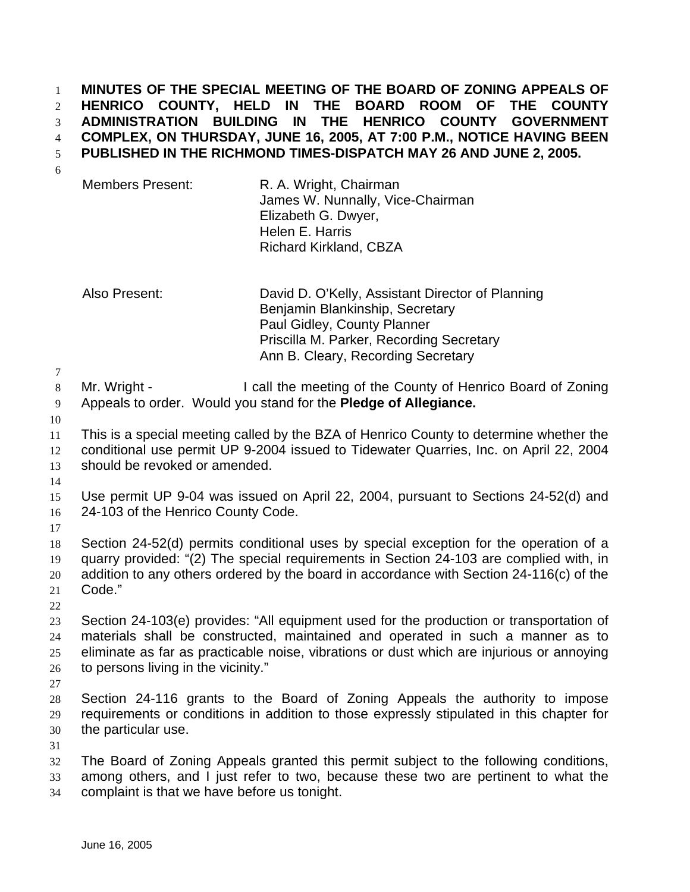**MINUTES OF THE SPECIAL MEETING OF THE BOARD OF ZONING APPEALS OF HENRICO COUNTY, HELD IN THE BOARD ROOM OF THE COUNTY ADMINISTRATION BUILDING IN THE HENRICO COUNTY GOVERNMENT COMPLEX, ON THURSDAY, JUNE 16, 2005, AT 7:00 P.M., NOTICE HAVING BEEN PUBLISHED IN THE RICHMOND TIMES-DISPATCH MAY 26 AND JUNE 2, 2005.**

| | |
|---|---|
| Members Present: | R. A. Wright, Chairman<br>James W. Nunnally, Vice-Chairman<br>Elizabeth G. Dwyer,<br>Helen E. Harris<br>Richard Kirkland, CBZA |
| Also Present: | David D. O'Kelly, Assistant Director of Planning<br>Benjamin Blankinship, Secretary<br>Paul Gidley, County Planner<br>Priscilla M. Parker, Recording Secretary<br>Ann B. Cleary, Recording Secretary |

Mr. Wright - I call the meeting of the County of Henrico Board of Zoning Appeals to order. Would you stand for the **Pledge of Allegiance.**

This is a special meeting called by the BZA of Henrico County to determine whether the conditional use permit UP 9-2004 issued to Tidewater Quarries, Inc. on April 22, 2004 should be revoked or amended.

Use permit UP 9-04 was issued on April 22, 2004, pursuant to Sections 24-52(d) and 24-103 of the Henrico County Code.

Section 24-52(d) permits conditional uses by special exception for the operation of a quarry provided: "(2) The special requirements in Section 24-103 are complied with, in addition to any others ordered by the board in accordance with Section 24-116(c) of the Code."

Section 24-103(e) provides: "All equipment used for the production or transportation of materials shall be constructed, maintained and operated in such a manner as to eliminate as far as practicable noise, vibrations or dust which are injurious or annoying to persons living in the vicinity."

Section 24-116 grants to the Board of Zoning Appeals the authority to impose requirements or conditions in addition to those expressly stipulated in this chapter for the particular use.

The Board of Zoning Appeals granted this permit subject to the following conditions, among others, and I just refer to two, because these two are pertinent to what the complaint is that we have before us tonight.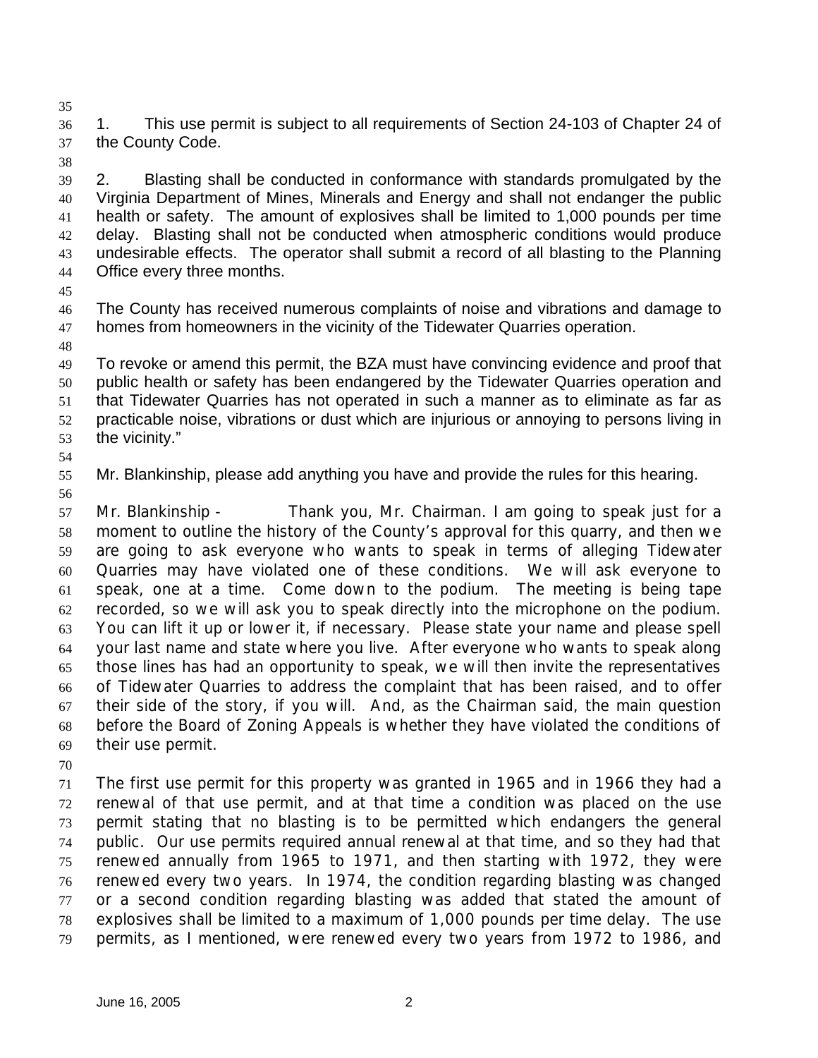1. This use permit is subject to all requirements of Section 24-103 of Chapter 24 of the County Code.

2. Blasting shall be conducted in conformance with standards promulgated by the Virginia Department of Mines, Minerals and Energy and shall not endanger the public health or safety. The amount of explosives shall be limited to 1,000 pounds per time delay. Blasting shall not be conducted when atmospheric conditions would produce undesirable effects. The operator shall submit a record of all blasting to the Planning Office every three months.

The County has received numerous complaints of noise and vibrations and damage to homes from homeowners in the vicinity of the Tidewater Quarries operation.

To revoke or amend this permit, the BZA must have convincing evidence and proof that public health or safety has been endangered by the Tidewater Quarries operation and that Tidewater Quarries has not operated in such a manner as to eliminate as far as practicable noise, vibrations or dust which are injurious or annoying to persons living in the vicinity."

Mr. Blankinship, please add anything you have and provide the rules for this hearing.

Mr. Blankinship - Thank you, Mr. Chairman. I am going to speak just for a moment to outline the history of the County's approval for this quarry, and then we are going to ask everyone who wants to speak in terms of alleging Tidewater Quarries may have violated one of these conditions. We will ask everyone to speak, one at a time. Come down to the podium. The meeting is being tape recorded, so we will ask you to speak directly into the microphone on the podium. You can lift it up or lower it, if necessary. Please state your name and please spell your last name and state where you live. After everyone who wants to speak along those lines has had an opportunity to speak, we will then invite the representatives of Tidewater Quarries to address the complaint that has been raised, and to offer their side of the story, if you will. And, as the Chairman said, the main question before the Board of Zoning Appeals is whether they have violated the conditions of their use permit.

The first use permit for this property was granted in 1965 and in 1966 they had a renewal of that use permit, and at that time a condition was placed on the use permit stating that no blasting is to be permitted which endangers the general public. Our use permits required annual renewal at that time, and so they had that renewed annually from 1965 to 1971, and then starting with 1972, they were renewed every two years. In 1974, the condition regarding blasting was changed or a second condition regarding blasting was added that stated the amount of explosives shall be limited to a maximum of 1,000 pounds per time delay. The use permits, as I mentioned, were renewed every two years from 1972 to 1986, and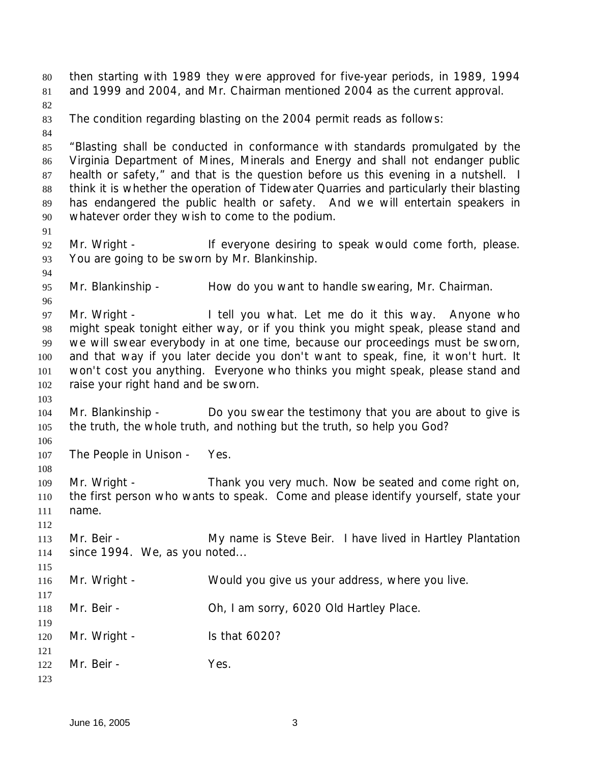then starting with 1989 they were approved for five-year periods, in 1989, 1994 and 1999 and 2004, and Mr. Chairman mentioned 2004 as the current approval.

The condition regarding blasting on the 2004 permit reads as follows:

"Blasting shall be conducted in conformance with standards promulgated by the Virginia Department of Mines, Minerals and Energy and shall not endanger public health or safety," and that is the question before us this evening in a nutshell. I think it is whether the operation of Tidewater Quarries and particularly their blasting has endangered the public health or safety. And we will entertain speakers in whatever order they wish to come to the podium.

Mr. Wright - If everyone desiring to speak would come forth, please. You are going to be sworn by Mr. Blankinship.

Mr. Blankinship - How do you want to handle swearing, Mr. Chairman.

Mr. Wright - I tell you what. Let me do it this way. Anyone who might speak tonight either way, or if you think you might speak, please stand and we will swear everybody in at one time, because our proceedings must be sworn, and that way if you later decide you don't want to speak, fine, it won't hurt. It won't cost you anything. Everyone who thinks you might speak, please stand and raise your right hand and be sworn.

Mr. Blankinship - Do you swear the testimony that you are about to give is the truth, the whole truth, and nothing but the truth, so help you God?

The People in Unison - Yes.

Mr. Wright - Thank you very much. Now be seated and come right on, the first person who wants to speak. Come and please identify yourself, state your name.

Mr. Beir - My name is Steve Beir. I have lived in Hartley Plantation since 1994. We, as you noted...

Mr. Wright - Would you give us your address, where you live.

Mr. Beir - Oh, I am sorry, 6020 Old Hartley Place.

Mr. Wright - Is that 6020?

Mr. Beir - Yes.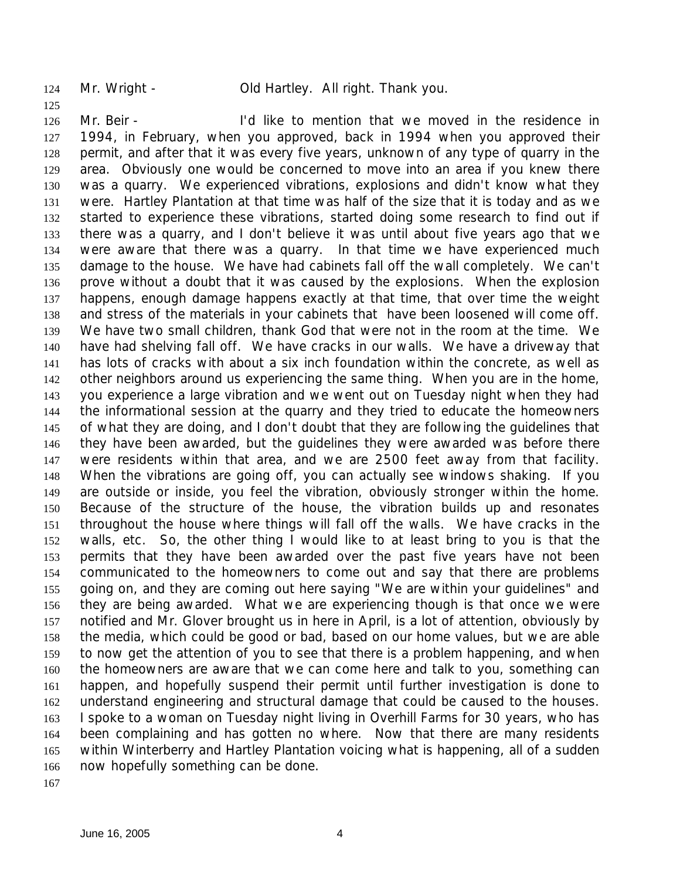Mr. Wright - Old Hartley. All right. Thank you.

Mr. Beir - I'd like to mention that we moved in the residence in 1994, in February, when you approved, back in 1994 when you approved their permit, and after that it was every five years, unknown of any type of quarry in the area. Obviously one would be concerned to move into an area if you knew there was a quarry. We experienced vibrations, explosions and didn't know what they were. Hartley Plantation at that time was half of the size that it is today and as we started to experience these vibrations, started doing some research to find out if there was a quarry, and I don't believe it was until about five years ago that we were aware that there was a quarry. In that time we have experienced much damage to the house. We have had cabinets fall off the wall completely. We can't prove without a doubt that it was caused by the explosions. When the explosion happens, enough damage happens exactly at that time, that over time the weight and stress of the materials in your cabinets that have been loosened will come off. We have two small children, thank God that were not in the room at the time. We have had shelving fall off. We have cracks in our walls. We have a driveway that has lots of cracks with about a six inch foundation within the concrete, as well as other neighbors around us experiencing the same thing. When you are in the home, you experience a large vibration and we went out on Tuesday night when they had the informational session at the quarry and they tried to educate the homeowners of what they are doing, and I don't doubt that they are following the guidelines that they have been awarded, but the guidelines they were awarded was before there were residents within that area, and we are 2500 feet away from that facility. When the vibrations are going off, you can actually see windows shaking. If you are outside or inside, you feel the vibration, obviously stronger within the home. Because of the structure of the house, the vibration builds up and resonates throughout the house where things will fall off the walls. We have cracks in the walls, etc. So, the other thing I would like to at least bring to you is that the permits that they have been awarded over the past five years have not been communicated to the homeowners to come out and say that there are problems going on, and they are coming out here saying "We are within your guidelines" and they are being awarded. What we are experiencing though is that once we were notified and Mr. Glover brought us in here in April, is a lot of attention, obviously by the media, which could be good or bad, based on our home values, but we are able to now get the attention of you to see that there is a problem happening, and when the homeowners are aware that we can come here and talk to you, something can happen, and hopefully suspend their permit until further investigation is done to understand engineering and structural damage that could be caused to the houses. I spoke to a woman on Tuesday night living in Overhill Farms for 30 years, who has been complaining and has gotten no where. Now that there are many residents within Winterberry and Hartley Plantation voicing what is happening, all of a sudden now hopefully something can be done.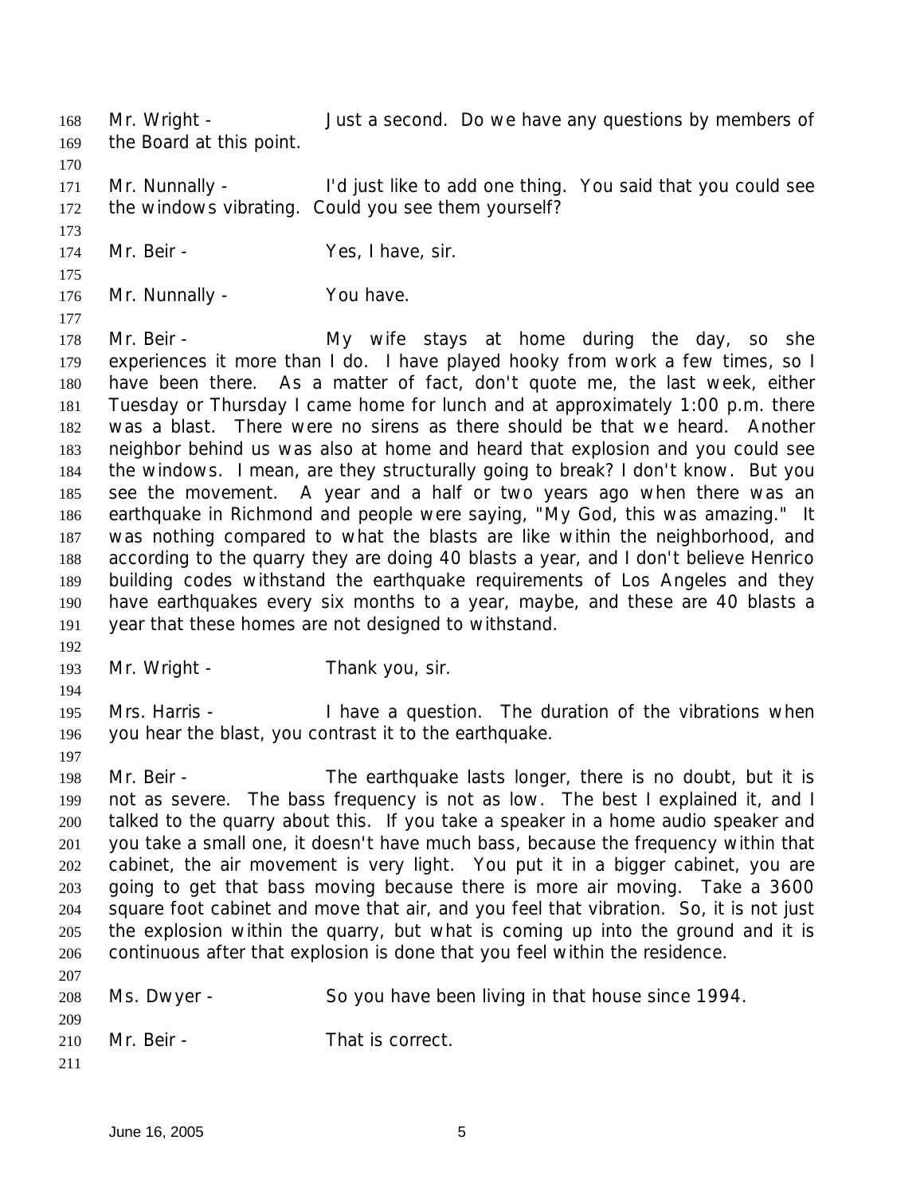Mr. Wright - Just a second. Do we have any questions by members of the Board at this point.

Mr. Nunnally - I'd just like to add one thing. You said that you could see the windows vibrating. Could you see them yourself?

Mr. Beir - Yes, I have, sir.

Mr. Nunnally - You have.

Mr. Beir - My wife stays at home during the day, so she experiences it more than I do. I have played hooky from work a few times, so I have been there. As a matter of fact, don't quote me, the last week, either Tuesday or Thursday I came home for lunch and at approximately 1:00 p.m. there was a blast. There were no sirens as there should be that we heard. Another neighbor behind us was also at home and heard that explosion and you could see the windows. I mean, are they structurally going to break? I don't know. But you see the movement. A year and a half or two years ago when there was an earthquake in Richmond and people were saying, "My God, this was amazing." It was nothing compared to what the blasts are like within the neighborhood, and according to the quarry they are doing 40 blasts a year, and I don't believe Henrico building codes withstand the earthquake requirements of Los Angeles and they have earthquakes every six months to a year, maybe, and these are 40 blasts a year that these homes are not designed to withstand.

Mr. Wright - Thank you, sir.

Mrs. Harris - I have a question. The duration of the vibrations when you hear the blast, you contrast it to the earthquake.

Mr. Beir - The earthquake lasts longer, there is no doubt, but it is not as severe. The bass frequency is not as low. The best I explained it, and I talked to the quarry about this. If you take a speaker in a home audio speaker and you take a small one, it doesn't have much bass, because the frequency within that cabinet, the air movement is very light. You put it in a bigger cabinet, you are going to get that bass moving because there is more air moving. Take a 3600 square foot cabinet and move that air, and you feel that vibration. So, it is not just the explosion within the quarry, but what is coming up into the ground and it is continuous after that explosion is done that you feel within the residence.

Ms. Dwyer - So you have been living in that house since 1994.

Mr. Beir - That is correct.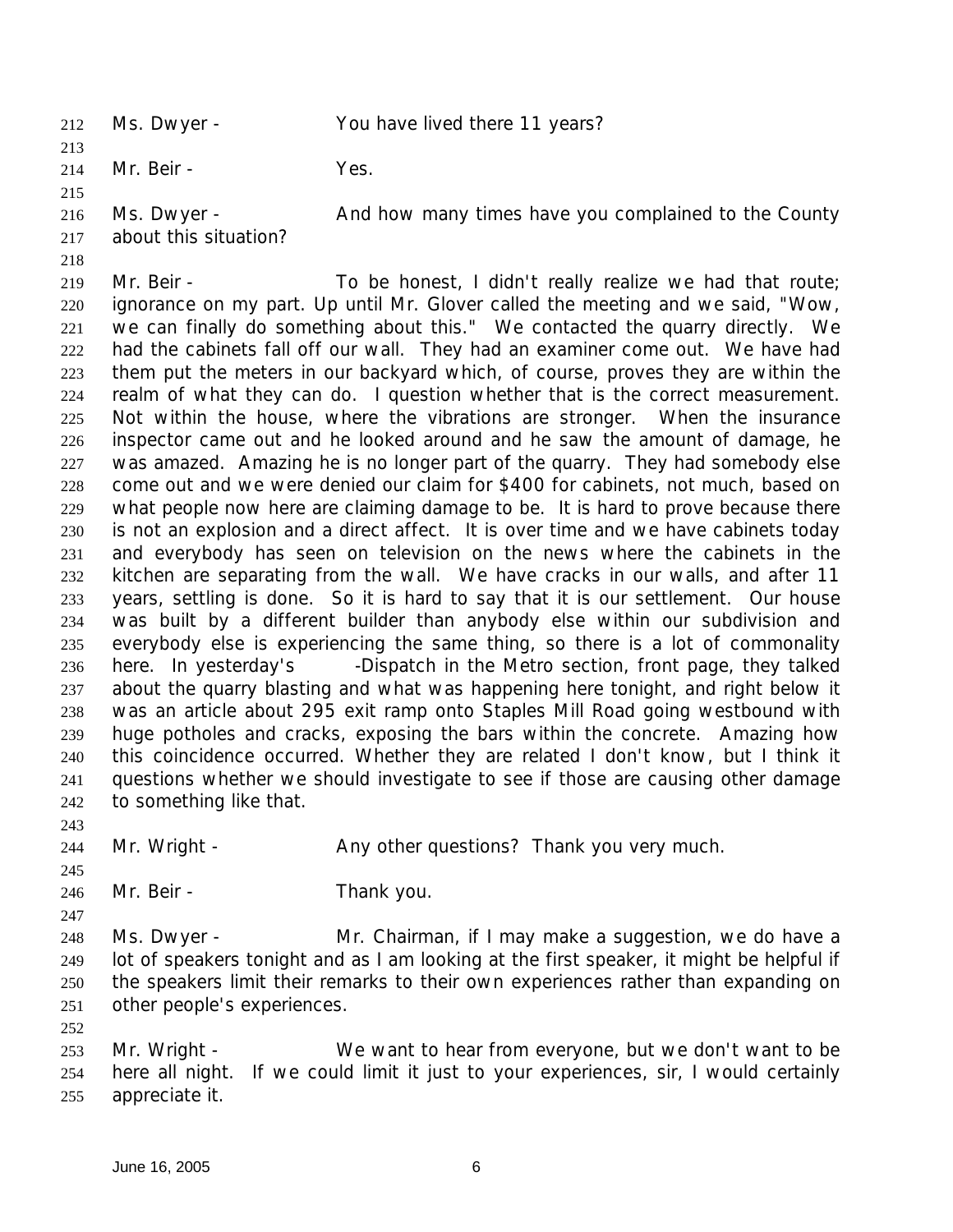Ms. Dwyer - You have lived there 11 years?

Mr. Beir - Yes.

Ms. Dwyer - And how many times have you complained to the County about this situation?

Mr. Beir - To be honest, I didn't really realize we had that route; ignorance on my part. Up until Mr. Glover called the meeting and we said, "Wow, we can finally do something about this." We contacted the quarry directly. We had the cabinets fall off our wall. They had an examiner come out. We have had them put the meters in our backyard which, of course, proves they are within the realm of what they can do. I question whether that is the correct measurement. Not within the house, where the vibrations are stronger. When the insurance inspector came out and he looked around and he saw the amount of damage, he was amazed. Amazing he is no longer part of the quarry. They had somebody else come out and we were denied our claim for $400 for cabinets, not much, based on what people now here are claiming damage to be. It is hard to prove because there is not an explosion and a direct affect. It is over time and we have cabinets today and everybody has seen on television on the news where the cabinets in the kitchen are separating from the wall. We have cracks in our walls, and after 11 years, settling is done. So it is hard to say that it is our settlement. Our house was built by a different builder than anybody else within our subdivision and everybody else is experiencing the same thing, so there is a lot of commonality here. In yesterday's -Dispatch in the Metro section, front page, they talked about the quarry blasting and what was happening here tonight, and right below it was an article about 295 exit ramp onto Staples Mill Road going westbound with huge potholes and cracks, exposing the bars within the concrete. Amazing how this coincidence occurred. Whether they are related I don't know, but I think it questions whether we should investigate to see if those are causing other damage to something like that.

Mr. Wright - Any other questions? Thank you very much.

Mr. Beir - Thank you.

Ms. Dwyer - Mr. Chairman, if I may make a suggestion, we do have a lot of speakers tonight and as I am looking at the first speaker, it might be helpful if the speakers limit their remarks to their own experiences rather than expanding on other people's experiences.

Mr. Wright - We want to hear from everyone, but we don't want to be here all night. If we could limit it just to your experiences, sir, I would certainly appreciate it.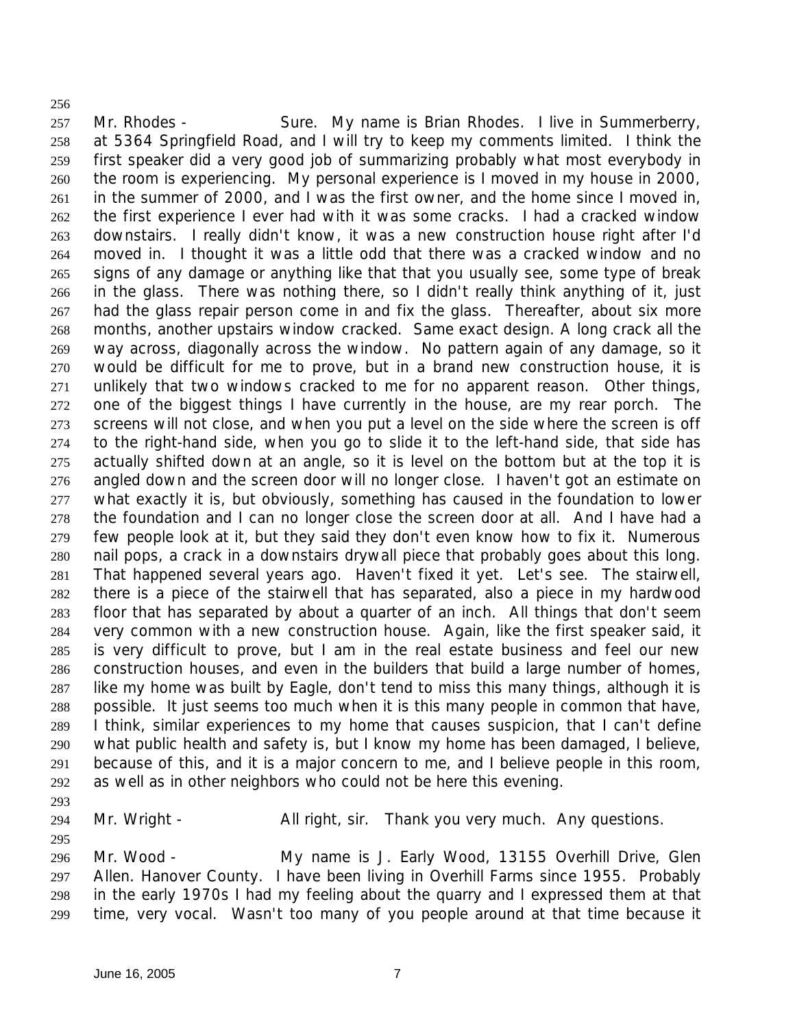Mr. Rhodes - Sure. My name is Brian Rhodes. I live in Summerberry, at 5364 Springfield Road, and I will try to keep my comments limited. I think the first speaker did a very good job of summarizing probably what most everybody in the room is experiencing. My personal experience is I moved in my house in 2000, in the summer of 2000, and I was the first owner, and the home since I moved in, the first experience I ever had with it was some cracks. I had a cracked window downstairs. I really didn't know, it was a new construction house right after I'd moved in. I thought it was a little odd that there was a cracked window and no signs of any damage or anything like that that you usually see, some type of break in the glass. There was nothing there, so I didn't really think anything of it, just had the glass repair person come in and fix the glass. Thereafter, about six more months, another upstairs window cracked. Same exact design. A long crack all the way across, diagonally across the window. No pattern again of any damage, so it would be difficult for me to prove, but in a brand new construction house, it is unlikely that two windows cracked to me for no apparent reason. Other things, one of the biggest things I have currently in the house, are my rear porch. The screens will not close, and when you put a level on the side where the screen is off to the right-hand side, when you go to slide it to the left-hand side, that side has actually shifted down at an angle, so it is level on the bottom but at the top it is angled down and the screen door will no longer close. I haven't got an estimate on what exactly it is, but obviously, something has caused in the foundation to lower the foundation and I can no longer close the screen door at all. And I have had a few people look at it, but they said they don't even know how to fix it. Numerous nail pops, a crack in a downstairs drywall piece that probably goes about this long. That happened several years ago. Haven't fixed it yet. Let's see. The stairwell, there is a piece of the stairwell that has separated, also a piece in my hardwood floor that has separated by about a quarter of an inch. All things that don't seem very common with a new construction house. Again, like the first speaker said, it is very difficult to prove, but I am in the real estate business and feel our new construction houses, and even in the builders that build a large number of homes, like my home was built by Eagle, don't tend to miss this many things, although it is possible. It just seems too much when it is this many people in common that have, I think, similar experiences to my home that causes suspicion, that I can't define what public health and safety is, but I know my home has been damaged, I believe, because of this, and it is a major concern to me, and I believe people in this room, as well as in other neighbors who could not be here this evening.

Mr. Wright - All right, sir. Thank you very much. Any questions.

Mr. Wood - My name is J. Early Wood, 13155 Overhill Drive, Glen Allen. Hanover County. I have been living in Overhill Farms since 1955. Probably in the early 1970s I had my feeling about the quarry and I expressed them at that time, very vocal. Wasn't too many of you people around at that time because it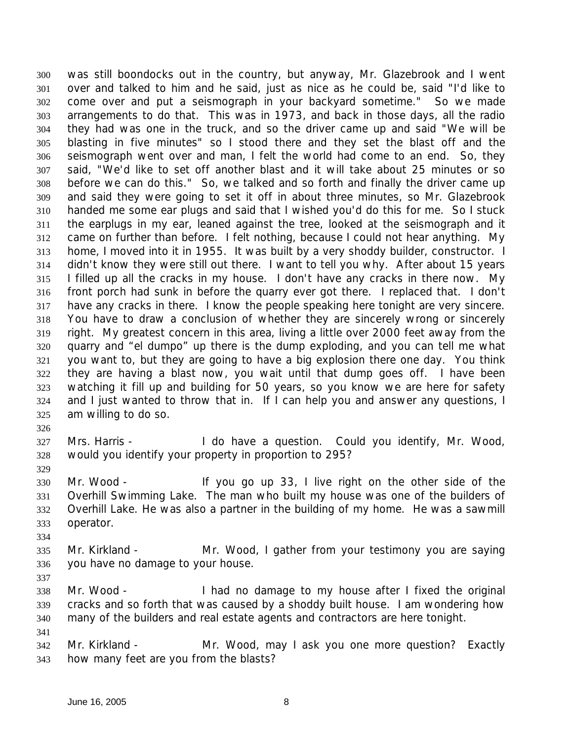was still boondocks out in the country, but anyway, Mr. Glazebrook and I went over and talked to him and he said, just as nice as he could be, said "I'd like to come over and put a seismograph in your backyard sometime." So we made arrangements to do that. This was in 1973, and back in those days, all the radio they had was one in the truck, and so the driver came up and said "We will be blasting in five minutes" so I stood there and they set the blast off and the seismograph went over and man, I felt the world had come to an end. So, they said, "We'd like to set off another blast and it will take about 25 minutes or so before we can do this." So, we talked and so forth and finally the driver came up and said they were going to set it off in about three minutes, so Mr. Glazebrook handed me some ear plugs and said that I wished you'd do this for me. So I stuck the earplugs in my ear, leaned against the tree, looked at the seismograph and it came on further than before. I felt nothing, because I could not hear anything. My home, I moved into it in 1955. It was built by a very shoddy builder, constructor. I didn't know they were still out there. I want to tell you why. After about 15 years I filled up all the cracks in my house. I don't have any cracks in there now. My front porch had sunk in before the quarry ever got there. I replaced that. I don't have any cracks in there. I know the people speaking here tonight are very sincere. You have to draw a conclusion of whether they are sincerely wrong or sincerely right. My greatest concern in this area, living a little over 2000 feet away from the quarry and "el dumpo" up there is the dump exploding, and you can tell me what you want to, but they are going to have a big explosion there one day. You think they are having a blast now, you wait until that dump goes off. I have been watching it fill up and building for 50 years, so you know we are here for safety and I just wanted to throw that in. If I can help you and answer any questions, I am willing to do so.

Mrs. Harris - I do have a question. Could you identify, Mr. Wood, would you identify your property in proportion to 295?

Mr. Wood - If you go up 33, I live right on the other side of the Overhill Swimming Lake. The man who built my house was one of the builders of Overhill Lake. He was also a partner in the building of my home. He was a sawmill operator.

Mr. Kirkland - Mr. Wood, I gather from your testimony you are saying you have no damage to your house.

Mr. Wood - I had no damage to my house after I fixed the original cracks and so forth that was caused by a shoddy built house. I am wondering how many of the builders and real estate agents and contractors are here tonight.

Mr. Kirkland - Mr. Wood, may I ask you one more question? Exactly how many feet are you from the blasts?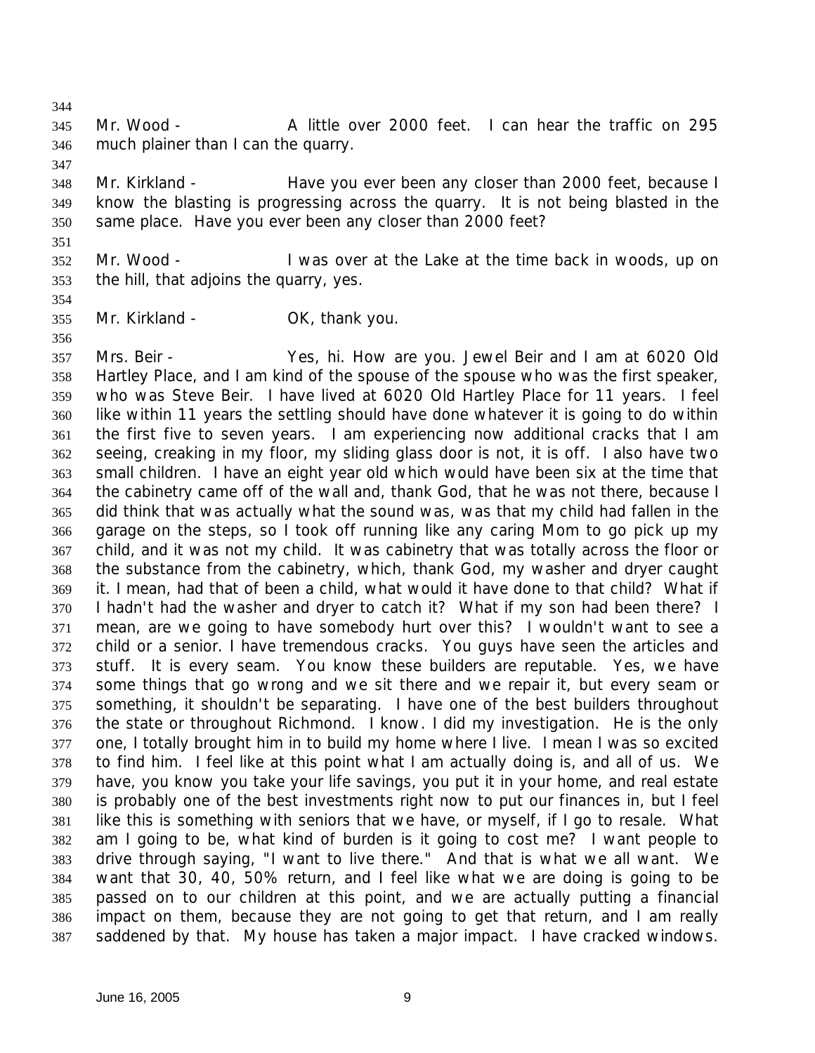Mr. Wood - A little over 2000 feet. I can hear the traffic on 295 much plainer than I can the quarry.

Mr. Kirkland - Have you ever been any closer than 2000 feet, because I know the blasting is progressing across the quarry. It is not being blasted in the same place. Have you ever been any closer than 2000 feet?

Mr. Wood - I was over at the Lake at the time back in woods, up on the hill, that adjoins the quarry, yes.

Mr. Kirkland - OK, thank you.

Mrs. Beir - Yes, hi. How are you. Jewel Beir and I am at 6020 Old Hartley Place, and I am kind of the spouse of the spouse who was the first speaker, who was Steve Beir. I have lived at 6020 Old Hartley Place for 11 years. I feel like within 11 years the settling should have done whatever it is going to do within the first five to seven years. I am experiencing now additional cracks that I am seeing, creaking in my floor, my sliding glass door is not, it is off. I also have two small children. I have an eight year old which would have been six at the time that the cabinetry came off of the wall and, thank God, that he was not there, because I did think that was actually what the sound was, was that my child had fallen in the garage on the steps, so I took off running like any caring Mom to go pick up my child, and it was not my child. It was cabinetry that was totally across the floor or the substance from the cabinetry, which, thank God, my washer and dryer caught it. I mean, had that of been a child, what would it have done to that child? What if I hadn't had the washer and dryer to catch it? What if my son had been there? I mean, are we going to have somebody hurt over this? I wouldn't want to see a child or a senior. I have tremendous cracks. You guys have seen the articles and stuff. It is every seam. You know these builders are reputable. Yes, we have some things that go wrong and we sit there and we repair it, but every seam or something, it shouldn't be separating. I have one of the best builders throughout the state or throughout Richmond. I know. I did my investigation. He is the only one, I totally brought him in to build my home where I live. I mean I was so excited to find him. I feel like at this point what I am actually doing is, and all of us. We have, you know you take your life savings, you put it in your home, and real estate is probably one of the best investments right now to put our finances in, but I feel like this is something with seniors that we have, or myself, if I go to resale. What am I going to be, what kind of burden is it going to cost me? I want people to drive through saying, "I want to live there." And that is what we all want. We want that 30, 40, 50% return, and I feel like what we are doing is going to be passed on to our children at this point, and we are actually putting a financial impact on them, because they are not going to get that return, and I am really saddened by that. My house has taken a major impact. I have cracked windows.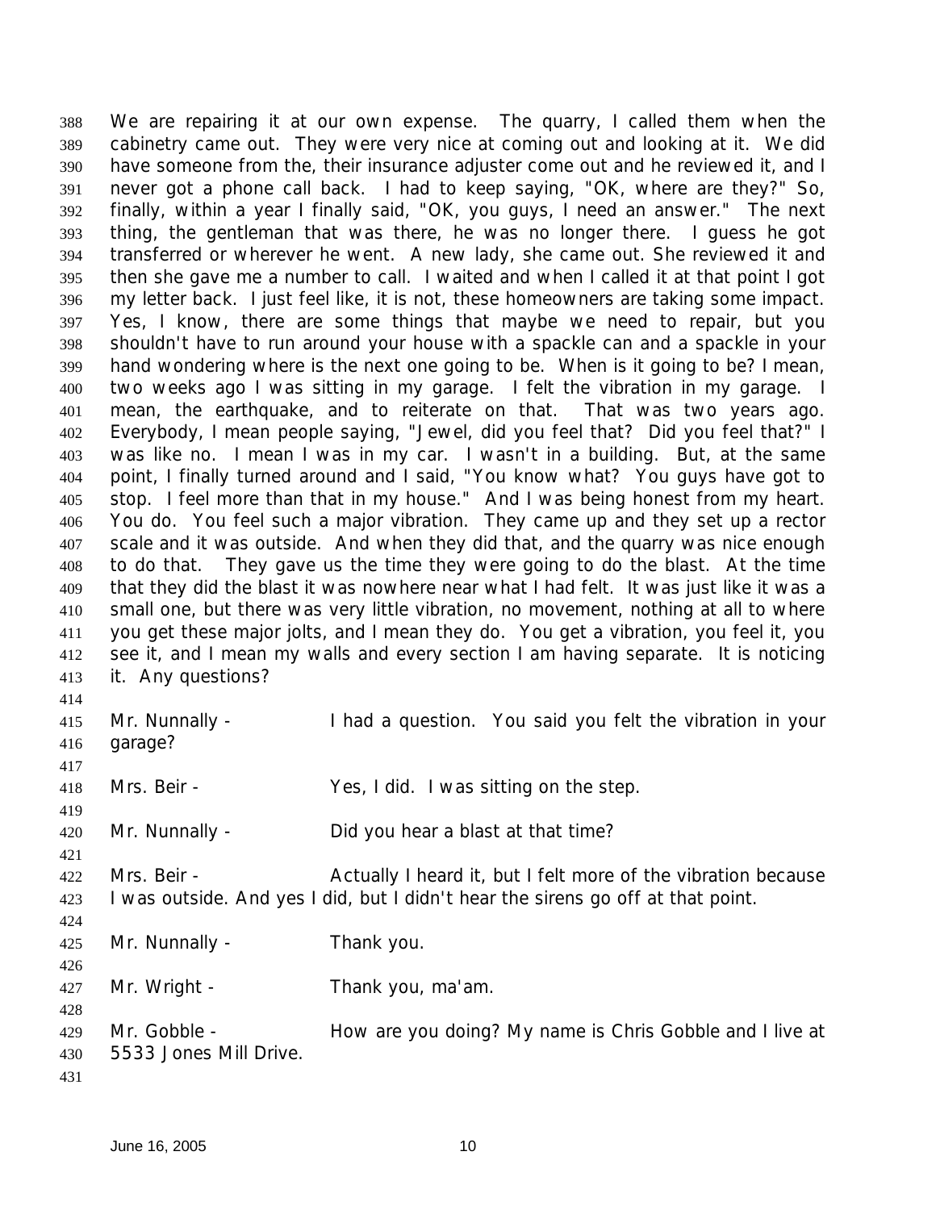We are repairing it at our own expense. The quarry, I called them when the cabinetry came out. They were very nice at coming out and looking at it. We did have someone from the, their insurance adjuster come out and he reviewed it, and I never got a phone call back. I had to keep saying, "OK, where are they?" So, finally, within a year I finally said, "OK, you guys, I need an answer." The next thing, the gentleman that was there, he was no longer there. I guess he got transferred or wherever he went. A new lady, she came out. She reviewed it and then she gave me a number to call. I waited and when I called it at that point I got my letter back. I just feel like, it is not, these homeowners are taking some impact. Yes, I know, there are some things that maybe we need to repair, but you shouldn't have to run around your house with a spackle can and a spackle in your hand wondering where is the next one going to be. When is it going to be? I mean, two weeks ago I was sitting in my garage. I felt the vibration in my garage. I mean, the earthquake, and to reiterate on that. That was two years ago. Everybody, I mean people saying, "Jewel, did you feel that? Did you feel that?" I was like no. I mean I was in my car. I wasn't in a building. But, at the same point, I finally turned around and I said, "You know what? You guys have got to stop. I feel more than that in my house." And I was being honest from my heart. You do. You feel such a major vibration. They came up and they set up a rector scale and it was outside. And when they did that, and the quarry was nice enough to do that. They gave us the time they were going to do the blast. At the time that they did the blast it was nowhere near what I had felt. It was just like it was a small one, but there was very little vibration, no movement, nothing at all to where you get these major jolts, and I mean they do. You get a vibration, you feel it, you see it, and I mean my walls and every section I am having separate. It is noticing it. Any questions?

Mr. Nunnally - I had a question. You said you felt the vibration in your garage?

Mrs. Beir - Yes, I did. I was sitting on the step.

Mr. Nunnally - Did you hear a blast at that time?

Mrs. Beir - Actually I heard it, but I felt more of the vibration because I was outside. And yes I did, but I didn't hear the sirens go off at that point.

Mr. Nunnally - Thank you.

Mr. Wright - Thank you, ma'am.

Mr. Gobble - How are you doing? My name is Chris Gobble and I live at 5533 Jones Mill Drive.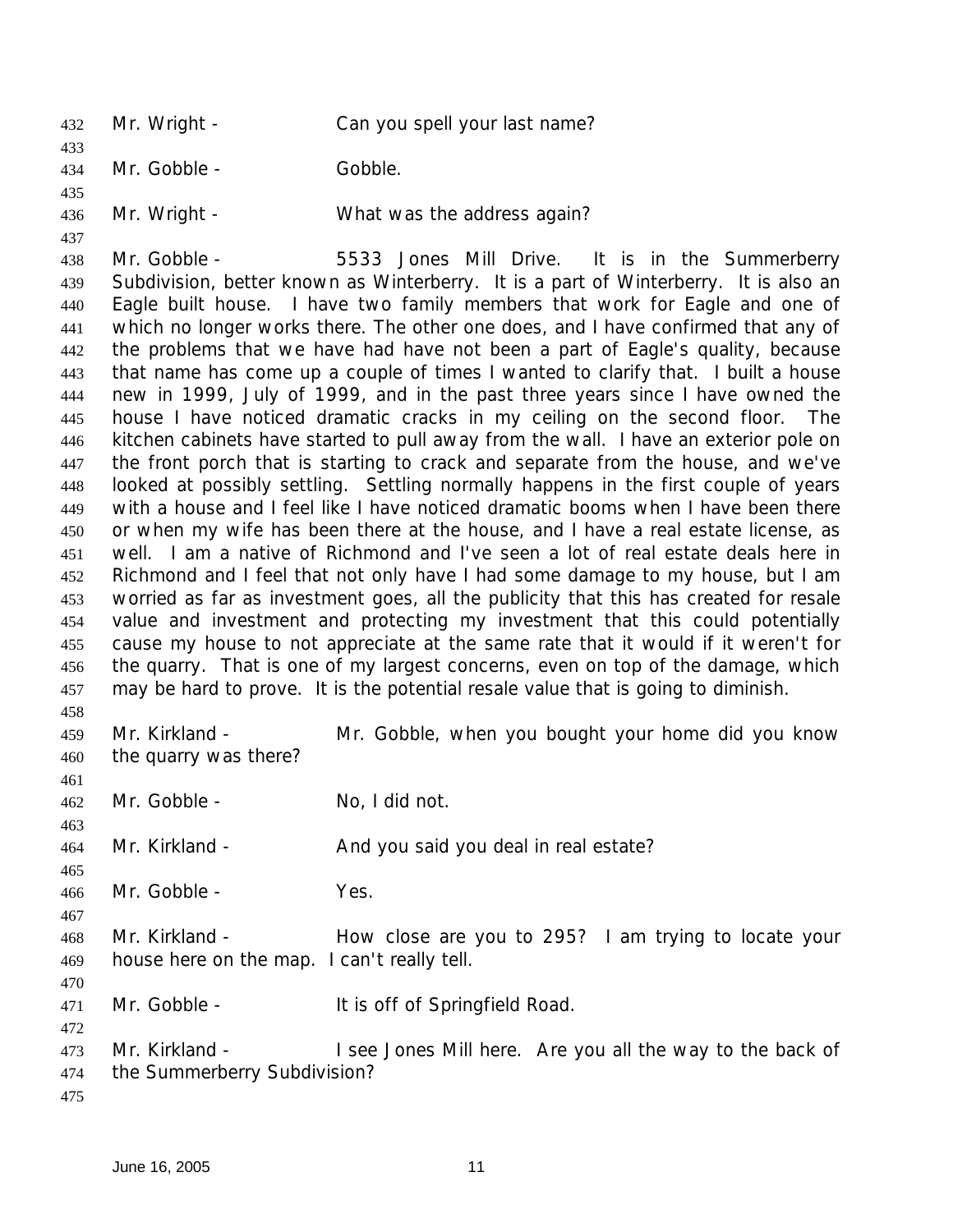Mr. Wright - Can you spell your last name?

Mr. Gobble - Gobble.

Mr. Wright - What was the address again?

Mr. Gobble - 5533 Jones Mill Drive. It is in the Summerberry Subdivision, better known as Winterberry. It is a part of Winterberry. It is also an Eagle built house. I have two family members that work for Eagle and one of which no longer works there. The other one does, and I have confirmed that any of the problems that we have had have not been a part of Eagle's quality, because that name has come up a couple of times I wanted to clarify that. I built a house new in 1999, July of 1999, and in the past three years since I have owned the house I have noticed dramatic cracks in my ceiling on the second floor. The kitchen cabinets have started to pull away from the wall. I have an exterior pole on the front porch that is starting to crack and separate from the house, and we've looked at possibly settling. Settling normally happens in the first couple of years with a house and I feel like I have noticed dramatic booms when I have been there or when my wife has been there at the house, and I have a real estate license, as well. I am a native of Richmond and I've seen a lot of real estate deals here in Richmond and I feel that not only have I had some damage to my house, but I am worried as far as investment goes, all the publicity that this has created for resale value and investment and protecting my investment that this could potentially cause my house to not appreciate at the same rate that it would if it weren't for the quarry. That is one of my largest concerns, even on top of the damage, which may be hard to prove. It is the potential resale value that is going to diminish.

Mr. Kirkland - Mr. Gobble, when you bought your home did you know the quarry was there?

Mr. Gobble - No, I did not.

Mr. Kirkland - And you said you deal in real estate?

Mr. Gobble - Yes.

Mr. Kirkland - How close are you to 295? I am trying to locate your house here on the map. I can't really tell.

Mr. Gobble - It is off of Springfield Road.

Mr. Kirkland - I see Jones Mill here. Are you all the way to the back of the Summerberry Subdivision?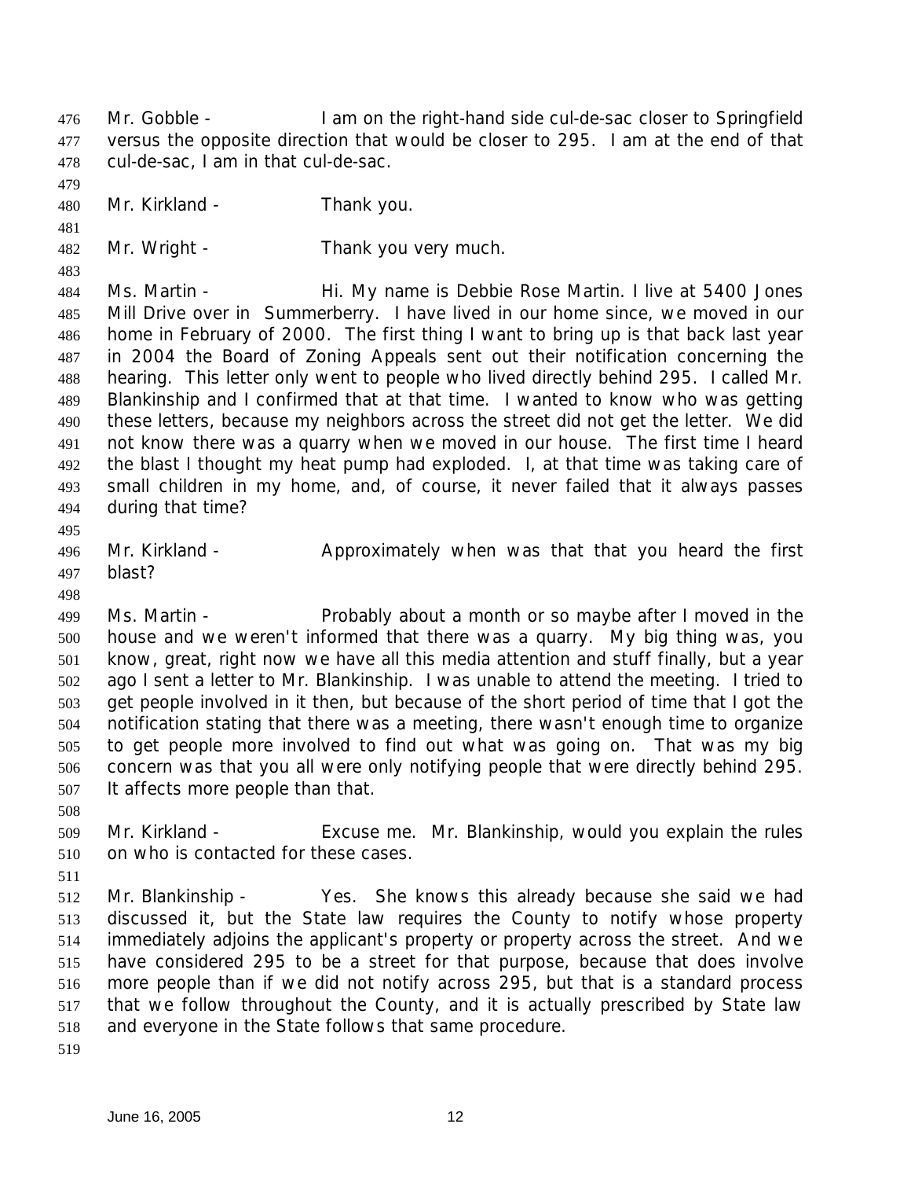Mr. Gobble - I am on the right-hand side cul-de-sac closer to Springfield versus the opposite direction that would be closer to 295. I am at the end of that cul-de-sac, I am in that cul-de-sac.

Mr. Kirkland - Thank you.

Mr. Wright - Thank you very much.

Ms. Martin - Hi. My name is Debbie Rose Martin. I live at 5400 Jones Mill Drive over in Summerberry. I have lived in our home since, we moved in our home in February of 2000. The first thing I want to bring up is that back last year in 2004 the Board of Zoning Appeals sent out their notification concerning the hearing. This letter only went to people who lived directly behind 295. I called Mr. Blankinship and I confirmed that at that time. I wanted to know who was getting these letters, because my neighbors across the street did not get the letter. We did not know there was a quarry when we moved in our house. The first time I heard the blast I thought my heat pump had exploded. I, at that time was taking care of small children in my home, and, of course, it never failed that it always passes during that time?

Mr. Kirkland - Approximately when was that that you heard the first blast?

Ms. Martin - Probably about a month or so maybe after I moved in the house and we weren't informed that there was a quarry. My big thing was, you know, great, right now we have all this media attention and stuff finally, but a year ago I sent a letter to Mr. Blankinship. I was unable to attend the meeting. I tried to get people involved in it then, but because of the short period of time that I got the notification stating that there was a meeting, there wasn't enough time to organize to get people more involved to find out what was going on. That was my big concern was that you all were only notifying people that were directly behind 295. It affects more people than that.

Mr. Kirkland - Excuse me. Mr. Blankinship, would you explain the rules on who is contacted for these cases.

Mr. Blankinship - Yes. She knows this already because she said we had discussed it, but the State law requires the County to notify whose property immediately adjoins the applicant's property or property across the street. And we have considered 295 to be a street for that purpose, because that does involve more people than if we did not notify across 295, but that is a standard process that we follow throughout the County, and it is actually prescribed by State law and everyone in the State follows that same procedure.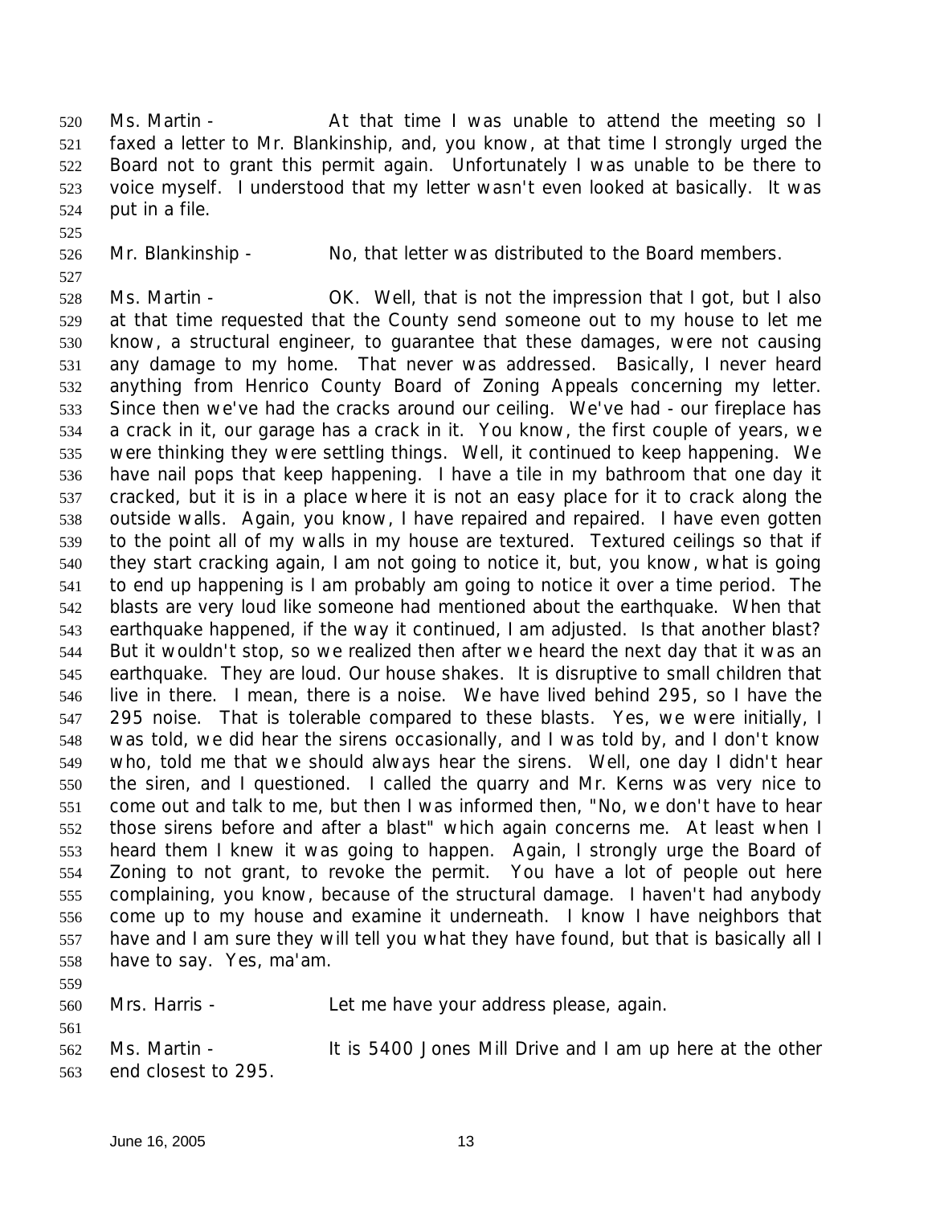Ms. Martin - At that time I was unable to attend the meeting so I faxed a letter to Mr. Blankinship, and, you know, at that time I strongly urged the Board not to grant this permit again. Unfortunately I was unable to be there to voice myself. I understood that my letter wasn't even looked at basically. It was put in a file.

Mr. Blankinship - No, that letter was distributed to the Board members.

Ms. Martin - OK. Well, that is not the impression that I got, but I also at that time requested that the County send someone out to my house to let me know, a structural engineer, to guarantee that these damages, were not causing any damage to my home. That never was addressed. Basically, I never heard anything from Henrico County Board of Zoning Appeals concerning my letter. Since then we've had the cracks around our ceiling. We've had - our fireplace has a crack in it, our garage has a crack in it. You know, the first couple of years, we were thinking they were settling things. Well, it continued to keep happening. We have nail pops that keep happening. I have a tile in my bathroom that one day it cracked, but it is in a place where it is not an easy place for it to crack along the outside walls. Again, you know, I have repaired and repaired. I have even gotten to the point all of my walls in my house are textured. Textured ceilings so that if they start cracking again, I am not going to notice it, but, you know, what is going to end up happening is I am probably am going to notice it over a time period. The blasts are very loud like someone had mentioned about the earthquake. When that earthquake happened, if the way it continued, I am adjusted. Is that another blast? But it wouldn't stop, so we realized then after we heard the next day that it was an earthquake. They are loud. Our house shakes. It is disruptive to small children that live in there. I mean, there is a noise. We have lived behind 295, so I have the 295 noise. That is tolerable compared to these blasts. Yes, we were initially, I was told, we did hear the sirens occasionally, and I was told by, and I don't know who, told me that we should always hear the sirens. Well, one day I didn't hear the siren, and I questioned. I called the quarry and Mr. Kerns was very nice to come out and talk to me, but then I was informed then, "No, we don't have to hear those sirens before and after a blast" which again concerns me. At least when I heard them I knew it was going to happen. Again, I strongly urge the Board of Zoning to not grant, to revoke the permit. You have a lot of people out here complaining, you know, because of the structural damage. I haven't had anybody come up to my house and examine it underneath. I know I have neighbors that have and I am sure they will tell you what they have found, but that is basically all I have to say. Yes, ma'am.

Mrs. Harris - Let me have your address please, again.

Ms. Martin - It is 5400 Jones Mill Drive and I am up here at the other end closest to 295.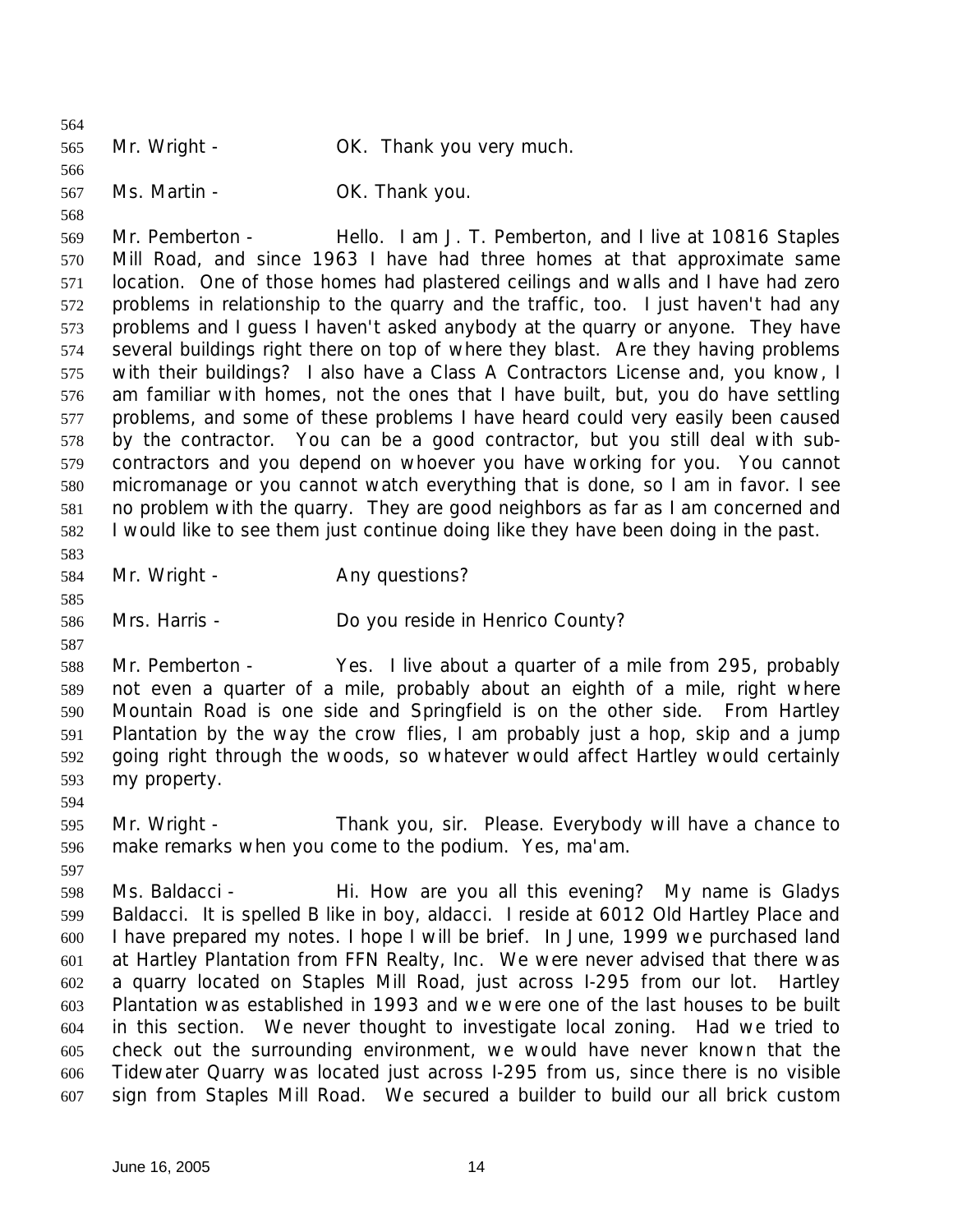Mr. Wright - OK. Thank you very much.

Ms. Martin - OK. Thank you.

Mr. Pemberton - Hello. I am J. T. Pemberton, and I live at 10816 Staples Mill Road, and since 1963 I have had three homes at that approximate same location. One of those homes had plastered ceilings and walls and I have had zero problems in relationship to the quarry and the traffic, too. I just haven't had any problems and I guess I haven't asked anybody at the quarry or anyone. They have several buildings right there on top of where they blast. Are they having problems with their buildings? I also have a Class A Contractors License and, you know, I am familiar with homes, not the ones that I have built, but, you do have settling problems, and some of these problems I have heard could very easily been caused by the contractor. You can be a good contractor, but you still deal with sub-contractors and you depend on whoever you have working for you. You cannot micromanage or you cannot watch everything that is done, so I am in favor. I see no problem with the quarry. They are good neighbors as far as I am concerned and I would like to see them just continue doing like they have been doing in the past.

Mr. Wright - Any questions?

Mrs. Harris - Do you reside in Henrico County?

Mr. Pemberton - Yes. I live about a quarter of a mile from 295, probably not even a quarter of a mile, probably about an eighth of a mile, right where Mountain Road is one side and Springfield is on the other side. From Hartley Plantation by the way the crow flies, I am probably just a hop, skip and a jump going right through the woods, so whatever would affect Hartley would certainly my property.

Mr. Wright - Thank you, sir. Please. Everybody will have a chance to make remarks when you come to the podium. Yes, ma'am.

Ms. Baldacci - Hi. How are you all this evening? My name is Gladys Baldacci. It is spelled B like in boy, aldacci. I reside at 6012 Old Hartley Place and I have prepared my notes. I hope I will be brief. In June, 1999 we purchased land at Hartley Plantation from FFN Realty, Inc. We were never advised that there was a quarry located on Staples Mill Road, just across I-295 from our lot. Hartley Plantation was established in 1993 and we were one of the last houses to be built in this section. We never thought to investigate local zoning. Had we tried to check out the surrounding environment, we would have never known that the Tidewater Quarry was located just across I-295 from us, since there is no visible sign from Staples Mill Road. We secured a builder to build our all brick custom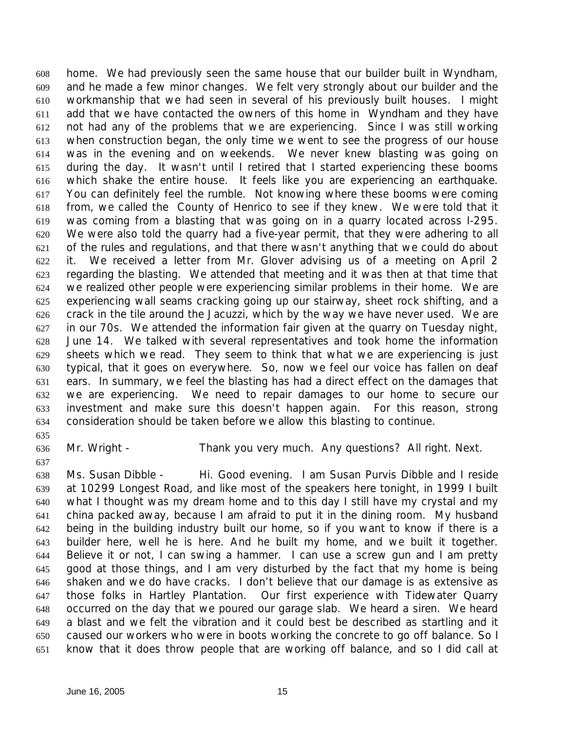home. We had previously seen the same house that our builder built in Wyndham, and he made a few minor changes. We felt very strongly about our builder and the workmanship that we had seen in several of his previously built houses. I might add that we have contacted the owners of this home in Wyndham and they have not had any of the problems that we are experiencing. Since I was still working when construction began, the only time we went to see the progress of our house was in the evening and on weekends. We never knew blasting was going on during the day. It wasn't until I retired that I started experiencing these booms which shake the entire house. It feels like you are experiencing an earthquake. You can definitely feel the rumble. Not knowing where these booms were coming from, we called the County of Henrico to see if they knew. We were told that it was coming from a blasting that was going on in a quarry located across I-295. We were also told the quarry had a five-year permit, that they were adhering to all of the rules and regulations, and that there wasn't anything that we could do about it. We received a letter from Mr. Glover advising us of a meeting on April 2 regarding the blasting. We attended that meeting and it was then at that time that we realized other people were experiencing similar problems in their home. We are experiencing wall seams cracking going up our stairway, sheet rock shifting, and a crack in the tile around the Jacuzzi, which by the way we have never used. We are in our 70s. We attended the information fair given at the quarry on Tuesday night, June 14. We talked with several representatives and took home the information sheets which we read. They seem to think that what we are experiencing is just typical, that it goes on everywhere. So, now we feel our voice has fallen on deaf ears. In summary, we feel the blasting has had a direct effect on the damages that we are experiencing. We need to repair damages to our home to secure our investment and make sure this doesn't happen again. For this reason, strong consideration should be taken before we allow this blasting to continue.

Mr. Wright - Thank you very much. Any questions? All right. Next.

Ms. Susan Dibble - Hi. Good evening. I am Susan Purvis Dibble and I reside at 10299 Longest Road, and like most of the speakers here tonight, in 1999 I built what I thought was my dream home and to this day I still have my crystal and my china packed away, because I am afraid to put it in the dining room. My husband being in the building industry built our home, so if you want to know if there is a builder here, well he is here. And he built my home, and we built it together. Believe it or not, I can swing a hammer. I can use a screw gun and I am pretty good at those things, and I am very disturbed by the fact that my home is being shaken and we do have cracks. I don't believe that our damage is as extensive as those folks in Hartley Plantation. Our first experience with Tidewater Quarry occurred on the day that we poured our garage slab. We heard a siren. We heard a blast and we felt the vibration and it could best be described as startling and it caused our workers who were in boots working the concrete to go off balance. So I know that it does throw people that are working off balance, and so I did call at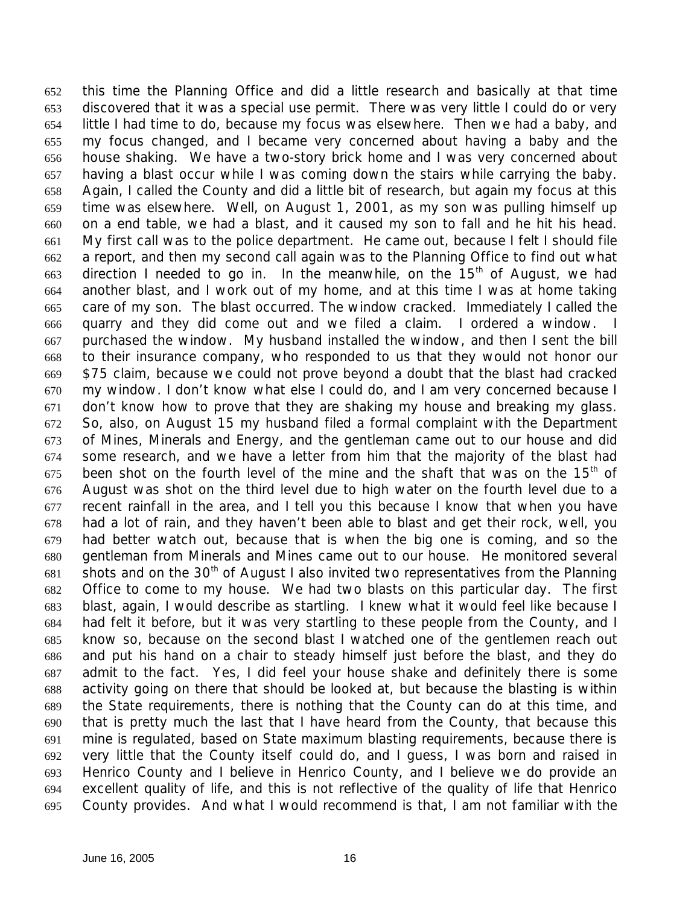this time the Planning Office and did a little research and basically at that time discovered that it was a special use permit. There was very little I could do or very little I had time to do, because my focus was elsewhere. Then we had a baby, and my focus changed, and I became very concerned about having a baby and the house shaking. We have a two-story brick home and I was very concerned about having a blast occur while I was coming down the stairs while carrying the baby. Again, I called the County and did a little bit of research, but again my focus at this time was elsewhere. Well, on August 1, 2001, as my son was pulling himself up on a end table, we had a blast, and it caused my son to fall and he hit his head. My first call was to the police department. He came out, because I felt I should file a report, and then my second call again was to the Planning Office to find out what direction I needed to go in. In the meanwhile, on the 15th of August, we had another blast, and I work out of my home, and at this time I was at home taking care of my son. The blast occurred. The window cracked. Immediately I called the quarry and they did come out and we filed a claim. I ordered a window. I purchased the window. My husband installed the window, and then I sent the bill to their insurance company, who responded to us that they would not honor our $75 claim, because we could not prove beyond a doubt that the blast had cracked my window. I don't know what else I could do, and I am very concerned because I don't know how to prove that they are shaking my house and breaking my glass. So, also, on August 15 my husband filed a formal complaint with the Department of Mines, Minerals and Energy, and the gentleman came out to our house and did some research, and we have a letter from him that the majority of the blast had been shot on the fourth level of the mine and the shaft that was on the 15th of August was shot on the third level due to high water on the fourth level due to a recent rainfall in the area, and I tell you this because I know that when you have had a lot of rain, and they haven't been able to blast and get their rock, well, you had better watch out, because that is when the big one is coming, and so the gentleman from Minerals and Mines came out to our house. He monitored several shots and on the 30th of August I also invited two representatives from the Planning Office to come to my house. We had two blasts on this particular day. The first blast, again, I would describe as startling. I knew what it would feel like because I had felt it before, but it was very startling to these people from the County, and I know so, because on the second blast I watched one of the gentlemen reach out and put his hand on a chair to steady himself just before the blast, and they do admit to the fact. Yes, I did feel your house shake and definitely there is some activity going on there that should be looked at, but because the blasting is within the State requirements, there is nothing that the County can do at this time, and that is pretty much the last that I have heard from the County, that because this mine is regulated, based on State maximum blasting requirements, because there is very little that the County itself could do, and I guess, I was born and raised in Henrico County and I believe in Henrico County, and I believe we do provide an excellent quality of life, and this is not reflective of the quality of life that Henrico County provides. And what I would recommend is that, I am not familiar with the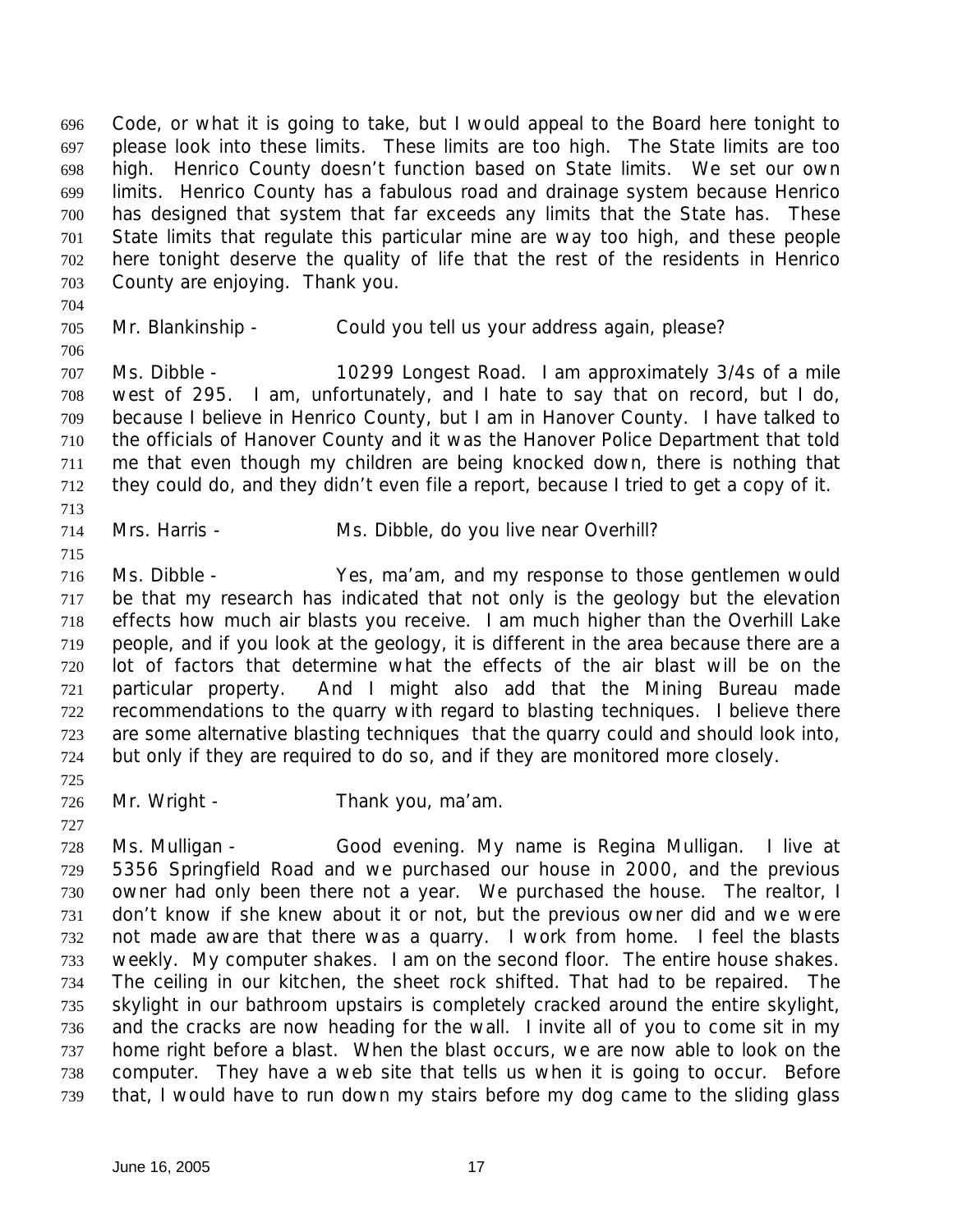Code, or what it is going to take, but I would appeal to the Board here tonight to please look into these limits. These limits are too high. The State limits are too high. Henrico County doesn't function based on State limits. We set our own limits. Henrico County has a fabulous road and drainage system because Henrico has designed that system that far exceeds any limits that the State has. These State limits that regulate this particular mine are way too high, and these people here tonight deserve the quality of life that the rest of the residents in Henrico County are enjoying. Thank you.

Mr. Blankinship - Could you tell us your address again, please?

Ms. Dibble - 10299 Longest Road. I am approximately 3/4s of a mile west of 295. I am, unfortunately, and I hate to say that on record, but I do, because I believe in Henrico County, but I am in Hanover County. I have talked to the officials of Hanover County and it was the Hanover Police Department that told me that even though my children are being knocked down, there is nothing that they could do, and they didn't even file a report, because I tried to get a copy of it.

Mrs. Harris - Ms. Dibble, do you live near Overhill?

Ms. Dibble - Yes, ma'am, and my response to those gentlemen would be that my research has indicated that not only is the geology but the elevation effects how much air blasts you receive. I am much higher than the Overhill Lake people, and if you look at the geology, it is different in the area because there are a lot of factors that determine what the effects of the air blast will be on the particular property. And I might also add that the Mining Bureau made recommendations to the quarry with regard to blasting techniques. I believe there are some alternative blasting techniques that the quarry could and should look into, but only if they are required to do so, and if they are monitored more closely.

Mr. Wright - Thank you, ma'am.

Ms. Mulligan - Good evening. My name is Regina Mulligan. I live at 5356 Springfield Road and we purchased our house in 2000, and the previous owner had only been there not a year. We purchased the house. The realtor, I don't know if she knew about it or not, but the previous owner did and we were not made aware that there was a quarry. I work from home. I feel the blasts weekly. My computer shakes. I am on the second floor. The entire house shakes. The ceiling in our kitchen, the sheet rock shifted. That had to be repaired. The skylight in our bathroom upstairs is completely cracked around the entire skylight, and the cracks are now heading for the wall. I invite all of you to come sit in my home right before a blast. When the blast occurs, we are now able to look on the computer. They have a web site that tells us when it is going to occur. Before that, I would have to run down my stairs before my dog came to the sliding glass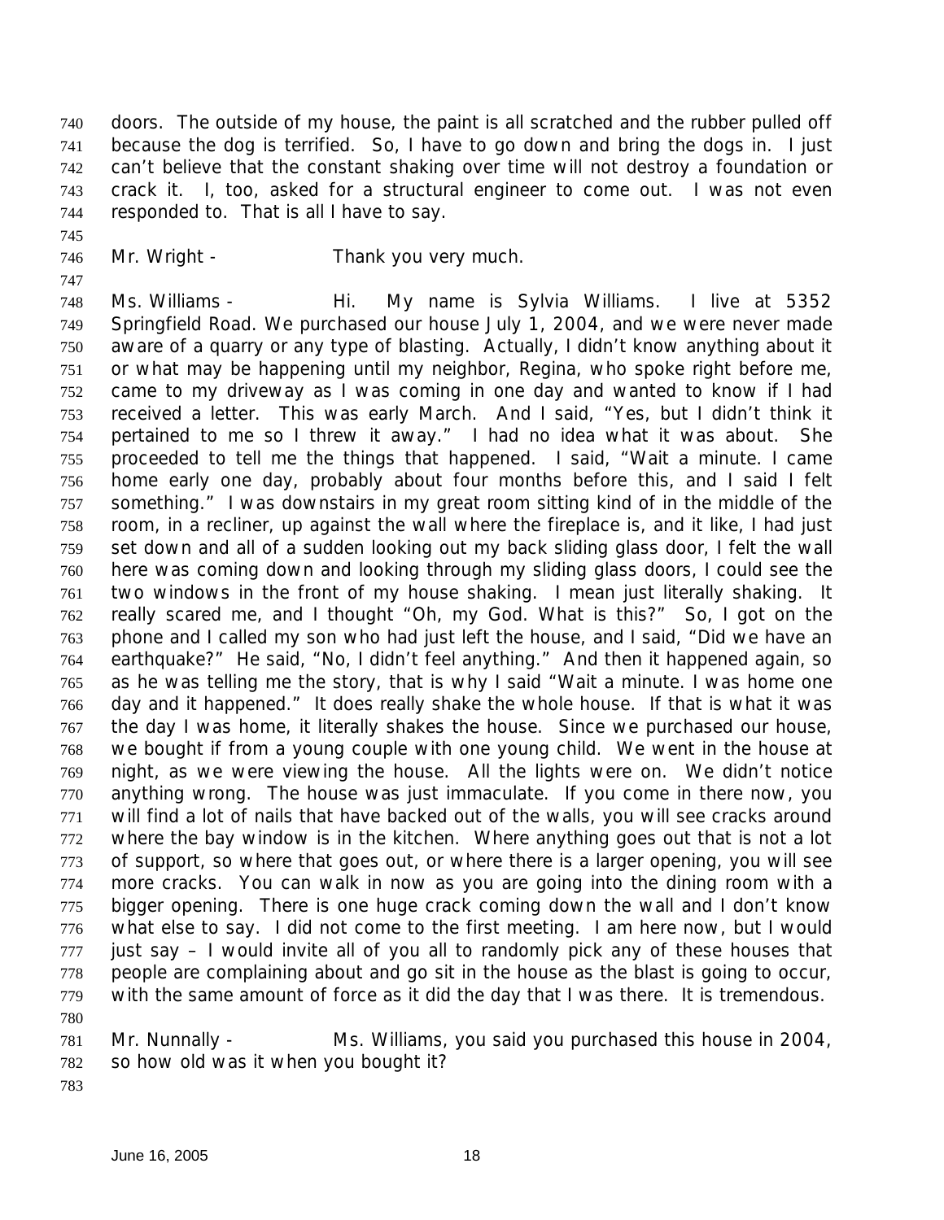doors. The outside of my house, the paint is all scratched and the rubber pulled off because the dog is terrified. So, I have to go down and bring the dogs in. I just can't believe that the constant shaking over time will not destroy a foundation or crack it. I, too, asked for a structural engineer to come out. I was not even responded to. That is all I have to say.

Mr. Wright - Thank you very much.

Ms. Williams - Hi. My name is Sylvia Williams. I live at 5352 Springfield Road. We purchased our house July 1, 2004, and we were never made aware of a quarry or any type of blasting. Actually, I didn't know anything about it or what may be happening until my neighbor, Regina, who spoke right before me, came to my driveway as I was coming in one day and wanted to know if I had received a letter. This was early March. And I said, "Yes, but I didn't think it pertained to me so I threw it away." I had no idea what it was about. She proceeded to tell me the things that happened. I said, "Wait a minute. I came home early one day, probably about four months before this, and I said I felt something." I was downstairs in my great room sitting kind of in the middle of the room, in a recliner, up against the wall where the fireplace is, and it like, I had just set down and all of a sudden looking out my back sliding glass door, I felt the wall here was coming down and looking through my sliding glass doors, I could see the two windows in the front of my house shaking. I mean just literally shaking. It really scared me, and I thought "Oh, my God. What is this?" So, I got on the phone and I called my son who had just left the house, and I said, "Did we have an earthquake?" He said, "No, I didn't feel anything." And then it happened again, so as he was telling me the story, that is why I said "Wait a minute. I was home one day and it happened." It does really shake the whole house. If that is what it was the day I was home, it literally shakes the house. Since we purchased our house, we bought if from a young couple with one young child. We went in the house at night, as we were viewing the house. All the lights were on. We didn't notice anything wrong. The house was just immaculate. If you come in there now, you will find a lot of nails that have backed out of the walls, you will see cracks around where the bay window is in the kitchen. Where anything goes out that is not a lot of support, so where that goes out, or where there is a larger opening, you will see more cracks. You can walk in now as you are going into the dining room with a bigger opening. There is one huge crack coming down the wall and I don't know what else to say. I did not come to the first meeting. I am here now, but I would just say – I would invite all of you all to randomly pick any of these houses that people are complaining about and go sit in the house as the blast is going to occur, with the same amount of force as it did the day that I was there. It is tremendous.

Mr. Nunnally - Ms. Williams, you said you purchased this house in 2004, so how old was it when you bought it?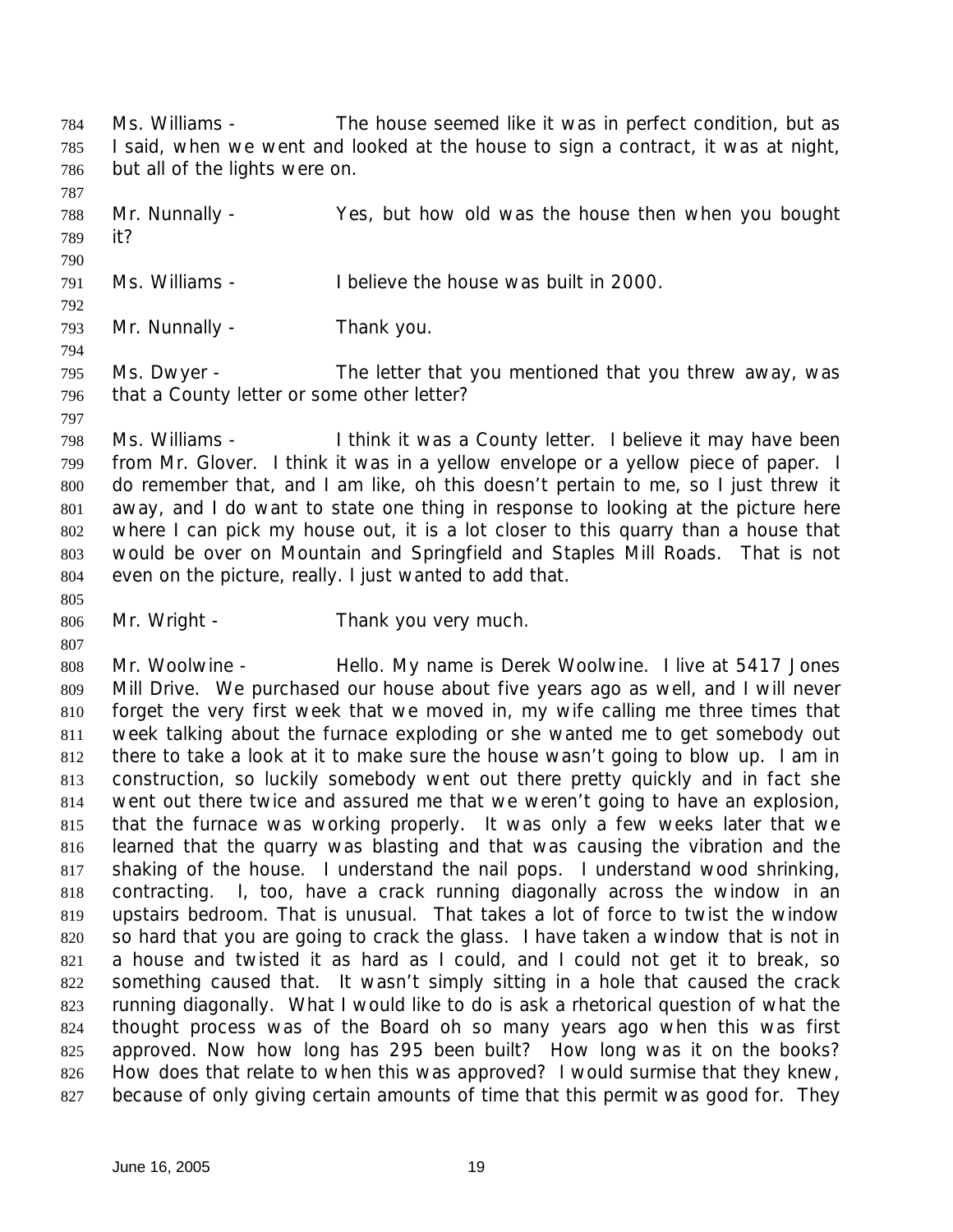Ms. Williams - The house seemed like it was in perfect condition, but as I said, when we went and looked at the house to sign a contract, it was at night, but all of the lights were on.

Mr. Nunnally - Yes, but how old was the house then when you bought it?

Ms. Williams - I believe the house was built in 2000.

Mr. Nunnally - Thank you.

Ms. Dwyer - The letter that you mentioned that you threw away, was that a County letter or some other letter?

Ms. Williams - I think it was a County letter. I believe it may have been from Mr. Glover. I think it was in a yellow envelope or a yellow piece of paper. I do remember that, and I am like, oh this doesn't pertain to me, so I just threw it away, and I do want to state one thing in response to looking at the picture here where I can pick my house out, it is a lot closer to this quarry than a house that would be over on Mountain and Springfield and Staples Mill Roads. That is not even on the picture, really. I just wanted to add that.

Mr. Wright - Thank you very much.

Mr. Woolwine - Hello. My name is Derek Woolwine. I live at 5417 Jones Mill Drive. We purchased our house about five years ago as well, and I will never forget the very first week that we moved in, my wife calling me three times that week talking about the furnace exploding or she wanted me to get somebody out there to take a look at it to make sure the house wasn't going to blow up. I am in construction, so luckily somebody went out there pretty quickly and in fact she went out there twice and assured me that we weren't going to have an explosion, that the furnace was working properly. It was only a few weeks later that we learned that the quarry was blasting and that was causing the vibration and the shaking of the house. I understand the nail pops. I understand wood shrinking, contracting. I, too, have a crack running diagonally across the window in an upstairs bedroom. That is unusual. That takes a lot of force to twist the window so hard that you are going to crack the glass. I have taken a window that is not in a house and twisted it as hard as I could, and I could not get it to break, so something caused that. It wasn't simply sitting in a hole that caused the crack running diagonally. What I would like to do is ask a rhetorical question of what the thought process was of the Board oh so many years ago when this was first approved. Now how long has 295 been built? How long was it on the books? How does that relate to when this was approved? I would surmise that they knew, because of only giving certain amounts of time that this permit was good for. They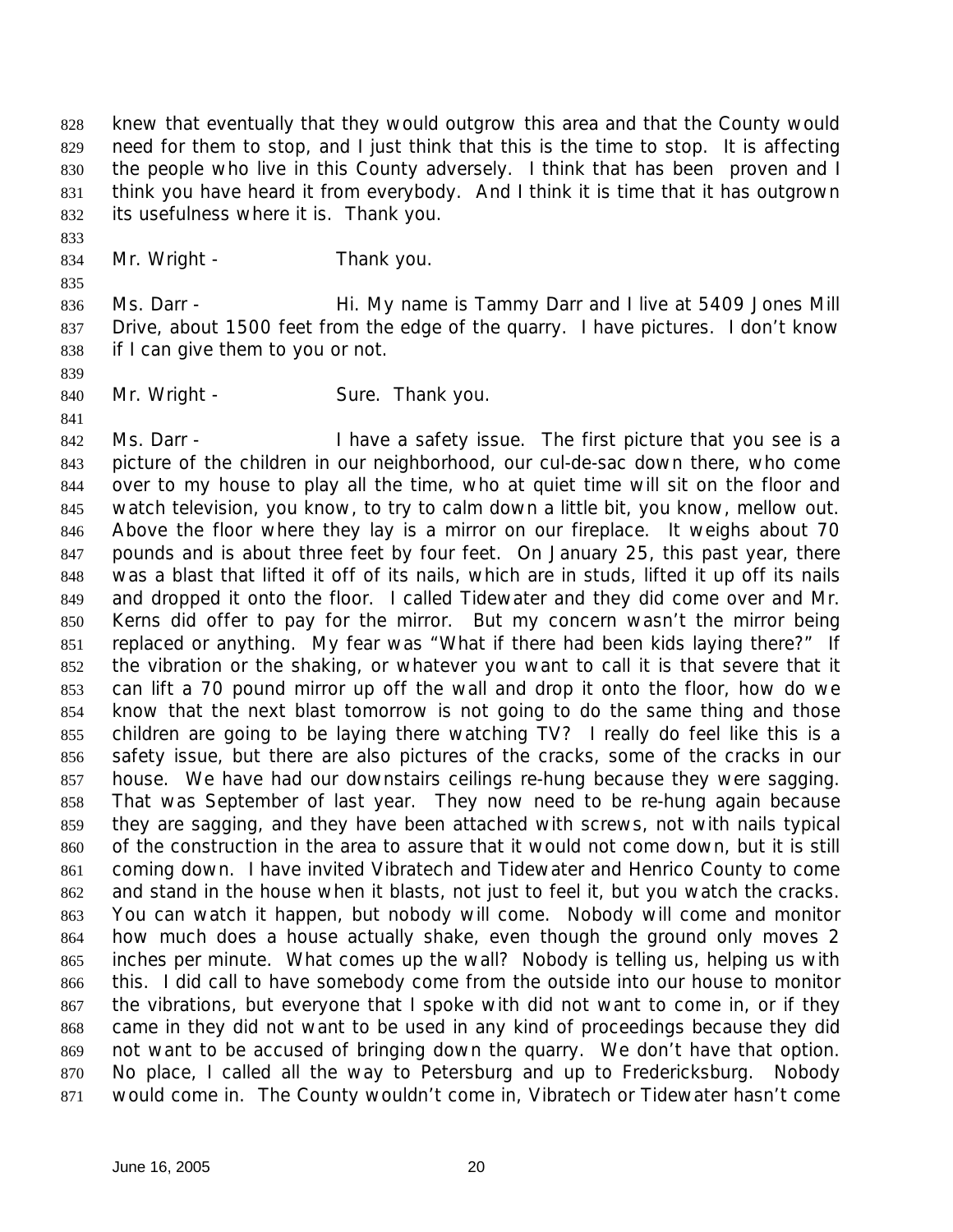knew that eventually that they would outgrow this area and that the County would need for them to stop, and I just think that this is the time to stop. It is affecting the people who live in this County adversely. I think that has been proven and I think you have heard it from everybody. And I think it is time that it has outgrown its usefulness where it is. Thank you.

Mr. Wright - Thank you.

Ms. Darr - Hi. My name is Tammy Darr and I live at 5409 Jones Mill Drive, about 1500 feet from the edge of the quarry. I have pictures. I don't know if I can give them to you or not.

Mr. Wright - Sure. Thank you.

Ms. Darr - I have a safety issue. The first picture that you see is a picture of the children in our neighborhood, our cul-de-sac down there, who come over to my house to play all the time, who at quiet time will sit on the floor and watch television, you know, to try to calm down a little bit, you know, mellow out. Above the floor where they lay is a mirror on our fireplace. It weighs about 70 pounds and is about three feet by four feet. On January 25, this past year, there was a blast that lifted it off of its nails, which are in studs, lifted it up off its nails and dropped it onto the floor. I called Tidewater and they did come over and Mr. Kerns did offer to pay for the mirror. But my concern wasn't the mirror being replaced or anything. My fear was "What if there had been kids laying there?" If the vibration or the shaking, or whatever you want to call it is that severe that it can lift a 70 pound mirror up off the wall and drop it onto the floor, how do we know that the next blast tomorrow is not going to do the same thing and those children are going to be laying there watching TV? I really do feel like this is a safety issue, but there are also pictures of the cracks, some of the cracks in our house. We have had our downstairs ceilings re-hung because they were sagging. That was September of last year. They now need to be re-hung again because they are sagging, and they have been attached with screws, not with nails typical of the construction in the area to assure that it would not come down, but it is still coming down. I have invited Vibratech and Tidewater and Henrico County to come and stand in the house when it blasts, not just to feel it, but you watch the cracks. You can watch it happen, but nobody will come. Nobody will come and monitor how much does a house actually shake, even though the ground only moves 2 inches per minute. What comes up the wall? Nobody is telling us, helping us with this. I did call to have somebody come from the outside into our house to monitor the vibrations, but everyone that I spoke with did not want to come in, or if they came in they did not want to be used in any kind of proceedings because they did not want to be accused of bringing down the quarry. We don't have that option. No place, I called all the way to Petersburg and up to Fredericksburg. Nobody would come in. The County wouldn't come in, Vibratech or Tidewater hasn't come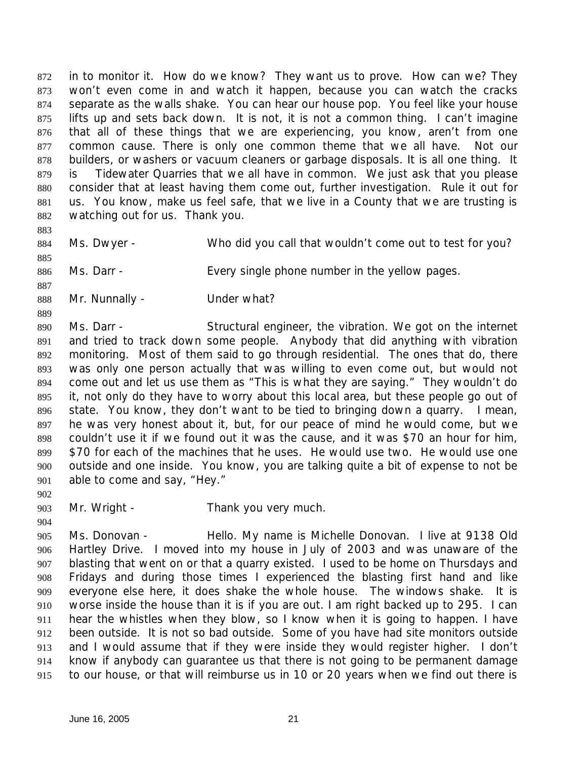in to monitor it. How do we know? They want us to prove. How can we? They won't even come in and watch it happen, because you can watch the cracks separate as the walls shake. You can hear our house pop. You feel like your house lifts up and sets back down. It is not, it is not a common thing. I can't imagine that all of these things that we are experiencing, you know, aren't from one common cause. There is only one common theme that we all have. Not our builders, or washers or vacuum cleaners or garbage disposals. It is all one thing. It is Tidewater Quarries that we all have in common. We just ask that you please consider that at least having them come out, further investigation. Rule it out for us. You know, make us feel safe, that we live in a County that we are trusting is watching out for us. Thank you.

Ms. Dwyer - Who did you call that wouldn't come out to test for you?

Ms. Darr - Every single phone number in the yellow pages.

Mr. Nunnally - Under what?

Ms. Darr - Structural engineer, the vibration. We got on the internet and tried to track down some people. Anybody that did anything with vibration monitoring. Most of them said to go through residential. The ones that do, there was only one person actually that was willing to even come out, but would not come out and let us use them as "This is what they are saying." They wouldn't do it, not only do they have to worry about this local area, but these people go out of state. You know, they don't want to be tied to bringing down a quarry. I mean, he was very honest about it, but, for our peace of mind he would come, but we couldn't use it if we found out it was the cause, and it was $70 an hour for him, $70 for each of the machines that he uses. He would use two. He would use one outside and one inside. You know, you are talking quite a bit of expense to not be able to come and say, "Hey."

Mr. Wright - Thank you very much.

Ms. Donovan - Hello. My name is Michelle Donovan. I live at 9138 Old Hartley Drive. I moved into my house in July of 2003 and was unaware of the blasting that went on or that a quarry existed. I used to be home on Thursdays and Fridays and during those times I experienced the blasting first hand and like everyone else here, it does shake the whole house. The windows shake. It is worse inside the house than it is if you are out. I am right backed up to 295. I can hear the whistles when they blow, so I know when it is going to happen. I have been outside. It is not so bad outside. Some of you have had site monitors outside and I would assume that if they were inside they would register higher. I don't know if anybody can guarantee us that there is not going to be permanent damage to our house, or that will reimburse us in 10 or 20 years when we find out there is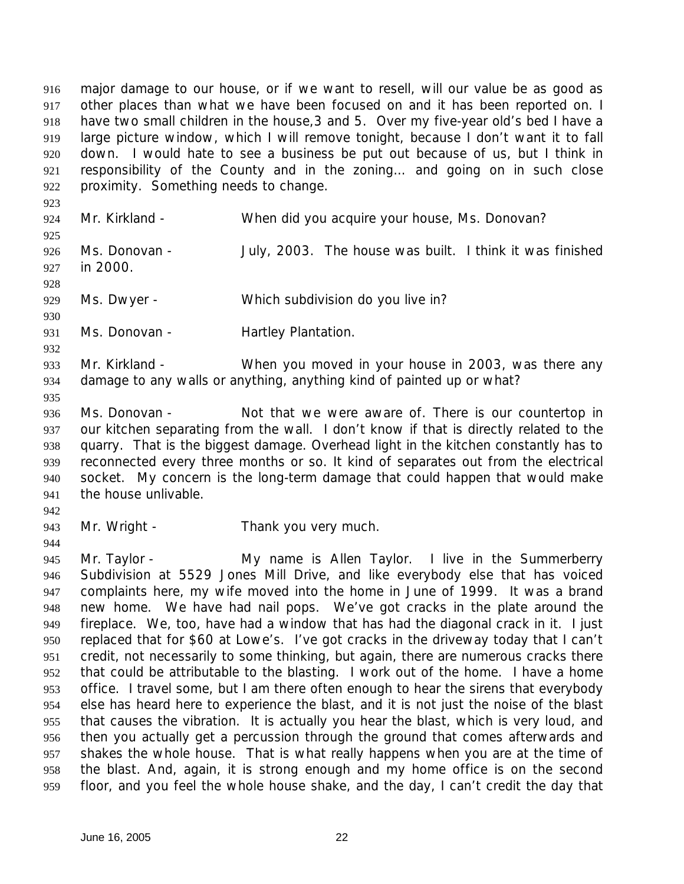major damage to our house, or if we want to resell, will our value be as good as other places than what we have been focused on and it has been reported on. I have two small children in the house,3 and 5. Over my five-year old's bed I have a large picture window, which I will remove tonight, because I don't want it to fall down. I would hate to see a business be put out because of us, but I think in responsibility of the County and in the zoning… and going on in such close proximity. Something needs to change.

Mr. Kirkland - When did you acquire your house, Ms. Donovan?

Ms. Donovan - July, 2003. The house was built. I think it was finished in 2000.

Ms. Dwyer - Which subdivision do you live in?

Ms. Donovan - Hartley Plantation.

Mr. Kirkland - When you moved in your house in 2003, was there any damage to any walls or anything, anything kind of painted up or what?

Ms. Donovan - Not that we were aware of. There is our countertop in our kitchen separating from the wall. I don't know if that is directly related to the quarry. That is the biggest damage. Overhead light in the kitchen constantly has to reconnected every three months or so. It kind of separates out from the electrical socket. My concern is the long-term damage that could happen that would make the house unlivable.

Mr. Wright - Thank you very much.

Mr. Taylor - My name is Allen Taylor. I live in the Summerberry Subdivision at 5529 Jones Mill Drive, and like everybody else that has voiced complaints here, my wife moved into the home in June of 1999. It was a brand new home. We have had nail pops. We've got cracks in the plate around the fireplace. We, too, have had a window that has had the diagonal crack in it. I just replaced that for $60 at Lowe's. I've got cracks in the driveway today that I can't credit, not necessarily to some thinking, but again, there are numerous cracks there that could be attributable to the blasting. I work out of the home. I have a home office. I travel some, but I am there often enough to hear the sirens that everybody else has heard here to experience the blast, and it is not just the noise of the blast that causes the vibration. It is actually you hear the blast, which is very loud, and then you actually get a percussion through the ground that comes afterwards and shakes the whole house. That is what really happens when you are at the time of the blast. And, again, it is strong enough and my home office is on the second floor, and you feel the whole house shake, and the day, I can't credit the day that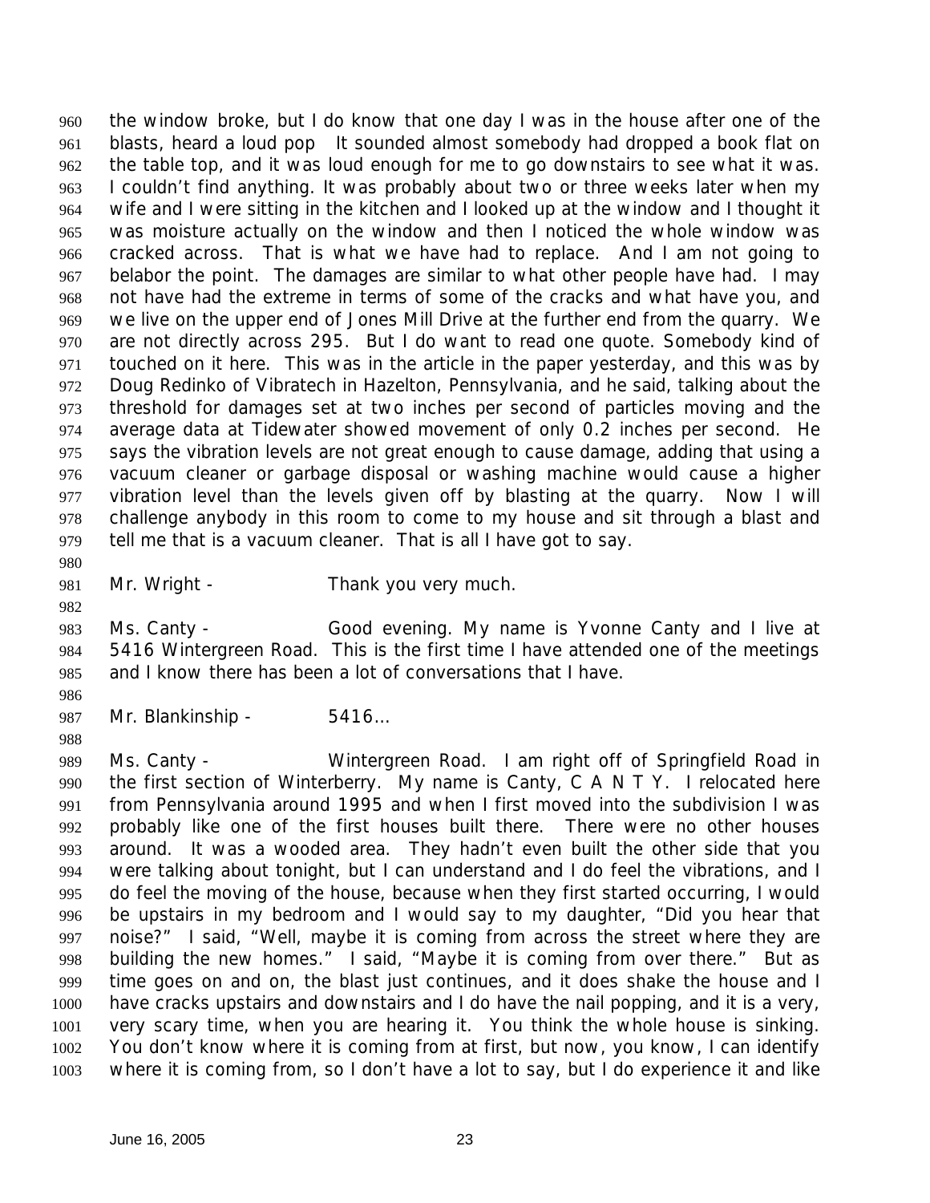the window broke, but I do know that one day I was in the house after one of the blasts, heard a loud pop It sounded almost somebody had dropped a book flat on the table top, and it was loud enough for me to go downstairs to see what it was. I couldn't find anything. It was probably about two or three weeks later when my wife and I were sitting in the kitchen and I looked up at the window and I thought it was moisture actually on the window and then I noticed the whole window was cracked across. That is what we have had to replace. And I am not going to belabor the point. The damages are similar to what other people have had. I may not have had the extreme in terms of some of the cracks and what have you, and we live on the upper end of Jones Mill Drive at the further end from the quarry. We are not directly across 295. But I do want to read one quote. Somebody kind of touched on it here. This was in the article in the paper yesterday, and this was by Doug Redinko of Vibratech in Hazelton, Pennsylvania, and he said, talking about the threshold for damages set at two inches per second of particles moving and the average data at Tidewater showed movement of only 0.2 inches per second. He says the vibration levels are not great enough to cause damage, adding that using a vacuum cleaner or garbage disposal or washing machine would cause a higher vibration level than the levels given off by blasting at the quarry. Now I will challenge anybody in this room to come to my house and sit through a blast and tell me that is a vacuum cleaner. That is all I have got to say.

Mr. Wright - Thank you very much.

Ms. Canty - Good evening. My name is Yvonne Canty and I live at 5416 Wintergreen Road. This is the first time I have attended one of the meetings and I know there has been a lot of conversations that I have.

Mr. Blankinship - 5416…

Ms. Canty - Wintergreen Road. I am right off of Springfield Road in the first section of Winterberry. My name is Canty, C A N T Y. I relocated here from Pennsylvania around 1995 and when I first moved into the subdivision I was probably like one of the first houses built there. There were no other houses around. It was a wooded area. They hadn't even built the other side that you were talking about tonight, but I can understand and I do feel the vibrations, and I do feel the moving of the house, because when they first started occurring, I would be upstairs in my bedroom and I would say to my daughter, "Did you hear that noise?" I said, "Well, maybe it is coming from across the street where they are building the new homes." I said, "Maybe it is coming from over there." But as time goes on and on, the blast just continues, and it does shake the house and I have cracks upstairs and downstairs and I do have the nail popping, and it is a very, very scary time, when you are hearing it. You think the whole house is sinking. You don't know where it is coming from at first, but now, you know, I can identify where it is coming from, so I don't have a lot to say, but I do experience it and like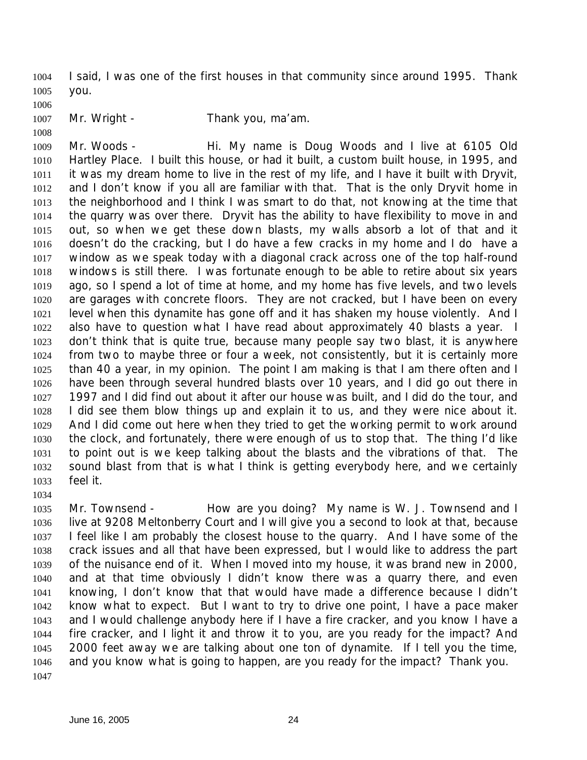I said, I was one of the first houses in that community since around 1995. Thank you.

Mr. Wright - Thank you, ma'am.

Mr. Woods - Hi. My name is Doug Woods and I live at 6105 Old Hartley Place. I built this house, or had it built, a custom built house, in 1995, and it was my dream home to live in the rest of my life, and I have it built with Dryvit, and I don't know if you all are familiar with that. That is the only Dryvit home in the neighborhood and I think I was smart to do that, not knowing at the time that the quarry was over there. Dryvit has the ability to have flexibility to move in and out, so when we get these down blasts, my walls absorb a lot of that and it doesn't do the cracking, but I do have a few cracks in my home and I do have a window as we speak today with a diagonal crack across one of the top half-round windows is still there. I was fortunate enough to be able to retire about six years ago, so I spend a lot of time at home, and my home has five levels, and two levels are garages with concrete floors. They are not cracked, but I have been on every level when this dynamite has gone off and it has shaken my house violently. And I also have to question what I have read about approximately 40 blasts a year. I don't think that is quite true, because many people say two blast, it is anywhere from two to maybe three or four a week, not consistently, but it is certainly more than 40 a year, in my opinion. The point I am making is that I am there often and I have been through several hundred blasts over 10 years, and I did go out there in 1997 and I did find out about it after our house was built, and I did do the tour, and I did see them blow things up and explain it to us, and they were nice about it. And I did come out here when they tried to get the working permit to work around the clock, and fortunately, there were enough of us to stop that. The thing I'd like to point out is we keep talking about the blasts and the vibrations of that. The sound blast from that is what I think is getting everybody here, and we certainly feel it.

Mr. Townsend - How are you doing? My name is W. J. Townsend and I live at 9208 Meltonberry Court and I will give you a second to look at that, because I feel like I am probably the closest house to the quarry. And I have some of the crack issues and all that have been expressed, but I would like to address the part of the nuisance end of it. When I moved into my house, it was brand new in 2000, and at that time obviously I didn't know there was a quarry there, and even knowing, I don't know that that would have made a difference because I didn't know what to expect. But I want to try to drive one point, I have a pace maker and I would challenge anybody here if I have a fire cracker, and you know I have a fire cracker, and I light it and throw it to you, are you ready for the impact? And 2000 feet away we are talking about one ton of dynamite. If I tell you the time, and you know what is going to happen, are you ready for the impact? Thank you.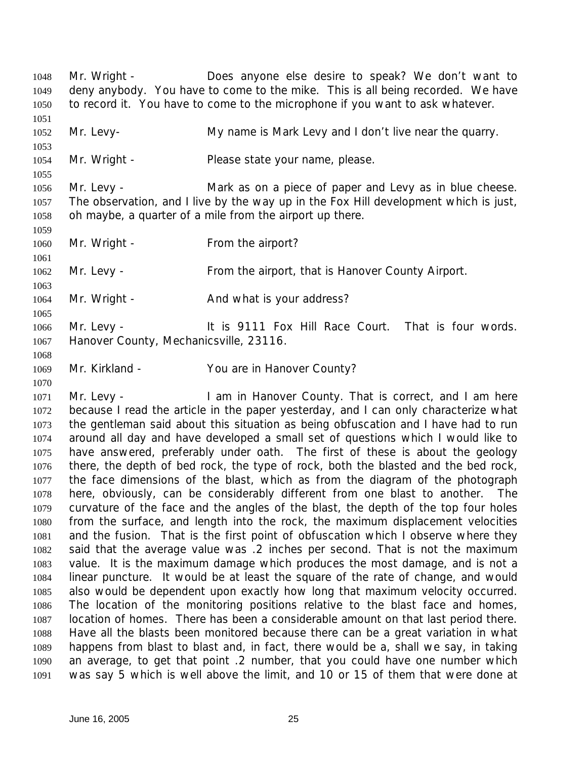Mr. Wright - Does anyone else desire to speak? We don't want to deny anybody. You have to come to the mike. This is all being recorded. We have to record it. You have to come to the microphone if you want to ask whatever.

Mr. Levy- My name is Mark Levy and I don't live near the quarry.

Mr. Wright - Please state your name, please.

Mr. Levy - Mark as on a piece of paper and Levy as in blue cheese. The observation, and I live by the way up in the Fox Hill development which is just, oh maybe, a quarter of a mile from the airport up there.

Mr. Wright - From the airport?

Mr. Levy - From the airport, that is Hanover County Airport.

Mr. Wright - And what is your address?

Mr. Levy - It is 9111 Fox Hill Race Court. That is four words. Hanover County, Mechanicsville, 23116.

Mr. Kirkland - You are in Hanover County?

Mr. Levy - I am in Hanover County. That is correct, and I am here because I read the article in the paper yesterday, and I can only characterize what the gentleman said about this situation as being obfuscation and I have had to run around all day and have developed a small set of questions which I would like to have answered, preferably under oath. The first of these is about the geology there, the depth of bed rock, the type of rock, both the blasted and the bed rock, the face dimensions of the blast, which as from the diagram of the photograph here, obviously, can be considerably different from one blast to another. The curvature of the face and the angles of the blast, the depth of the top four holes from the surface, and length into the rock, the maximum displacement velocities and the fusion. That is the first point of obfuscation which I observe where they said that the average value was .2 inches per second. That is not the maximum value. It is the maximum damage which produces the most damage, and is not a linear puncture. It would be at least the square of the rate of change, and would also would be dependent upon exactly how long that maximum velocity occurred. The location of the monitoring positions relative to the blast face and homes, location of homes. There has been a considerable amount on that last period there. Have all the blasts been monitored because there can be a great variation in what happens from blast to blast and, in fact, there would be a, shall we say, in taking an average, to get that point .2 number, that you could have one number which was say 5 which is well above the limit, and 10 or 15 of them that were done at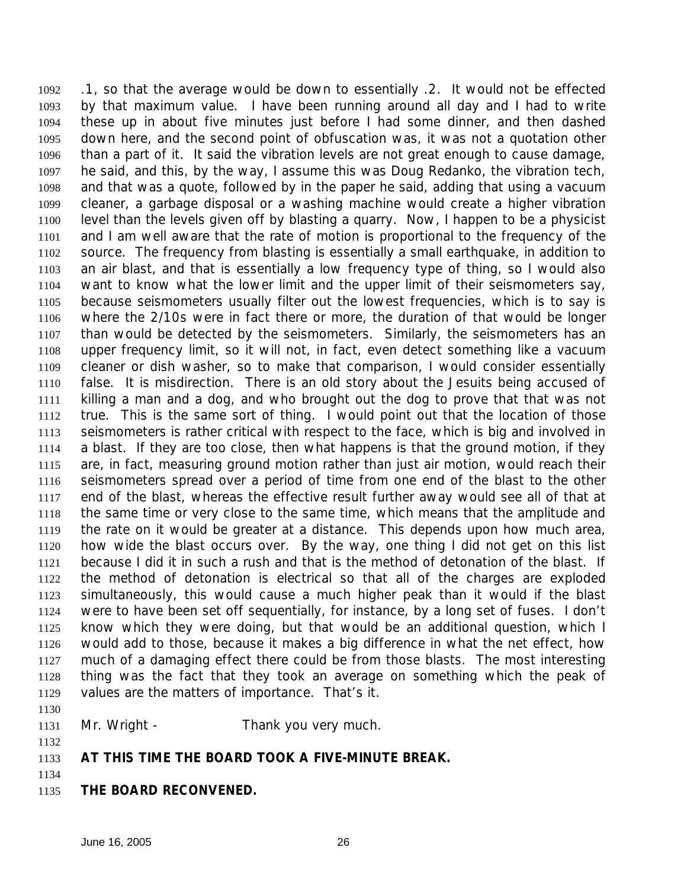.1, so that the average would be down to essentially .2. It would not be effected by that maximum value. I have been running around all day and I had to write these up in about five minutes just before I had some dinner, and then dashed down here, and the second point of obfuscation was, it was not a quotation other than a part of it. It said the vibration levels are not great enough to cause damage, he said, and this, by the way, I assume this was Doug Redanko, the vibration tech, and that was a quote, followed by in the paper he said, adding that using a vacuum cleaner, a garbage disposal or a washing machine would create a higher vibration level than the levels given off by blasting a quarry. Now, I happen to be a physicist and I am well aware that the rate of motion is proportional to the frequency of the source. The frequency from blasting is essentially a small earthquake, in addition to an air blast, and that is essentially a low frequency type of thing, so I would also want to know what the lower limit and the upper limit of their seismometers say, because seismometers usually filter out the lowest frequencies, which is to say is where the 2/10s were in fact there or more, the duration of that would be longer than would be detected by the seismometers. Similarly, the seismometers has an upper frequency limit, so it will not, in fact, even detect something like a vacuum cleaner or dish washer, so to make that comparison, I would consider essentially false. It is misdirection. There is an old story about the Jesuits being accused of killing a man and a dog, and who brought out the dog to prove that that was not true. This is the same sort of thing. I would point out that the location of those seismometers is rather critical with respect to the face, which is big and involved in a blast. If they are too close, then what happens is that the ground motion, if they are, in fact, measuring ground motion rather than just air motion, would reach their seismometers spread over a period of time from one end of the blast to the other end of the blast, whereas the effective result further away would see all of that at the same time or very close to the same time, which means that the amplitude and the rate on it would be greater at a distance. This depends upon how much area, how wide the blast occurs over. By the way, one thing I did not get on this list because I did it in such a rush and that is the method of detonation of the blast. If the method of detonation is electrical so that all of the charges are exploded simultaneously, this would cause a much higher peak than it would if the blast were to have been set off sequentially, for instance, by a long set of fuses. I don't know which they were doing, but that would be an additional question, which I would add to those, because it makes a big difference in what the net effect, how much of a damaging effect there could be from those blasts. The most interesting thing was the fact that they took an average on something which the peak of values are the matters of importance. That's it.

Mr. Wright - Thank you very much.

**AT THIS TIME THE BOARD TOOK A FIVE-MINUTE BREAK.**

**THE BOARD RECONVENED.**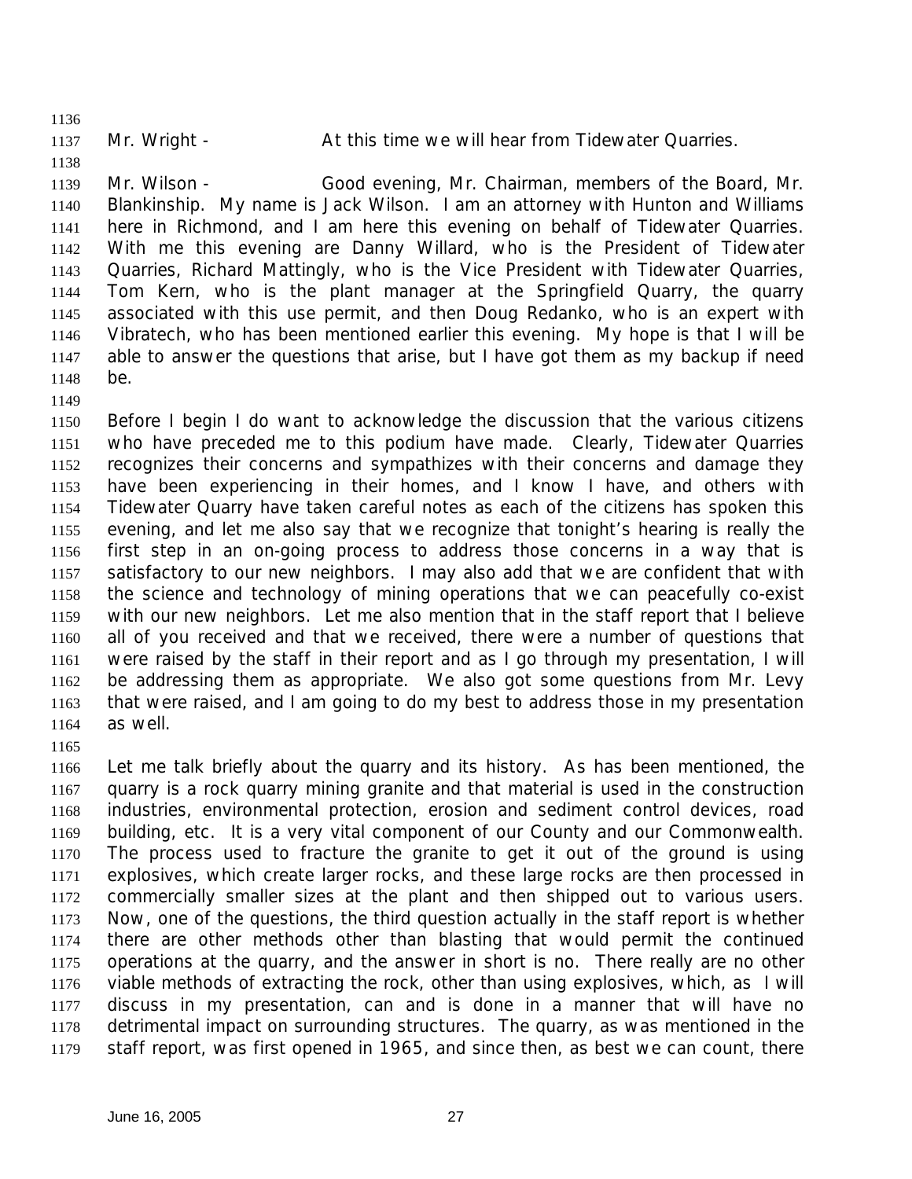Mr. Wright - At this time we will hear from Tidewater Quarries.

Mr. Wilson - Good evening, Mr. Chairman, members of the Board, Mr. Blankinship. My name is Jack Wilson. I am an attorney with Hunton and Williams here in Richmond, and I am here this evening on behalf of Tidewater Quarries. With me this evening are Danny Willard, who is the President of Tidewater Quarries, Richard Mattingly, who is the Vice President with Tidewater Quarries, Tom Kern, who is the plant manager at the Springfield Quarry, the quarry associated with this use permit, and then Doug Redanko, who is an expert with Vibratech, who has been mentioned earlier this evening. My hope is that I will be able to answer the questions that arise, but I have got them as my backup if need be.

Before I begin I do want to acknowledge the discussion that the various citizens who have preceded me to this podium have made. Clearly, Tidewater Quarries recognizes their concerns and sympathizes with their concerns and damage they have been experiencing in their homes, and I know I have, and others with Tidewater Quarry have taken careful notes as each of the citizens has spoken this evening, and let me also say that we recognize that tonight's hearing is really the first step in an on-going process to address those concerns in a way that is satisfactory to our new neighbors. I may also add that we are confident that with the science and technology of mining operations that we can peacefully co-exist with our new neighbors. Let me also mention that in the staff report that I believe all of you received and that we received, there were a number of questions that were raised by the staff in their report and as I go through my presentation, I will be addressing them as appropriate. We also got some questions from Mr. Levy that were raised, and I am going to do my best to address those in my presentation as well.

Let me talk briefly about the quarry and its history. As has been mentioned, the quarry is a rock quarry mining granite and that material is used in the construction industries, environmental protection, erosion and sediment control devices, road building, etc. It is a very vital component of our County and our Commonwealth. The process used to fracture the granite to get it out of the ground is using explosives, which create larger rocks, and these large rocks are then processed in commercially smaller sizes at the plant and then shipped out to various users. Now, one of the questions, the third question actually in the staff report is whether there are other methods other than blasting that would permit the continued operations at the quarry, and the answer in short is no. There really are no other viable methods of extracting the rock, other than using explosives, which, as I will discuss in my presentation, can and is done in a manner that will have no detrimental impact on surrounding structures. The quarry, as was mentioned in the staff report, was first opened in 1965, and since then, as best we can count, there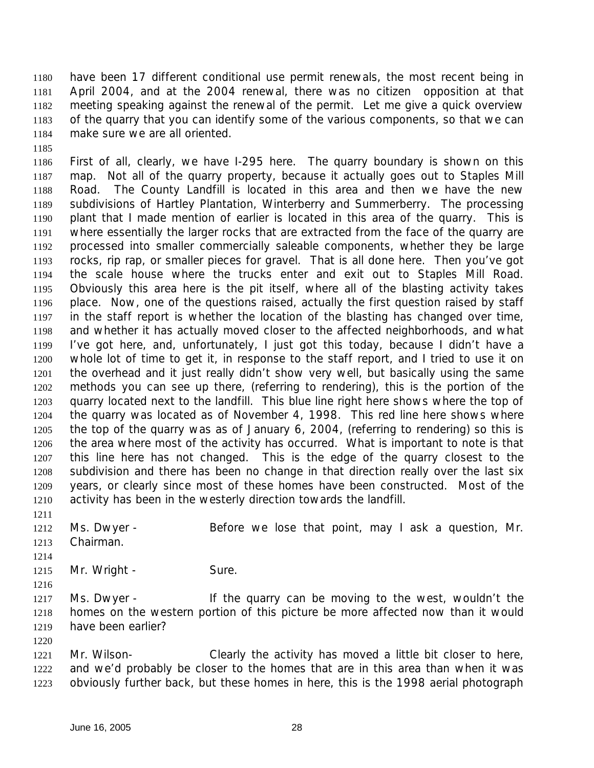have been 17 different conditional use permit renewals, the most recent being in April 2004, and at the 2004 renewal, there was no citizen opposition at that meeting speaking against the renewal of the permit. Let me give a quick overview of the quarry that you can identify some of the various components, so that we can make sure we are all oriented.

First of all, clearly, we have I-295 here. The quarry boundary is shown on this map. Not all of the quarry property, because it actually goes out to Staples Mill Road. The County Landfill is located in this area and then we have the new subdivisions of Hartley Plantation, Winterberry and Summerberry. The processing plant that I made mention of earlier is located in this area of the quarry. This is where essentially the larger rocks that are extracted from the face of the quarry are processed into smaller commercially saleable components, whether they be large rocks, rip rap, or smaller pieces for gravel. That is all done here. Then you've got the scale house where the trucks enter and exit out to Staples Mill Road. Obviously this area here is the pit itself, where all of the blasting activity takes place. Now, one of the questions raised, actually the first question raised by staff in the staff report is whether the location of the blasting has changed over time, and whether it has actually moved closer to the affected neighborhoods, and what I've got here, and, unfortunately, I just got this today, because I didn't have a whole lot of time to get it, in response to the staff report, and I tried to use it on the overhead and it just really didn't show very well, but basically using the same methods you can see up there, (referring to rendering), this is the portion of the quarry located next to the landfill. This blue line right here shows where the top of the quarry was located as of November 4, 1998. This red line here shows where the top of the quarry was as of January 6, 2004, (referring to rendering) so this is the area where most of the activity has occurred. What is important to note is that this line here has not changed. This is the edge of the quarry closest to the subdivision and there has been no change in that direction really over the last six years, or clearly since most of these homes have been constructed. Most of the activity has been in the westerly direction towards the landfill.

Ms. Dwyer - Before we lose that point, may I ask a question, Mr. Chairman.

Mr. Wright - Sure.

Ms. Dwyer - If the quarry can be moving to the west, wouldn't the homes on the western portion of this picture be more affected now than it would have been earlier?

Mr. Wilson- Clearly the activity has moved a little bit closer to here, and we'd probably be closer to the homes that are in this area than when it was obviously further back, but these homes in here, this is the 1998 aerial photograph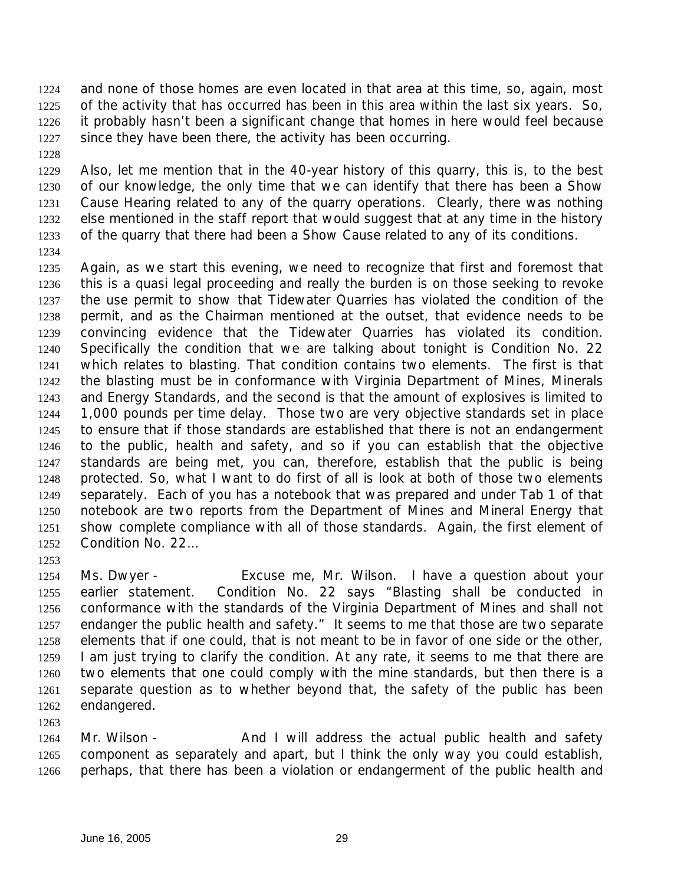and none of those homes are even located in that area at this time, so, again, most of the activity that has occurred has been in this area within the last six years. So, it probably hasn't been a significant change that homes in here would feel because since they have been there, the activity has been occurring.

Also, let me mention that in the 40-year history of this quarry, this is, to the best of our knowledge, the only time that we can identify that there has been a Show Cause Hearing related to any of the quarry operations. Clearly, there was nothing else mentioned in the staff report that would suggest that at any time in the history of the quarry that there had been a Show Cause related to any of its conditions.

Again, as we start this evening, we need to recognize that first and foremost that this is a quasi legal proceeding and really the burden is on those seeking to revoke the use permit to show that Tidewater Quarries has violated the condition of the permit, and as the Chairman mentioned at the outset, that evidence needs to be convincing evidence that the Tidewater Quarries has violated its condition. Specifically the condition that we are talking about tonight is Condition No. 22 which relates to blasting. That condition contains two elements. The first is that the blasting must be in conformance with Virginia Department of Mines, Minerals and Energy Standards, and the second is that the amount of explosives is limited to 1,000 pounds per time delay. Those two are very objective standards set in place to ensure that if those standards are established that there is not an endangerment to the public, health and safety, and so if you can establish that the objective standards are being met, you can, therefore, establish that the public is being protected. So, what I want to do first of all is look at both of those two elements separately. Each of you has a notebook that was prepared and under Tab 1 of that notebook are two reports from the Department of Mines and Mineral Energy that show complete compliance with all of those standards. Again, the first element of Condition No. 22…

Ms. Dwyer - Excuse me, Mr. Wilson. I have a question about your earlier statement. Condition No. 22 says "Blasting shall be conducted in conformance with the standards of the Virginia Department of Mines and shall not endanger the public health and safety." It seems to me that those are two separate elements that if one could, that is not meant to be in favor of one side or the other, I am just trying to clarify the condition. At any rate, it seems to me that there are two elements that one could comply with the mine standards, but then there is a separate question as to whether beyond that, the safety of the public has been endangered.

Mr. Wilson - And I will address the actual public health and safety component as separately and apart, but I think the only way you could establish, perhaps, that there has been a violation or endangerment of the public health and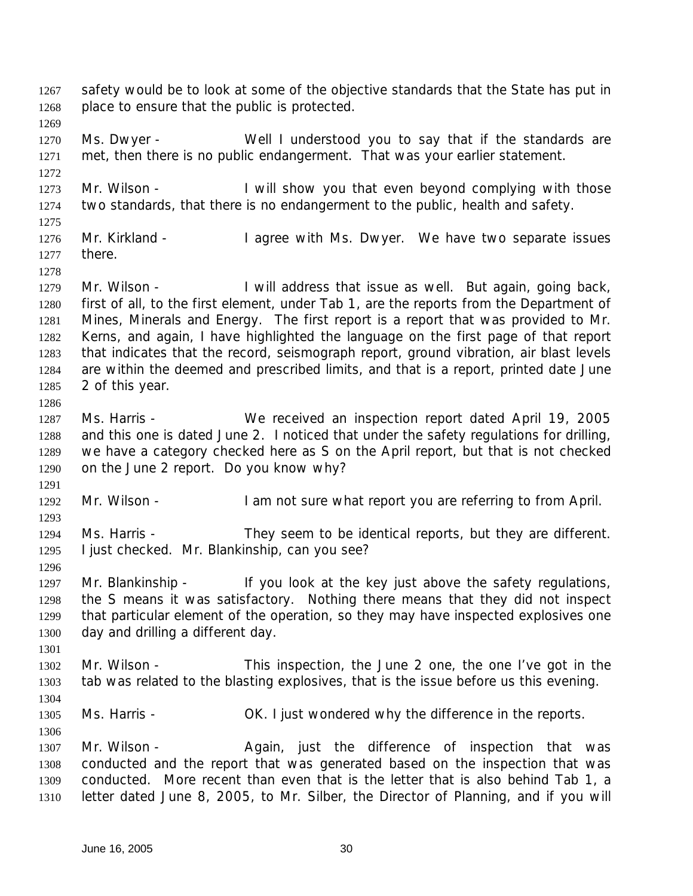safety would be to look at some of the objective standards that the State has put in place to ensure that the public is protected.

Ms. Dwyer - Well I understood you to say that if the standards are met, then there is no public endangerment. That was your earlier statement.

Mr. Wilson - I will show you that even beyond complying with those two standards, that there is no endangerment to the public, health and safety.

Mr. Kirkland - I agree with Ms. Dwyer. We have two separate issues there.

Mr. Wilson - I will address that issue as well. But again, going back, first of all, to the first element, under Tab 1, are the reports from the Department of Mines, Minerals and Energy. The first report is a report that was provided to Mr. Kerns, and again, I have highlighted the language on the first page of that report that indicates that the record, seismograph report, ground vibration, air blast levels are within the deemed and prescribed limits, and that is a report, printed date June 2 of this year.

Ms. Harris - We received an inspection report dated April 19, 2005 and this one is dated June 2. I noticed that under the safety regulations for drilling, we have a category checked here as S on the April report, but that is not checked on the June 2 report. Do you know why?

Mr. Wilson - I am not sure what report you are referring to from April.

Ms. Harris - They seem to be identical reports, but they are different. I just checked. Mr. Blankinship, can you see?

Mr. Blankinship - If you look at the key just above the safety regulations, the S means it was satisfactory. Nothing there means that they did not inspect that particular element of the operation, so they may have inspected explosives one day and drilling a different day.

Mr. Wilson - This inspection, the June 2 one, the one I've got in the tab was related to the blasting explosives, that is the issue before us this evening.

Ms. Harris - OK. I just wondered why the difference in the reports.

Mr. Wilson - Again, just the difference of inspection that was conducted and the report that was generated based on the inspection that was conducted. More recent than even that is the letter that is also behind Tab 1, a letter dated June 8, 2005, to Mr. Silber, the Director of Planning, and if you will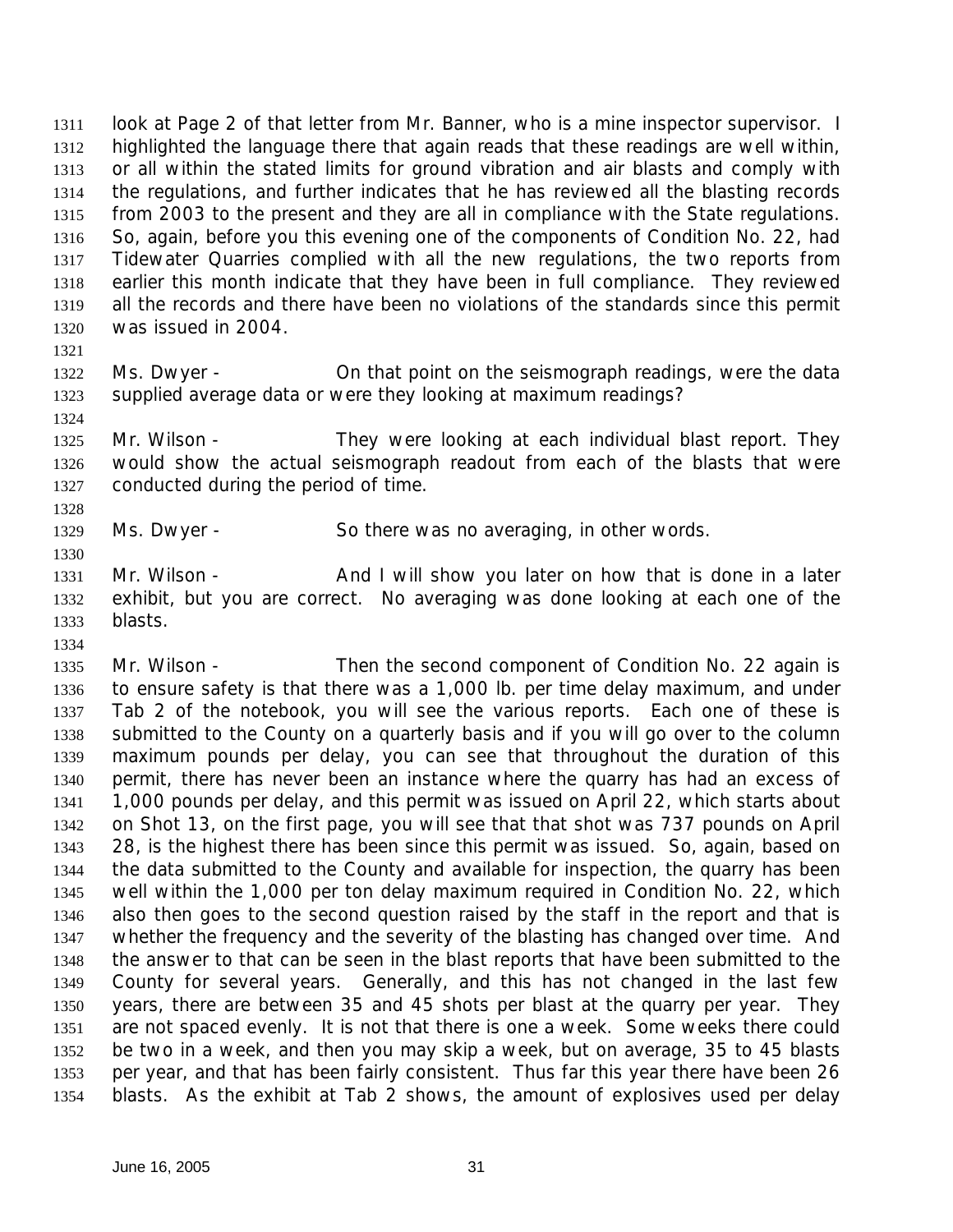look at Page 2 of that letter from Mr. Banner, who is a mine inspector supervisor. I highlighted the language there that again reads that these readings are well within, or all within the stated limits for ground vibration and air blasts and comply with the regulations, and further indicates that he has reviewed all the blasting records from 2003 to the present and they are all in compliance with the State regulations. So, again, before you this evening one of the components of Condition No. 22, had Tidewater Quarries complied with all the new regulations, the two reports from earlier this month indicate that they have been in full compliance. They reviewed all the records and there have been no violations of the standards since this permit was issued in 2004.

Ms. Dwyer - On that point on the seismograph readings, were the data supplied average data or were they looking at maximum readings?

Mr. Wilson - They were looking at each individual blast report. They would show the actual seismograph readout from each of the blasts that were conducted during the period of time.

Ms. Dwyer - So there was no averaging, in other words.

Mr. Wilson - And I will show you later on how that is done in a later exhibit, but you are correct. No averaging was done looking at each one of the blasts.

Mr. Wilson - Then the second component of Condition No. 22 again is to ensure safety is that there was a 1,000 lb. per time delay maximum, and under Tab 2 of the notebook, you will see the various reports. Each one of these is submitted to the County on a quarterly basis and if you will go over to the column maximum pounds per delay, you can see that throughout the duration of this permit, there has never been an instance where the quarry has had an excess of 1,000 pounds per delay, and this permit was issued on April 22, which starts about on Shot 13, on the first page, you will see that that shot was 737 pounds on April 28, is the highest there has been since this permit was issued. So, again, based on the data submitted to the County and available for inspection, the quarry has been well within the 1,000 per ton delay maximum required in Condition No. 22, which also then goes to the second question raised by the staff in the report and that is whether the frequency and the severity of the blasting has changed over time. And the answer to that can be seen in the blast reports that have been submitted to the County for several years. Generally, and this has not changed in the last few years, there are between 35 and 45 shots per blast at the quarry per year. They are not spaced evenly. It is not that there is one a week. Some weeks there could be two in a week, and then you may skip a week, but on average, 35 to 45 blasts per year, and that has been fairly consistent. Thus far this year there have been 26 blasts. As the exhibit at Tab 2 shows, the amount of explosives used per delay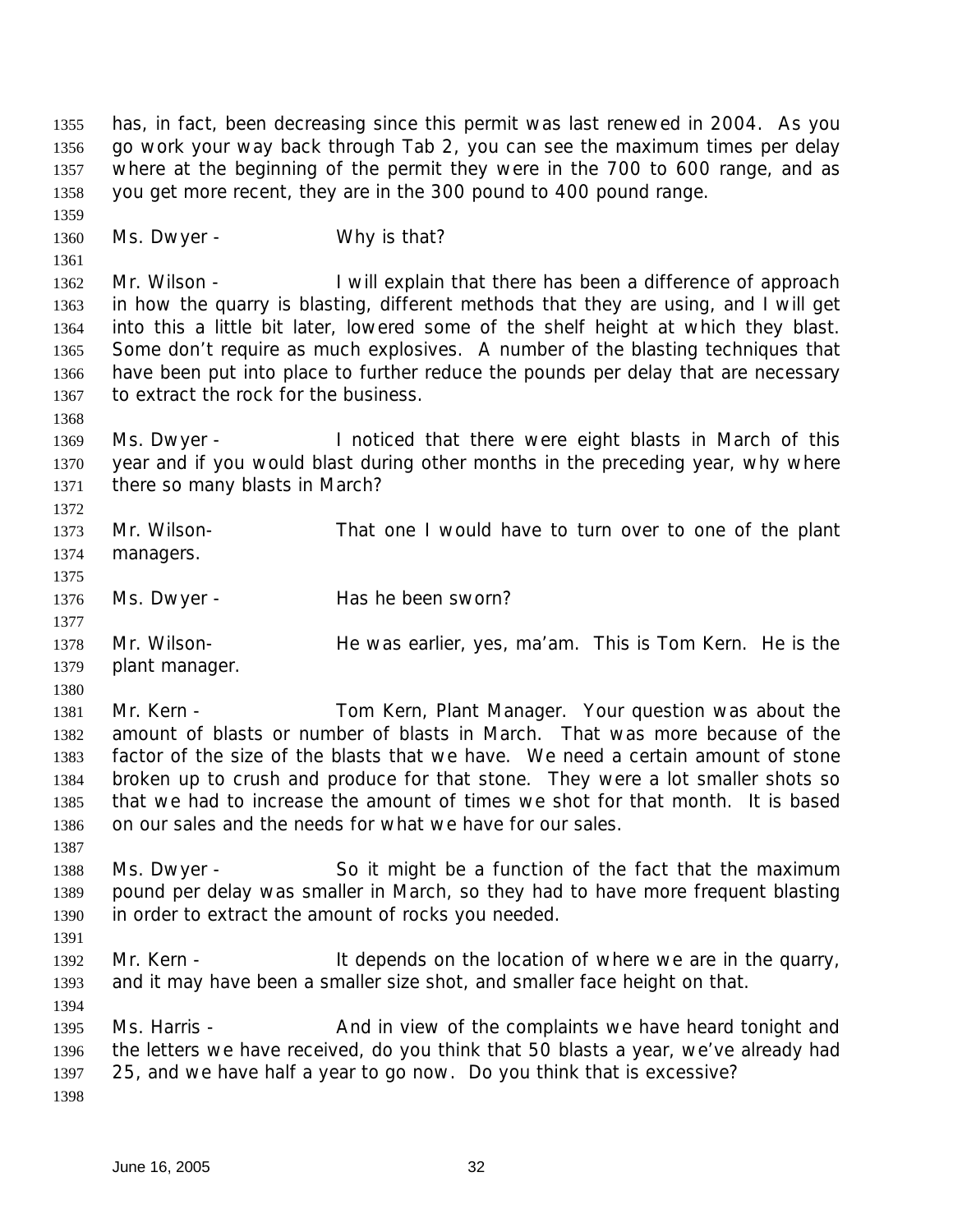has, in fact, been decreasing since this permit was last renewed in 2004. As you go work your way back through Tab 2, you can see the maximum times per delay where at the beginning of the permit they were in the 700 to 600 range, and as you get more recent, they are in the 300 pound to 400 pound range.

Ms. Dwyer - Why is that?

Mr. Wilson - I will explain that there has been a difference of approach in how the quarry is blasting, different methods that they are using, and I will get into this a little bit later, lowered some of the shelf height at which they blast. Some don't require as much explosives. A number of the blasting techniques that have been put into place to further reduce the pounds per delay that are necessary to extract the rock for the business.

Ms. Dwyer - I noticed that there were eight blasts in March of this year and if you would blast during other months in the preceding year, why where there so many blasts in March?

Mr. Wilson- That one I would have to turn over to one of the plant managers.

Ms. Dwyer - Has he been sworn?

Mr. Wilson- He was earlier, yes, ma'am. This is Tom Kern. He is the plant manager.

Mr. Kern - Tom Kern, Plant Manager. Your question was about the amount of blasts or number of blasts in March. That was more because of the factor of the size of the blasts that we have. We need a certain amount of stone broken up to crush and produce for that stone. They were a lot smaller shots so that we had to increase the amount of times we shot for that month. It is based on our sales and the needs for what we have for our sales.

Ms. Dwyer - So it might be a function of the fact that the maximum pound per delay was smaller in March, so they had to have more frequent blasting in order to extract the amount of rocks you needed.

Mr. Kern - It depends on the location of where we are in the quarry, and it may have been a smaller size shot, and smaller face height on that.

Ms. Harris - And in view of the complaints we have heard tonight and the letters we have received, do you think that 50 blasts a year, we've already had 25, and we have half a year to go now. Do you think that is excessive?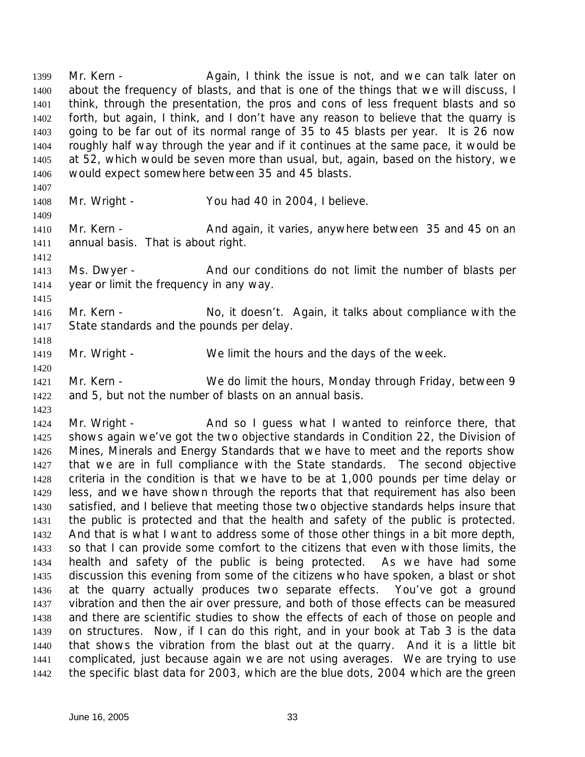Mr. Kern - Again, I think the issue is not, and we can talk later on about the frequency of blasts, and that is one of the things that we will discuss, I think, through the presentation, the pros and cons of less frequent blasts and so forth, but again, I think, and I don't have any reason to believe that the quarry is going to be far out of its normal range of 35 to 45 blasts per year. It is 26 now roughly half way through the year and if it continues at the same pace, it would be at 52, which would be seven more than usual, but, again, based on the history, we would expect somewhere between 35 and 45 blasts.

Mr. Wright - You had 40 in 2004, I believe.

Mr. Kern - And again, it varies, anywhere between 35 and 45 on an annual basis. That is about right.

Ms. Dwyer - And our conditions do not limit the number of blasts per year or limit the frequency in any way.

Mr. Kern - No, it doesn't. Again, it talks about compliance with the State standards and the pounds per delay.

Mr. Wright - We limit the hours and the days of the week.

Mr. Kern - We do limit the hours, Monday through Friday, between 9 and 5, but not the number of blasts on an annual basis.

Mr. Wright - And so I guess what I wanted to reinforce there, that shows again we've got the two objective standards in Condition 22, the Division of Mines, Minerals and Energy Standards that we have to meet and the reports show that we are in full compliance with the State standards. The second objective criteria in the condition is that we have to be at 1,000 pounds per time delay or less, and we have shown through the reports that that requirement has also been satisfied, and I believe that meeting those two objective standards helps insure that the public is protected and that the health and safety of the public is protected. And that is what I want to address some of those other things in a bit more depth, so that I can provide some comfort to the citizens that even with those limits, the health and safety of the public is being protected. As we have had some discussion this evening from some of the citizens who have spoken, a blast or shot at the quarry actually produces two separate effects. You've got a ground vibration and then the air over pressure, and both of those effects can be measured and there are scientific studies to show the effects of each of those on people and on structures. Now, if I can do this right, and in your book at Tab 3 is the data that shows the vibration from the blast out at the quarry. And it is a little bit complicated, just because again we are not using averages. We are trying to use the specific blast data for 2003, which are the blue dots, 2004 which are the green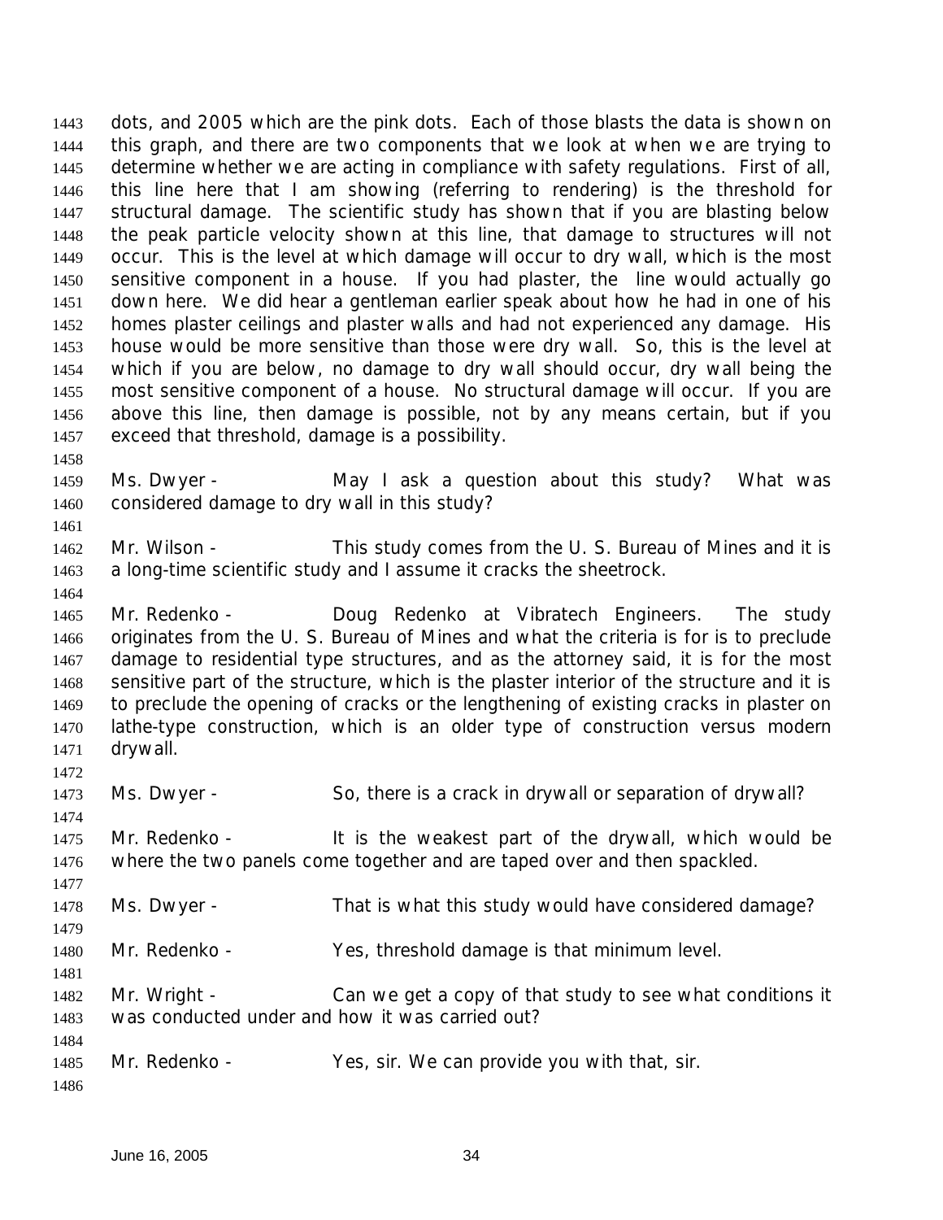dots, and 2005 which are the pink dots. Each of those blasts the data is shown on this graph, and there are two components that we look at when we are trying to determine whether we are acting in compliance with safety regulations. First of all, this line here that I am showing (referring to rendering) is the threshold for structural damage. The scientific study has shown that if you are blasting below the peak particle velocity shown at this line, that damage to structures will not occur. This is the level at which damage will occur to dry wall, which is the most sensitive component in a house. If you had plaster, the line would actually go down here. We did hear a gentleman earlier speak about how he had in one of his homes plaster ceilings and plaster walls and had not experienced any damage. His house would be more sensitive than those were dry wall. So, this is the level at which if you are below, no damage to dry wall should occur, dry wall being the most sensitive component of a house. No structural damage will occur. If you are above this line, then damage is possible, not by any means certain, but if you exceed that threshold, damage is a possibility.

Ms. Dwyer - May I ask a question about this study? What was considered damage to dry wall in this study?

Mr. Wilson - This study comes from the U. S. Bureau of Mines and it is a long-time scientific study and I assume it cracks the sheetrock.

Mr. Redenko - Doug Redenko at Vibratech Engineers. The study originates from the U. S. Bureau of Mines and what the criteria is for is to preclude damage to residential type structures, and as the attorney said, it is for the most sensitive part of the structure, which is the plaster interior of the structure and it is to preclude the opening of cracks or the lengthening of existing cracks in plaster on lathe-type construction, which is an older type of construction versus modern drywall.

Ms. Dwyer - So, there is a crack in drywall or separation of drywall?

Mr. Redenko - It is the weakest part of the drywall, which would be where the two panels come together and are taped over and then spackled.

Ms. Dwyer - That is what this study would have considered damage?

Mr. Redenko - Yes, threshold damage is that minimum level.

Mr. Wright - Can we get a copy of that study to see what conditions it was conducted under and how it was carried out?

Mr. Redenko - Yes, sir. We can provide you with that, sir.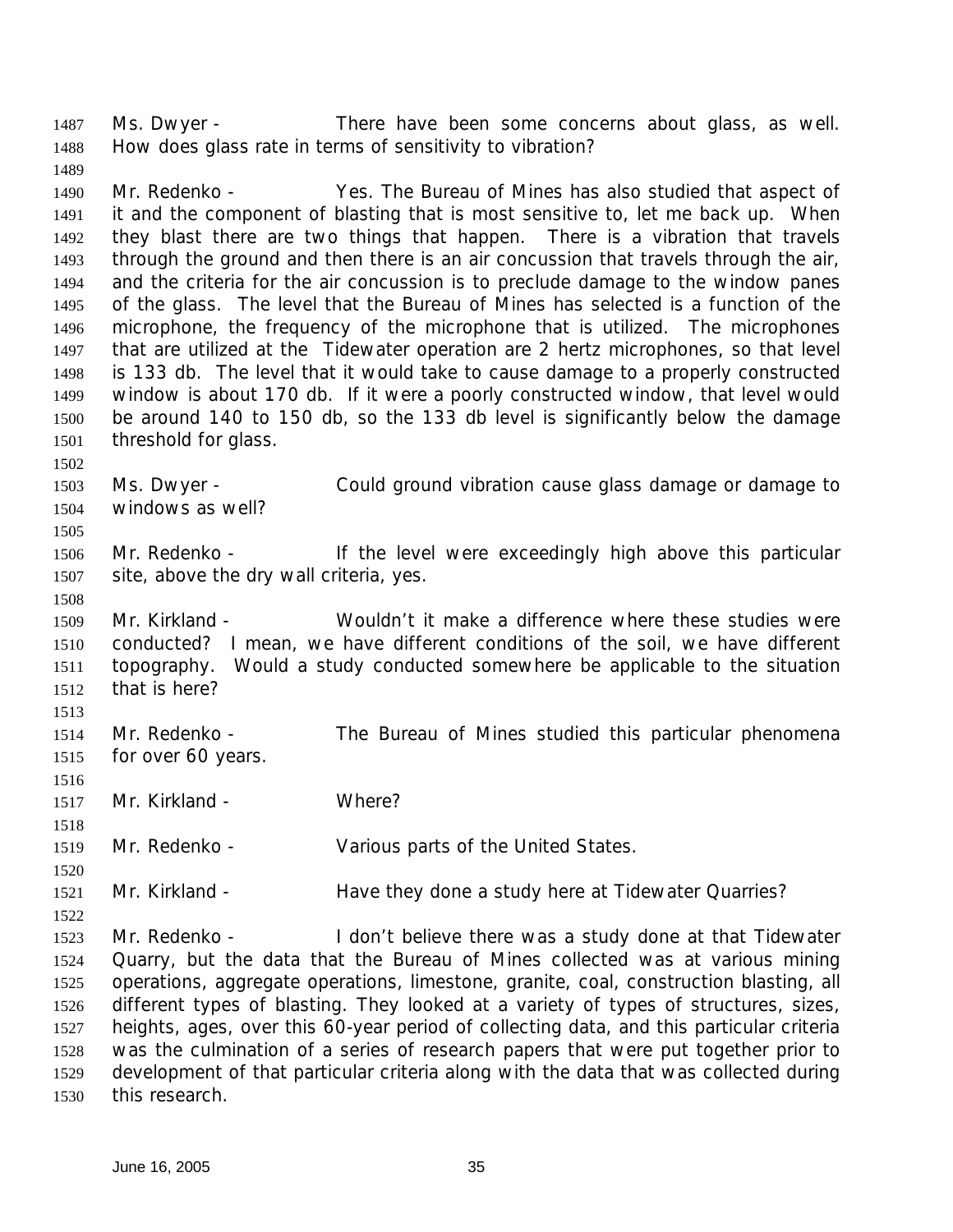Ms. Dwyer - There have been some concerns about glass, as well. How does glass rate in terms of sensitivity to vibration?

Mr. Redenko - Yes. The Bureau of Mines has also studied that aspect of it and the component of blasting that is most sensitive to, let me back up. When they blast there are two things that happen. There is a vibration that travels through the ground and then there is an air concussion that travels through the air, and the criteria for the air concussion is to preclude damage to the window panes of the glass. The level that the Bureau of Mines has selected is a function of the microphone, the frequency of the microphone that is utilized. The microphones that are utilized at the Tidewater operation are 2 hertz microphones, so that level is 133 db. The level that it would take to cause damage to a properly constructed window is about 170 db. If it were a poorly constructed window, that level would be around 140 to 150 db, so the 133 db level is significantly below the damage threshold for glass.

Ms. Dwyer - Could ground vibration cause glass damage or damage to windows as well?

Mr. Redenko - If the level were exceedingly high above this particular site, above the dry wall criteria, yes.

Mr. Kirkland - Wouldn't it make a difference where these studies were conducted? I mean, we have different conditions of the soil, we have different topography. Would a study conducted somewhere be applicable to the situation that is here?

Mr. Redenko - The Bureau of Mines studied this particular phenomena for over 60 years.

Mr. Kirkland - Where?

Mr. Redenko - Various parts of the United States.

Mr. Kirkland - Have they done a study here at Tidewater Quarries?

Mr. Redenko - I don't believe there was a study done at that Tidewater Quarry, but the data that the Bureau of Mines collected was at various mining operations, aggregate operations, limestone, granite, coal, construction blasting, all different types of blasting. They looked at a variety of types of structures, sizes, heights, ages, over this 60-year period of collecting data, and this particular criteria was the culmination of a series of research papers that were put together prior to development of that particular criteria along with the data that was collected during this research.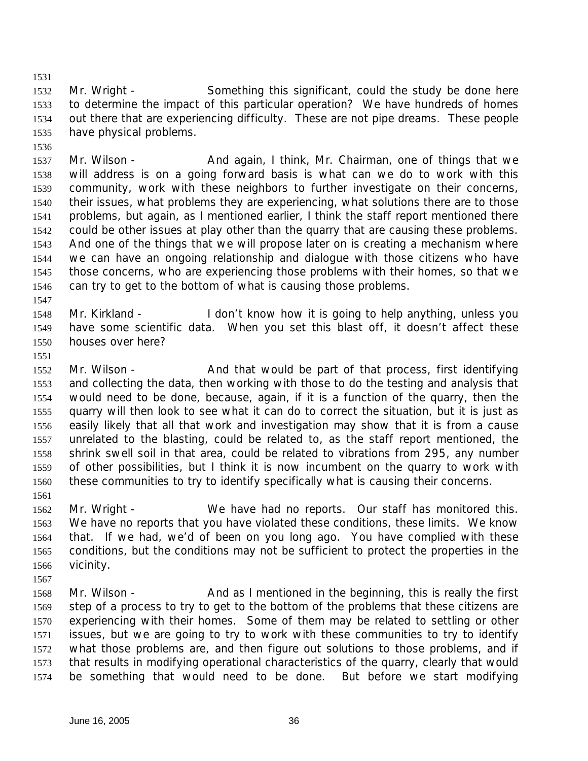Mr. Wright - Something this significant, could the study be done here to determine the impact of this particular operation? We have hundreds of homes out there that are experiencing difficulty. These are not pipe dreams. These people have physical problems.

Mr. Wilson - And again, I think, Mr. Chairman, one of things that we will address is on a going forward basis is what can we do to work with this community, work with these neighbors to further investigate on their concerns, their issues, what problems they are experiencing, what solutions there are to those problems, but again, as I mentioned earlier, I think the staff report mentioned there could be other issues at play other than the quarry that are causing these problems. And one of the things that we will propose later on is creating a mechanism where we can have an ongoing relationship and dialogue with those citizens who have those concerns, who are experiencing those problems with their homes, so that we can try to get to the bottom of what is causing those problems.

Mr. Kirkland - I don't know how it is going to help anything, unless you have some scientific data. When you set this blast off, it doesn't affect these houses over here?

Mr. Wilson - And that would be part of that process, first identifying and collecting the data, then working with those to do the testing and analysis that would need to be done, because, again, if it is a function of the quarry, then the quarry will then look to see what it can do to correct the situation, but it is just as easily likely that all that work and investigation may show that it is from a cause unrelated to the blasting, could be related to, as the staff report mentioned, the shrink swell soil in that area, could be related to vibrations from 295, any number of other possibilities, but I think it is now incumbent on the quarry to work with these communities to try to identify specifically what is causing their concerns.

Mr. Wright - We have had no reports. Our staff has monitored this. We have no reports that you have violated these conditions, these limits. We know that. If we had, we'd of been on you long ago. You have complied with these conditions, but the conditions may not be sufficient to protect the properties in the vicinity.

Mr. Wilson - And as I mentioned in the beginning, this is really the first step of a process to try to get to the bottom of the problems that these citizens are experiencing with their homes. Some of them may be related to settling or other issues, but we are going to try to work with these communities to try to identify what those problems are, and then figure out solutions to those problems, and if that results in modifying operational characteristics of the quarry, clearly that would be something that would need to be done. But before we start modifying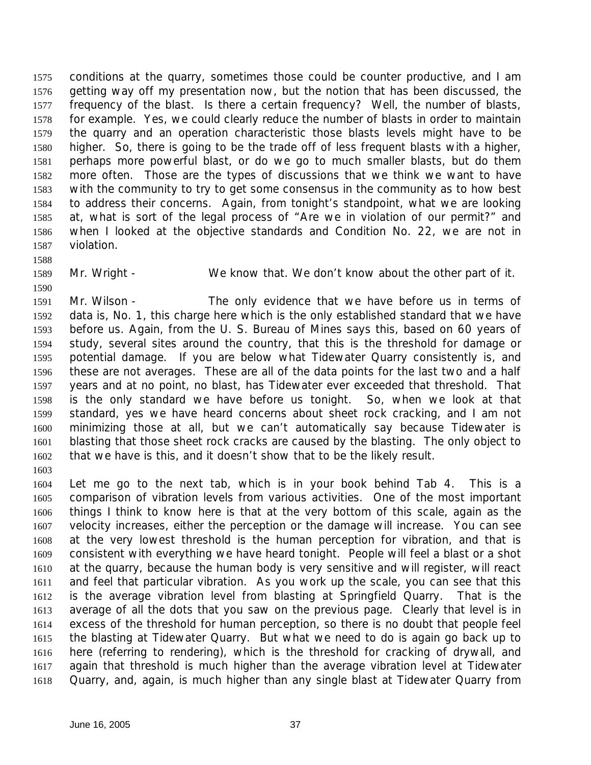conditions at the quarry, sometimes those could be counter productive, and I am getting way off my presentation now, but the notion that has been discussed, the frequency of the blast. Is there a certain frequency? Well, the number of blasts, for example. Yes, we could clearly reduce the number of blasts in order to maintain the quarry and an operation characteristic those blasts levels might have to be higher. So, there is going to be the trade off of less frequent blasts with a higher, perhaps more powerful blast, or do we go to much smaller blasts, but do them more often. Those are the types of discussions that we think we want to have with the community to try to get some consensus in the community as to how best to address their concerns. Again, from tonight's standpoint, what we are looking at, what is sort of the legal process of "Are we in violation of our permit?" and when I looked at the objective standards and Condition No. 22, we are not in violation.

Mr. Wright - We know that. We don't know about the other part of it.

Mr. Wilson - The only evidence that we have before us in terms of data is, No. 1, this charge here which is the only established standard that we have before us. Again, from the U. S. Bureau of Mines says this, based on 60 years of study, several sites around the country, that this is the threshold for damage or potential damage. If you are below what Tidewater Quarry consistently is, and these are not averages. These are all of the data points for the last two and a half years and at no point, no blast, has Tidewater ever exceeded that threshold. That is the only standard we have before us tonight. So, when we look at that standard, yes we have heard concerns about sheet rock cracking, and I am not minimizing those at all, but we can't automatically say because Tidewater is blasting that those sheet rock cracks are caused by the blasting. The only object to that we have is this, and it doesn't show that to be the likely result.

Let me go to the next tab, which is in your book behind Tab 4. This is a comparison of vibration levels from various activities. One of the most important things I think to know here is that at the very bottom of this scale, again as the velocity increases, either the perception or the damage will increase. You can see at the very lowest threshold is the human perception for vibration, and that is consistent with everything we have heard tonight. People will feel a blast or a shot at the quarry, because the human body is very sensitive and will register, will react and feel that particular vibration. As you work up the scale, you can see that this is the average vibration level from blasting at Springfield Quarry. That is the average of all the dots that you saw on the previous page. Clearly that level is in excess of the threshold for human perception, so there is no doubt that people feel the blasting at Tidewater Quarry. But what we need to do is again go back up to here (referring to rendering), which is the threshold for cracking of drywall, and again that threshold is much higher than the average vibration level at Tidewater Quarry, and, again, is much higher than any single blast at Tidewater Quarry from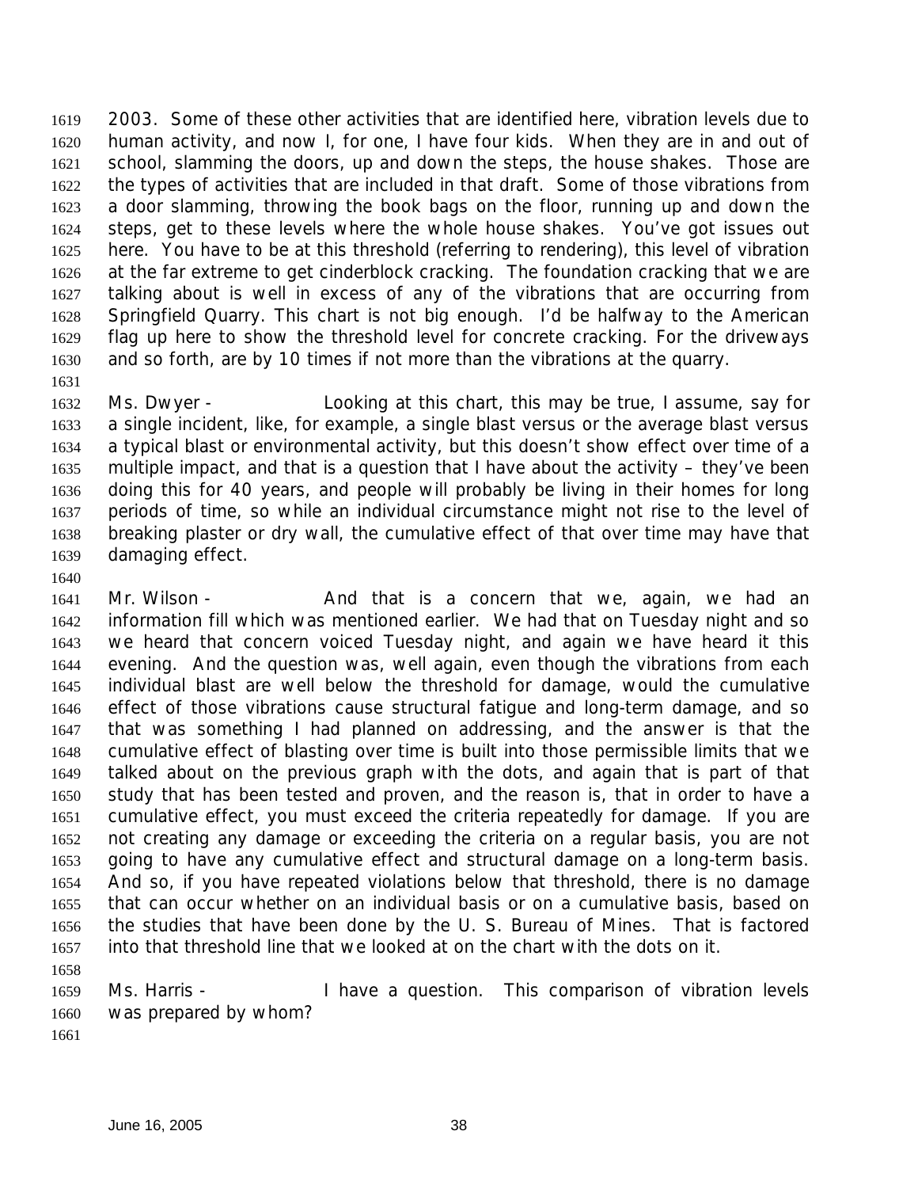2003. Some of these other activities that are identified here, vibration levels due to human activity, and now I, for one, I have four kids. When they are in and out of school, slamming the doors, up and down the steps, the house shakes. Those are the types of activities that are included in that draft. Some of those vibrations from a door slamming, throwing the book bags on the floor, running up and down the steps, get to these levels where the whole house shakes. You've got issues out here. You have to be at this threshold (referring to rendering), this level of vibration at the far extreme to get cinderblock cracking. The foundation cracking that we are talking about is well in excess of any of the vibrations that are occurring from Springfield Quarry. This chart is not big enough. I'd be halfway to the American flag up here to show the threshold level for concrete cracking. For the driveways and so forth, are by 10 times if not more than the vibrations at the quarry.

Ms. Dwyer - Looking at this chart, this may be true, I assume, say for a single incident, like, for example, a single blast versus or the average blast versus a typical blast or environmental activity, but this doesn't show effect over time of a multiple impact, and that is a question that I have about the activity – they've been doing this for 40 years, and people will probably be living in their homes for long periods of time, so while an individual circumstance might not rise to the level of breaking plaster or dry wall, the cumulative effect of that over time may have that damaging effect.

Mr. Wilson - And that is a concern that we, again, we had an information fill which was mentioned earlier. We had that on Tuesday night and so we heard that concern voiced Tuesday night, and again we have heard it this evening. And the question was, well again, even though the vibrations from each individual blast are well below the threshold for damage, would the cumulative effect of those vibrations cause structural fatigue and long-term damage, and so that was something I had planned on addressing, and the answer is that the cumulative effect of blasting over time is built into those permissible limits that we talked about on the previous graph with the dots, and again that is part of that study that has been tested and proven, and the reason is, that in order to have a cumulative effect, you must exceed the criteria repeatedly for damage. If you are not creating any damage or exceeding the criteria on a regular basis, you are not going to have any cumulative effect and structural damage on a long-term basis. And so, if you have repeated violations below that threshold, there is no damage that can occur whether on an individual basis or on a cumulative basis, based on the studies that have been done by the U. S. Bureau of Mines. That is factored into that threshold line that we looked at on the chart with the dots on it.

Ms. Harris - I have a question. This comparison of vibration levels was prepared by whom?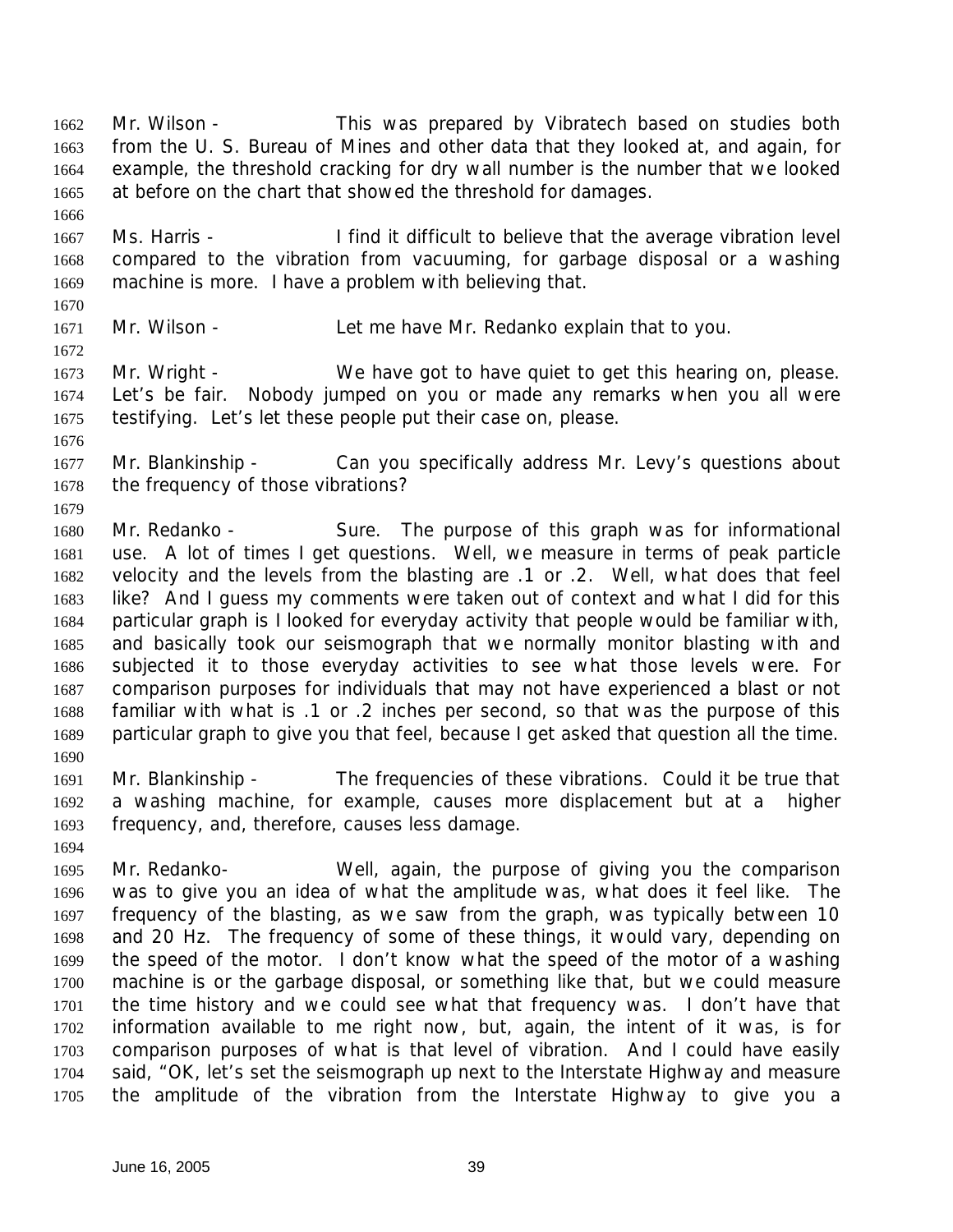Mr. Wilson - This was prepared by Vibratech based on studies both from the U. S. Bureau of Mines and other data that they looked at, and again, for example, the threshold cracking for dry wall number is the number that we looked at before on the chart that showed the threshold for damages.

Ms. Harris - I find it difficult to believe that the average vibration level compared to the vibration from vacuuming, for garbage disposal or a washing machine is more. I have a problem with believing that.

Mr. Wilson - Let me have Mr. Redanko explain that to you.

Mr. Wright - We have got to have quiet to get this hearing on, please. Let's be fair. Nobody jumped on you or made any remarks when you all were testifying. Let's let these people put their case on, please.

Mr. Blankinship - Can you specifically address Mr. Levy's questions about the frequency of those vibrations?

Mr. Redanko - Sure. The purpose of this graph was for informational use. A lot of times I get questions. Well, we measure in terms of peak particle velocity and the levels from the blasting are .1 or .2. Well, what does that feel like? And I guess my comments were taken out of context and what I did for this particular graph is I looked for everyday activity that people would be familiar with, and basically took our seismograph that we normally monitor blasting with and subjected it to those everyday activities to see what those levels were. For comparison purposes for individuals that may not have experienced a blast or not familiar with what is .1 or .2 inches per second, so that was the purpose of this particular graph to give you that feel, because I get asked that question all the time.

Mr. Blankinship - The frequencies of these vibrations. Could it be true that a washing machine, for example, causes more displacement but at a higher frequency, and, therefore, causes less damage.

Mr. Redanko- Well, again, the purpose of giving you the comparison was to give you an idea of what the amplitude was, what does it feel like. The frequency of the blasting, as we saw from the graph, was typically between 10 and 20 Hz. The frequency of some of these things, it would vary, depending on the speed of the motor. I don't know what the speed of the motor of a washing machine is or the garbage disposal, or something like that, but we could measure the time history and we could see what that frequency was. I don't have that information available to me right now, but, again, the intent of it was, is for comparison purposes of what is that level of vibration. And I could have easily said, "OK, let's set the seismograph up next to the Interstate Highway and measure the amplitude of the vibration from the Interstate Highway to give you a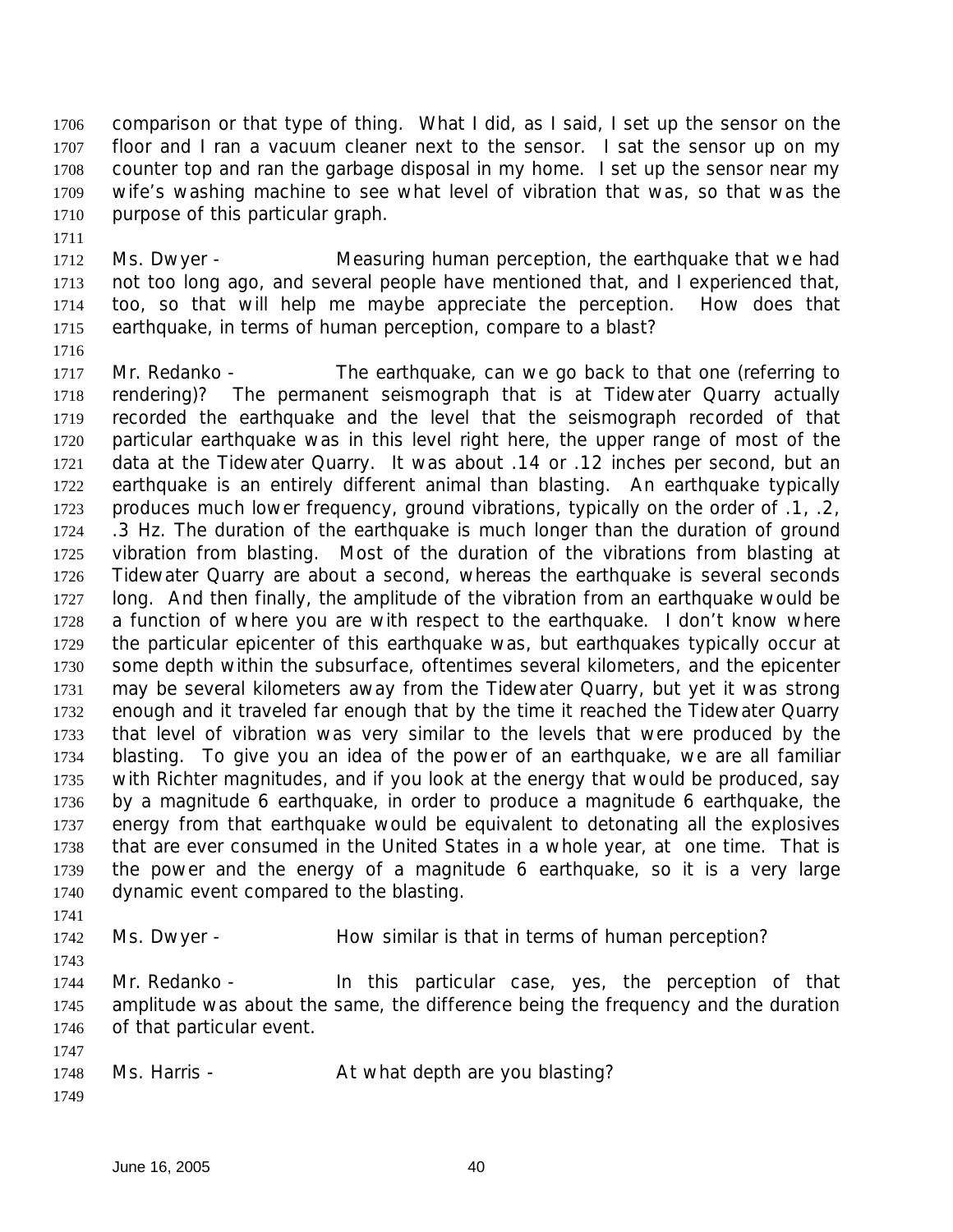comparison or that type of thing. What I did, as I said, I set up the sensor on the floor and I ran a vacuum cleaner next to the sensor. I sat the sensor up on my counter top and ran the garbage disposal in my home. I set up the sensor near my wife's washing machine to see what level of vibration that was, so that was the purpose of this particular graph.

Ms. Dwyer - Measuring human perception, the earthquake that we had not too long ago, and several people have mentioned that, and I experienced that, too, so that will help me maybe appreciate the perception. How does that earthquake, in terms of human perception, compare to a blast?

Mr. Redanko - The earthquake, can we go back to that one (referring to rendering)? The permanent seismograph that is at Tidewater Quarry actually recorded the earthquake and the level that the seismograph recorded of that particular earthquake was in this level right here, the upper range of most of the data at the Tidewater Quarry. It was about .14 or .12 inches per second, but an earthquake is an entirely different animal than blasting. An earthquake typically produces much lower frequency, ground vibrations, typically on the order of .1, .2, .3 Hz. The duration of the earthquake is much longer than the duration of ground vibration from blasting. Most of the duration of the vibrations from blasting at Tidewater Quarry are about a second, whereas the earthquake is several seconds long. And then finally, the amplitude of the vibration from an earthquake would be a function of where you are with respect to the earthquake. I don't know where the particular epicenter of this earthquake was, but earthquakes typically occur at some depth within the subsurface, oftentimes several kilometers, and the epicenter may be several kilometers away from the Tidewater Quarry, but yet it was strong enough and it traveled far enough that by the time it reached the Tidewater Quarry that level of vibration was very similar to the levels that were produced by the blasting. To give you an idea of the power of an earthquake, we are all familiar with Richter magnitudes, and if you look at the energy that would be produced, say by a magnitude 6 earthquake, in order to produce a magnitude 6 earthquake, the energy from that earthquake would be equivalent to detonating all the explosives that are ever consumed in the United States in a whole year, at one time. That is the power and the energy of a magnitude 6 earthquake, so it is a very large dynamic event compared to the blasting.

Ms. Dwyer - How similar is that in terms of human perception?

Mr. Redanko - In this particular case, yes, the perception of that amplitude was about the same, the difference being the frequency and the duration of that particular event.

Ms. Harris - At what depth are you blasting?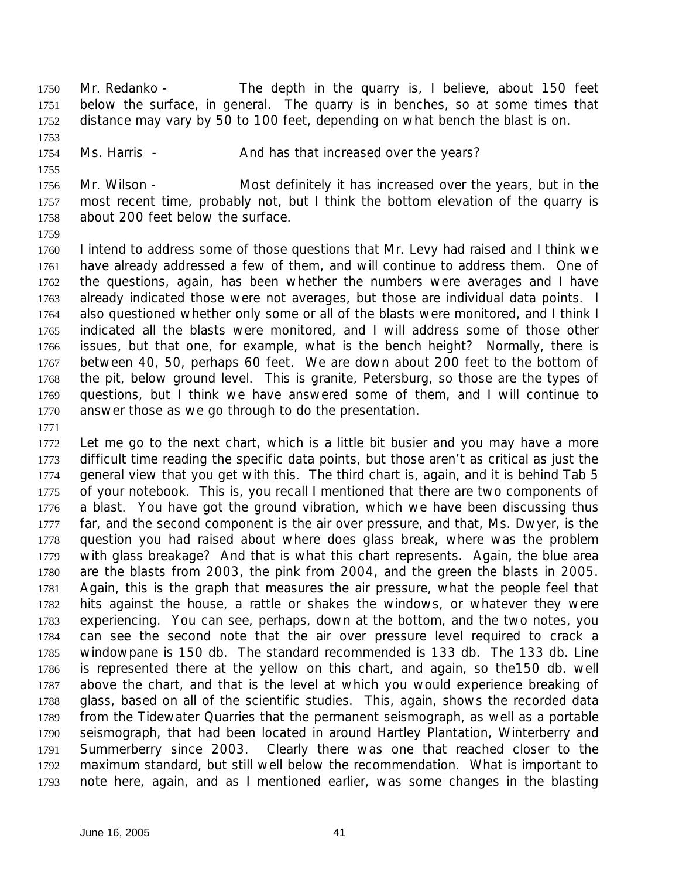Mr. Redanko - The depth in the quarry is, I believe, about 150 feet below the surface, in general. The quarry is in benches, so at some times that distance may vary by 50 to 100 feet, depending on what bench the blast is on.

Ms. Harris - And has that increased over the years?

Mr. Wilson - Most definitely it has increased over the years, but in the most recent time, probably not, but I think the bottom elevation of the quarry is about 200 feet below the surface.

I intend to address some of those questions that Mr. Levy had raised and I think we have already addressed a few of them, and will continue to address them. One of the questions, again, has been whether the numbers were averages and I have already indicated those were not averages, but those are individual data points. I also questioned whether only some or all of the blasts were monitored, and I think I indicated all the blasts were monitored, and I will address some of those other issues, but that one, for example, what is the bench height? Normally, there is between 40, 50, perhaps 60 feet. We are down about 200 feet to the bottom of the pit, below ground level. This is granite, Petersburg, so those are the types of questions, but I think we have answered some of them, and I will continue to answer those as we go through to do the presentation.

Let me go to the next chart, which is a little bit busier and you may have a more difficult time reading the specific data points, but those aren't as critical as just the general view that you get with this. The third chart is, again, and it is behind Tab 5 of your notebook. This is, you recall I mentioned that there are two components of a blast. You have got the ground vibration, which we have been discussing thus far, and the second component is the air over pressure, and that, Ms. Dwyer, is the question you had raised about where does glass break, where was the problem with glass breakage? And that is what this chart represents. Again, the blue area are the blasts from 2003, the pink from 2004, and the green the blasts in 2005. Again, this is the graph that measures the air pressure, what the people feel that hits against the house, a rattle or shakes the windows, or whatever they were experiencing. You can see, perhaps, down at the bottom, and the two notes, you can see the second note that the air over pressure level required to crack a windowpane is 150 db. The standard recommended is 133 db. The 133 db. Line is represented there at the yellow on this chart, and again, so the150 db. well above the chart, and that is the level at which you would experience breaking of glass, based on all of the scientific studies. This, again, shows the recorded data from the Tidewater Quarries that the permanent seismograph, as well as a portable seismograph, that had been located in around Hartley Plantation, Winterberry and Summerberry since 2003. Clearly there was one that reached closer to the maximum standard, but still well below the recommendation. What is important to note here, again, and as I mentioned earlier, was some changes in the blasting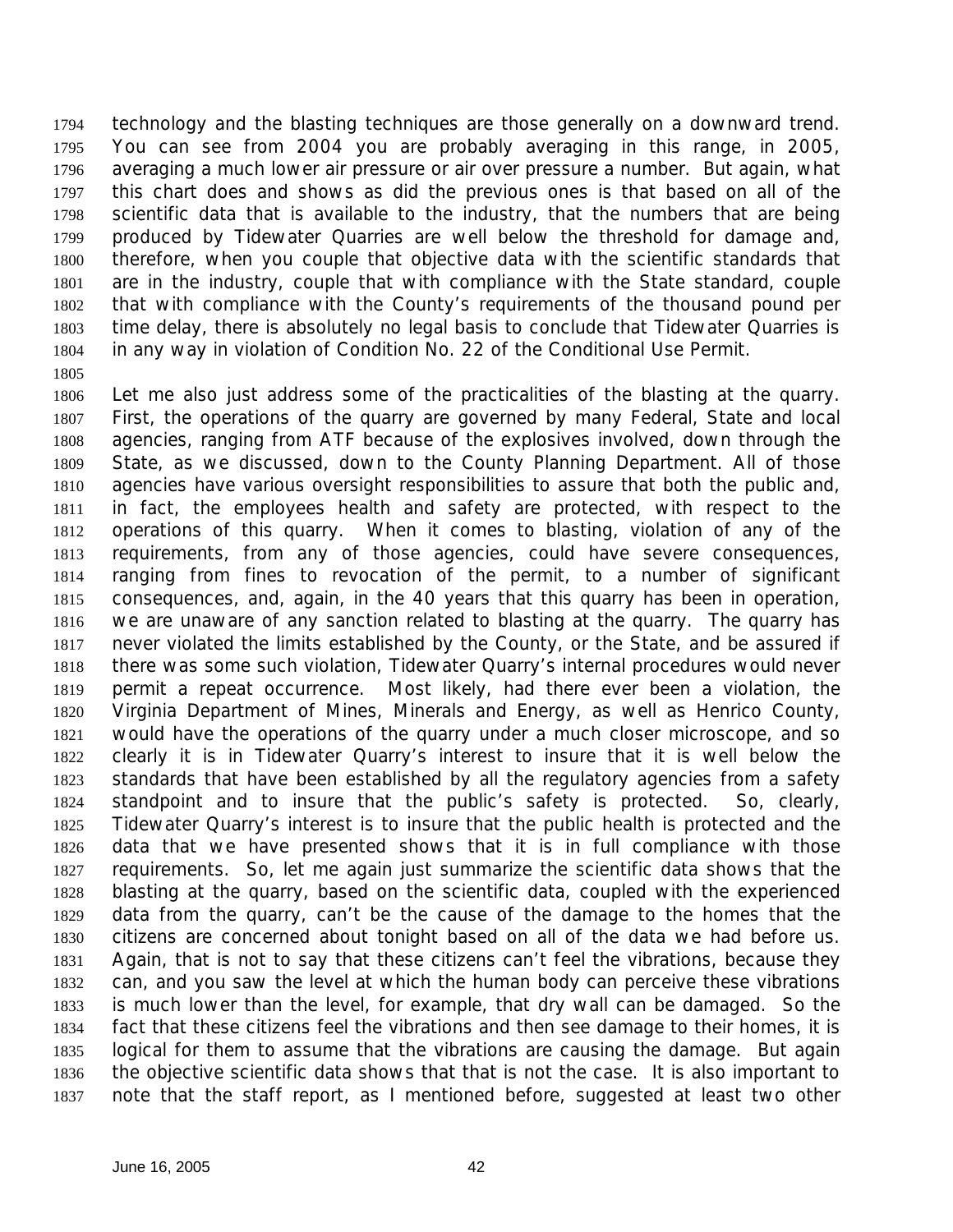technology and the blasting techniques are those generally on a downward trend. You can see from 2004 you are probably averaging in this range, in 2005, averaging a much lower air pressure or air over pressure a number. But again, what this chart does and shows as did the previous ones is that based on all of the scientific data that is available to the industry, that the numbers that are being produced by Tidewater Quarries are well below the threshold for damage and, therefore, when you couple that objective data with the scientific standards that are in the industry, couple that with compliance with the State standard, couple that with compliance with the County's requirements of the thousand pound per time delay, there is absolutely no legal basis to conclude that Tidewater Quarries is in any way in violation of Condition No. 22 of the Conditional Use Permit.

Let me also just address some of the practicalities of the blasting at the quarry. First, the operations of the quarry are governed by many Federal, State and local agencies, ranging from ATF because of the explosives involved, down through the State, as we discussed, down to the County Planning Department. All of those agencies have various oversight responsibilities to assure that both the public and, in fact, the employees health and safety are protected, with respect to the operations of this quarry. When it comes to blasting, violation of any of the requirements, from any of those agencies, could have severe consequences, ranging from fines to revocation of the permit, to a number of significant consequences, and, again, in the 40 years that this quarry has been in operation, we are unaware of any sanction related to blasting at the quarry. The quarry has never violated the limits established by the County, or the State, and be assured if there was some such violation, Tidewater Quarry's internal procedures would never permit a repeat occurrence. Most likely, had there ever been a violation, the Virginia Department of Mines, Minerals and Energy, as well as Henrico County, would have the operations of the quarry under a much closer microscope, and so clearly it is in Tidewater Quarry's interest to insure that it is well below the standards that have been established by all the regulatory agencies from a safety standpoint and to insure that the public's safety is protected. So, clearly, Tidewater Quarry's interest is to insure that the public health is protected and the data that we have presented shows that it is in full compliance with those requirements. So, let me again just summarize the scientific data shows that the blasting at the quarry, based on the scientific data, coupled with the experienced data from the quarry, can't be the cause of the damage to the homes that the citizens are concerned about tonight based on all of the data we had before us. Again, that is not to say that these citizens can't feel the vibrations, because they can, and you saw the level at which the human body can perceive these vibrations is much lower than the level, for example, that dry wall can be damaged. So the fact that these citizens feel the vibrations and then see damage to their homes, it is logical for them to assume that the vibrations are causing the damage. But again the objective scientific data shows that that is not the case. It is also important to note that the staff report, as I mentioned before, suggested at least two other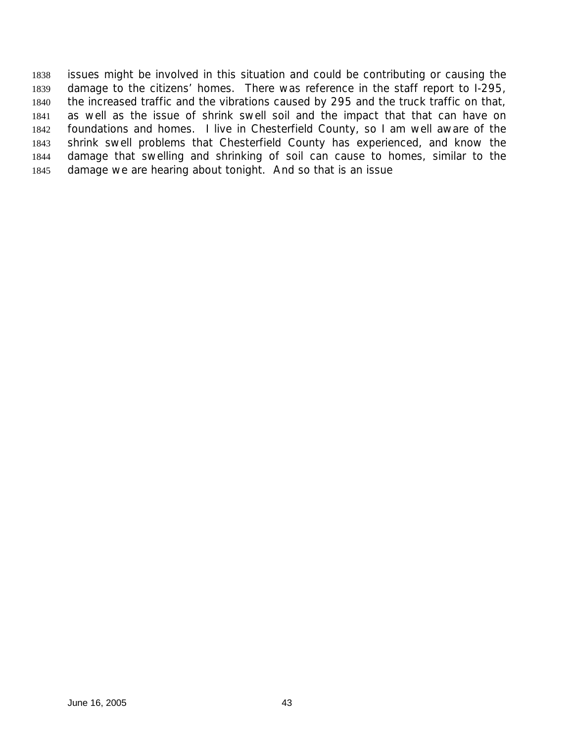issues might be involved in this situation and could be contributing or causing the damage to the citizens' homes. There was reference in the staff report to I-295, the increased traffic and the vibrations caused by 295 and the truck traffic on that, as well as the issue of shrink swell soil and the impact that that can have on foundations and homes. I live in Chesterfield County, so I am well aware of the shrink swell problems that Chesterfield County has experienced, and know the damage that swelling and shrinking of soil can cause to homes, similar to the damage we are hearing about tonight. And so that is an issue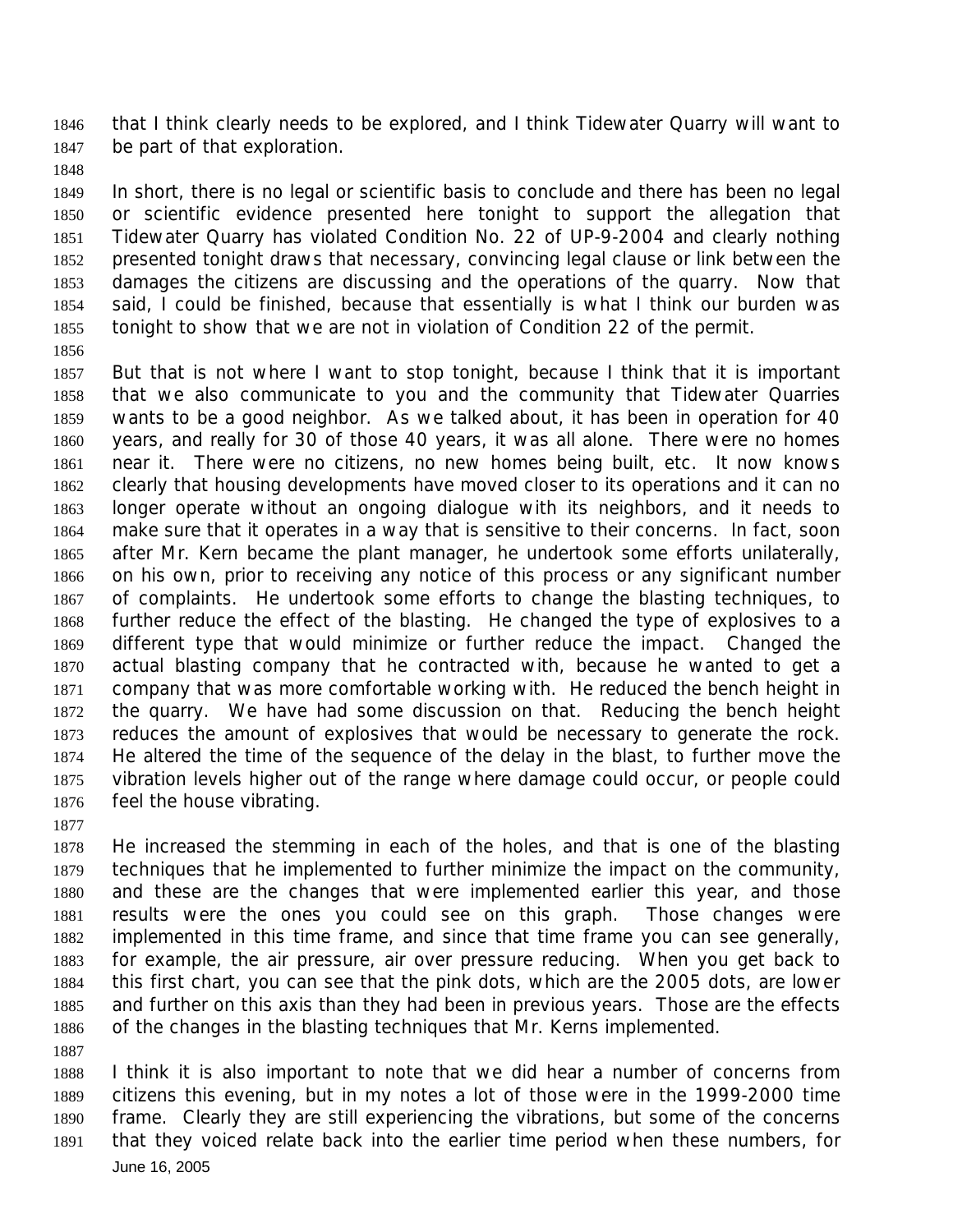that I think clearly needs to be explored, and I think Tidewater Quarry will want to be part of that exploration.

In short, there is no legal or scientific basis to conclude and there has been no legal or scientific evidence presented here tonight to support the allegation that Tidewater Quarry has violated Condition No. 22 of UP-9-2004 and clearly nothing presented tonight draws that necessary, convincing legal clause or link between the damages the citizens are discussing and the operations of the quarry. Now that said, I could be finished, because that essentially is what I think our burden was tonight to show that we are not in violation of Condition 22 of the permit.

But that is not where I want to stop tonight, because I think that it is important that we also communicate to you and the community that Tidewater Quarries wants to be a good neighbor. As we talked about, it has been in operation for 40 years, and really for 30 of those 40 years, it was all alone. There were no homes near it. There were no citizens, no new homes being built, etc. It now knows clearly that housing developments have moved closer to its operations and it can no longer operate without an ongoing dialogue with its neighbors, and it needs to make sure that it operates in a way that is sensitive to their concerns. In fact, soon after Mr. Kern became the plant manager, he undertook some efforts unilaterally, on his own, prior to receiving any notice of this process or any significant number of complaints. He undertook some efforts to change the blasting techniques, to further reduce the effect of the blasting. He changed the type of explosives to a different type that would minimize or further reduce the impact. Changed the actual blasting company that he contracted with, because he wanted to get a company that was more comfortable working with. He reduced the bench height in the quarry. We have had some discussion on that. Reducing the bench height reduces the amount of explosives that would be necessary to generate the rock. He altered the time of the sequence of the delay in the blast, to further move the vibration levels higher out of the range where damage could occur, or people could feel the house vibrating.

He increased the stemming in each of the holes, and that is one of the blasting techniques that he implemented to further minimize the impact on the community, and these are the changes that were implemented earlier this year, and those results were the ones you could see on this graph. Those changes were implemented in this time frame, and since that time frame you can see generally, for example, the air pressure, air over pressure reducing. When you get back to this first chart, you can see that the pink dots, which are the 2005 dots, are lower and further on this axis than they had been in previous years. Those are the effects of the changes in the blasting techniques that Mr. Kerns implemented.

I think it is also important to note that we did hear a number of concerns from citizens this evening, but in my notes a lot of those were in the 1999-2000 time frame. Clearly they are still experiencing the vibrations, but some of the concerns that they voiced relate back into the earlier time period when these numbers, for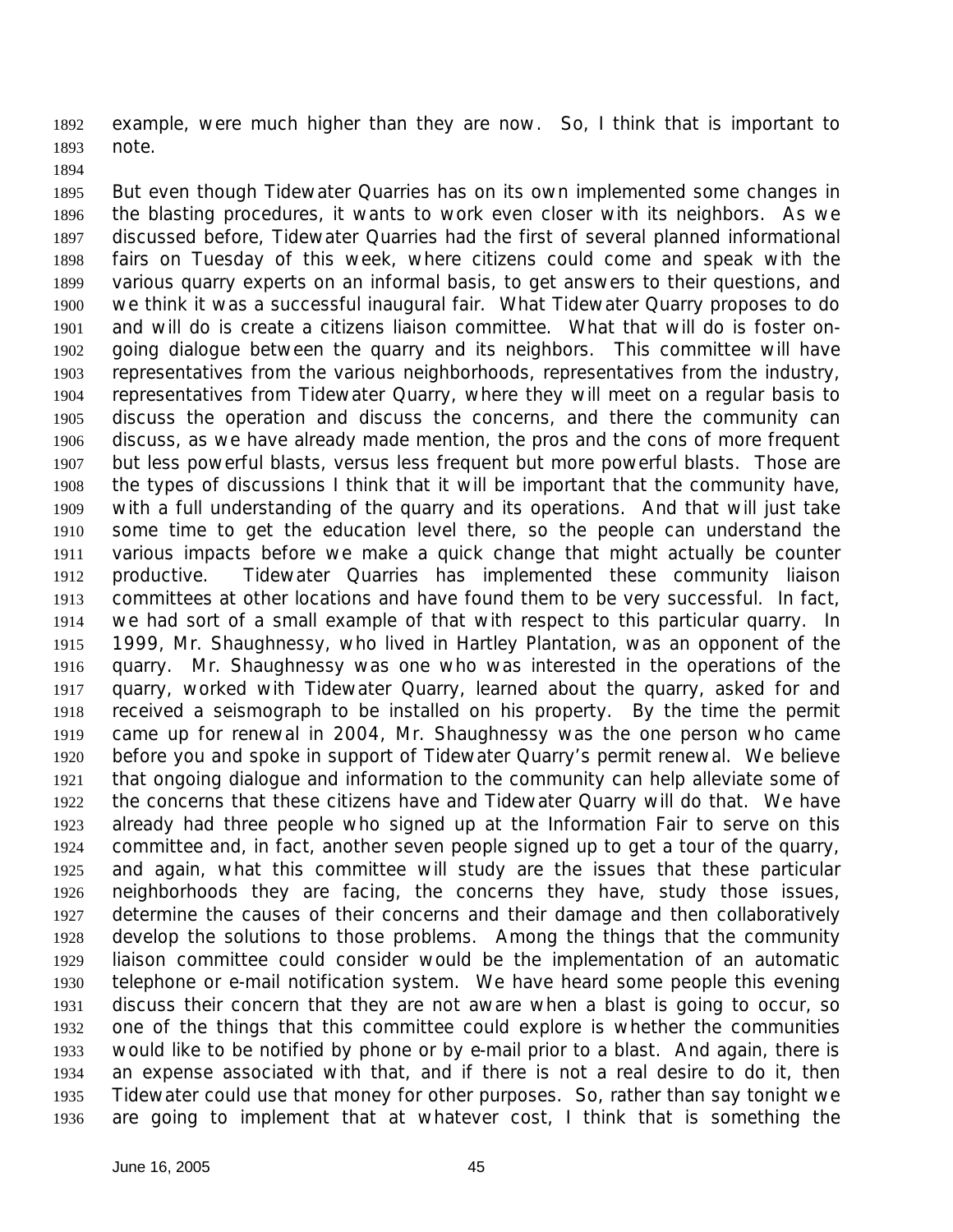example, were much higher than they are now. So, I think that is important to note.

But even though Tidewater Quarries has on its own implemented some changes in the blasting procedures, it wants to work even closer with its neighbors. As we discussed before, Tidewater Quarries had the first of several planned informational fairs on Tuesday of this week, where citizens could come and speak with the various quarry experts on an informal basis, to get answers to their questions, and we think it was a successful inaugural fair. What Tidewater Quarry proposes to do and will do is create a citizens liaison committee. What that will do is foster on-going dialogue between the quarry and its neighbors. This committee will have representatives from the various neighborhoods, representatives from the industry, representatives from Tidewater Quarry, where they will meet on a regular basis to discuss the operation and discuss the concerns, and there the community can discuss, as we have already made mention, the pros and the cons of more frequent but less powerful blasts, versus less frequent but more powerful blasts. Those are the types of discussions I think that it will be important that the community have, with a full understanding of the quarry and its operations. And that will just take some time to get the education level there, so the people can understand the various impacts before we make a quick change that might actually be counter productive. Tidewater Quarries has implemented these community liaison committees at other locations and have found them to be very successful. In fact, we had sort of a small example of that with respect to this particular quarry. In 1999, Mr. Shaughnessy, who lived in Hartley Plantation, was an opponent of the quarry. Mr. Shaughnessy was one who was interested in the operations of the quarry, worked with Tidewater Quarry, learned about the quarry, asked for and received a seismograph to be installed on his property. By the time the permit came up for renewal in 2004, Mr. Shaughnessy was the one person who came before you and spoke in support of Tidewater Quarry's permit renewal. We believe that ongoing dialogue and information to the community can help alleviate some of the concerns that these citizens have and Tidewater Quarry will do that. We have already had three people who signed up at the Information Fair to serve on this committee and, in fact, another seven people signed up to get a tour of the quarry, and again, what this committee will study are the issues that these particular neighborhoods they are facing, the concerns they have, study those issues, determine the causes of their concerns and their damage and then collaboratively develop the solutions to those problems. Among the things that the community liaison committee could consider would be the implementation of an automatic telephone or e-mail notification system. We have heard some people this evening discuss their concern that they are not aware when a blast is going to occur, so one of the things that this committee could explore is whether the communities would like to be notified by phone or by e-mail prior to a blast. And again, there is an expense associated with that, and if there is not a real desire to do it, then Tidewater could use that money for other purposes. So, rather than say tonight we are going to implement that at whatever cost, I think that is something the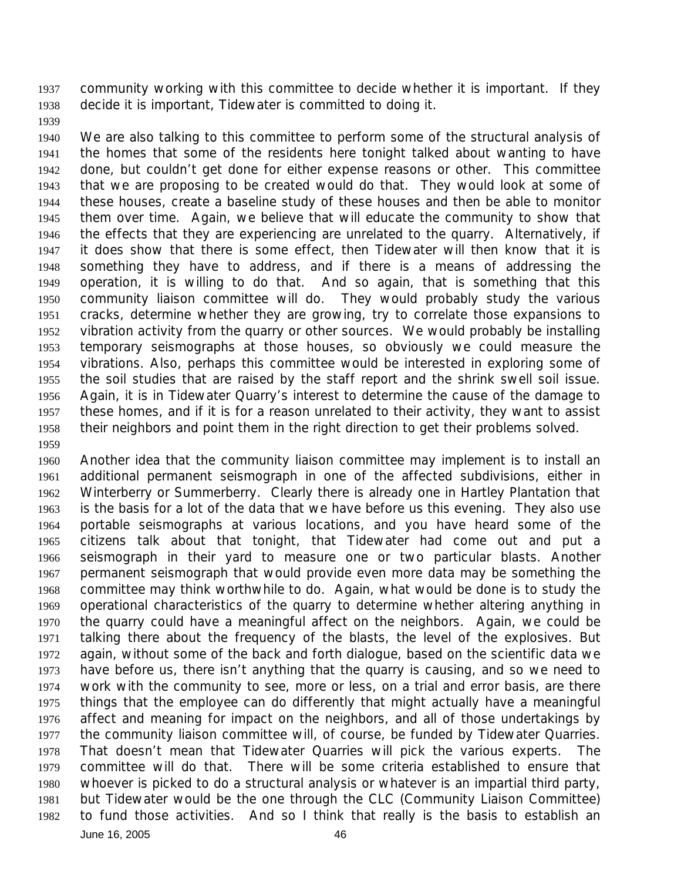community working with this committee to decide whether it is important. If they decide it is important, Tidewater is committed to doing it.

We are also talking to this committee to perform some of the structural analysis of the homes that some of the residents here tonight talked about wanting to have done, but couldn't get done for either expense reasons or other. This committee that we are proposing to be created would do that. They would look at some of these houses, create a baseline study of these houses and then be able to monitor them over time. Again, we believe that will educate the community to show that the effects that they are experiencing are unrelated to the quarry. Alternatively, if it does show that there is some effect, then Tidewater will then know that it is something they have to address, and if there is a means of addressing the operation, it is willing to do that. And so again, that is something that this community liaison committee will do. They would probably study the various cracks, determine whether they are growing, try to correlate those expansions to vibration activity from the quarry or other sources. We would probably be installing temporary seismographs at those houses, so obviously we could measure the vibrations. Also, perhaps this committee would be interested in exploring some of the soil studies that are raised by the staff report and the shrink swell soil issue. Again, it is in Tidewater Quarry's interest to determine the cause of the damage to these homes, and if it is for a reason unrelated to their activity, they want to assist their neighbors and point them in the right direction to get their problems solved.

Another idea that the community liaison committee may implement is to install an additional permanent seismograph in one of the affected subdivisions, either in Winterberry or Summerberry. Clearly there is already one in Hartley Plantation that is the basis for a lot of the data that we have before us this evening. They also use portable seismographs at various locations, and you have heard some of the citizens talk about that tonight, that Tidewater had come out and put a seismograph in their yard to measure one or two particular blasts. Another permanent seismograph that would provide even more data may be something the committee may think worthwhile to do. Again, what would be done is to study the operational characteristics of the quarry to determine whether altering anything in the quarry could have a meaningful affect on the neighbors. Again, we could be talking there about the frequency of the blasts, the level of the explosives. But again, without some of the back and forth dialogue, based on the scientific data we have before us, there isn't anything that the quarry is causing, and so we need to work with the community to see, more or less, on a trial and error basis, are there things that the employee can do differently that might actually have a meaningful affect and meaning for impact on the neighbors, and all of those undertakings by the community liaison committee will, of course, be funded by Tidewater Quarries. That doesn't mean that Tidewater Quarries will pick the various experts. The committee will do that. There will be some criteria established to ensure that whoever is picked to do a structural analysis or whatever is an impartial third party, but Tidewater would be the one through the CLC (Community Liaison Committee) to fund those activities. And so I think that really is the basis to establish an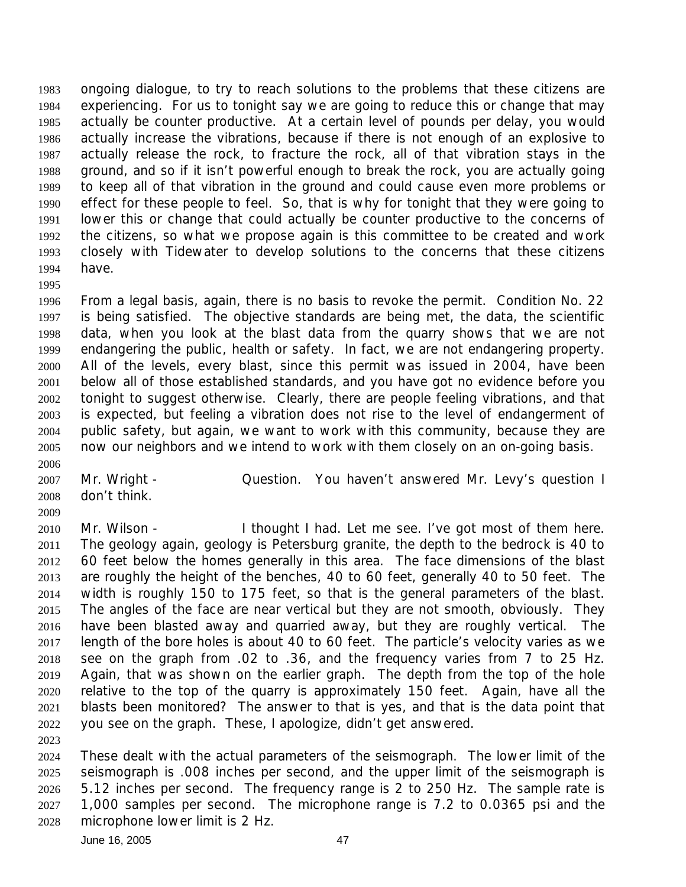ongoing dialogue, to try to reach solutions to the problems that these citizens are experiencing. For us to tonight say we are going to reduce this or change that may actually be counter productive. At a certain level of pounds per delay, you would actually increase the vibrations, because if there is not enough of an explosive to actually release the rock, to fracture the rock, all of that vibration stays in the ground, and so if it isn't powerful enough to break the rock, you are actually going to keep all of that vibration in the ground and could cause even more problems or effect for these people to feel. So, that is why for tonight that they were going to lower this or change that could actually be counter productive to the concerns of the citizens, so what we propose again is this committee to be created and work closely with Tidewater to develop solutions to the concerns that these citizens have.

From a legal basis, again, there is no basis to revoke the permit. Condition No. 22 is being satisfied. The objective standards are being met, the data, the scientific data, when you look at the blast data from the quarry shows that we are not endangering the public, health or safety. In fact, we are not endangering property. All of the levels, every blast, since this permit was issued in 2004, have been below all of those established standards, and you have got no evidence before you tonight to suggest otherwise. Clearly, there are people feeling vibrations, and that is expected, but feeling a vibration does not rise to the level of endangerment of public safety, but again, we want to work with this community, because they are now our neighbors and we intend to work with them closely on an on-going basis.

Mr. Wright - Question. You haven't answered Mr. Levy's question I don't think.

Mr. Wilson - I thought I had. Let me see. I've got most of them here. The geology again, geology is Petersburg granite, the depth to the bedrock is 40 to 60 feet below the homes generally in this area. The face dimensions of the blast are roughly the height of the benches, 40 to 60 feet, generally 40 to 50 feet. The width is roughly 150 to 175 feet, so that is the general parameters of the blast. The angles of the face are near vertical but they are not smooth, obviously. They have been blasted away and quarried away, but they are roughly vertical. The length of the bore holes is about 40 to 60 feet. The particle's velocity varies as we see on the graph from .02 to .36, and the frequency varies from 7 to 25 Hz. Again, that was shown on the earlier graph. The depth from the top of the hole relative to the top of the quarry is approximately 150 feet. Again, have all the blasts been monitored? The answer to that is yes, and that is the data point that you see on the graph. These, I apologize, didn't get answered.

These dealt with the actual parameters of the seismograph. The lower limit of the seismograph is .008 inches per second, and the upper limit of the seismograph is 5.12 inches per second. The frequency range is 2 to 250 Hz. The sample rate is 1,000 samples per second. The microphone range is 7.2 to 0.0365 psi and the microphone lower limit is 2 Hz.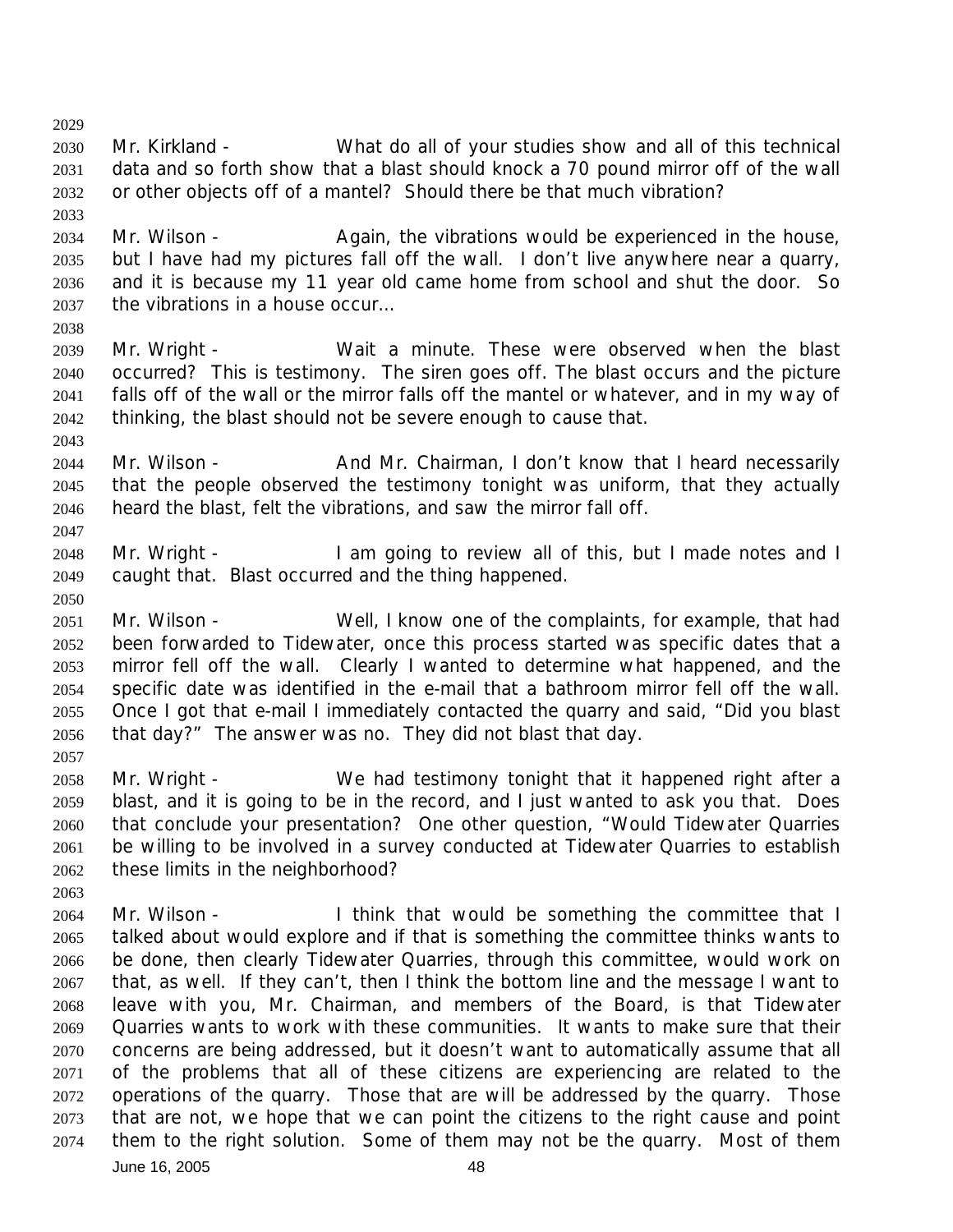Mr. Kirkland - What do all of your studies show and all of this technical data and so forth show that a blast should knock a 70 pound mirror off of the wall or other objects off of a mantel? Should there be that much vibration?

Mr. Wilson - Again, the vibrations would be experienced in the house, but I have had my pictures fall off the wall. I don't live anywhere near a quarry, and it is because my 11 year old came home from school and shut the door. So the vibrations in a house occur…

Mr. Wright - Wait a minute. These were observed when the blast occurred? This is testimony. The siren goes off. The blast occurs and the picture falls off of the wall or the mirror falls off the mantel or whatever, and in my way of thinking, the blast should not be severe enough to cause that.

Mr. Wilson - And Mr. Chairman, I don't know that I heard necessarily that the people observed the testimony tonight was uniform, that they actually heard the blast, felt the vibrations, and saw the mirror fall off.

Mr. Wright - I am going to review all of this, but I made notes and I caught that. Blast occurred and the thing happened.

Mr. Wilson - Well, I know one of the complaints, for example, that had been forwarded to Tidewater, once this process started was specific dates that a mirror fell off the wall. Clearly I wanted to determine what happened, and the specific date was identified in the e-mail that a bathroom mirror fell off the wall. Once I got that e-mail I immediately contacted the quarry and said, "Did you blast that day?" The answer was no. They did not blast that day.

Mr. Wright - We had testimony tonight that it happened right after a blast, and it is going to be in the record, and I just wanted to ask you that. Does that conclude your presentation? One other question, "Would Tidewater Quarries be willing to be involved in a survey conducted at Tidewater Quarries to establish these limits in the neighborhood?

Mr. Wilson - I think that would be something the committee that I talked about would explore and if that is something the committee thinks wants to be done, then clearly Tidewater Quarries, through this committee, would work on that, as well. If they can't, then I think the bottom line and the message I want to leave with you, Mr. Chairman, and members of the Board, is that Tidewater Quarries wants to work with these communities. It wants to make sure that their concerns are being addressed, but it doesn't want to automatically assume that all of the problems that all of these citizens are experiencing are related to the operations of the quarry. Those that are will be addressed by the quarry. Those that are not, we hope that we can point the citizens to the right cause and point them to the right solution. Some of them may not be the quarry. Most of them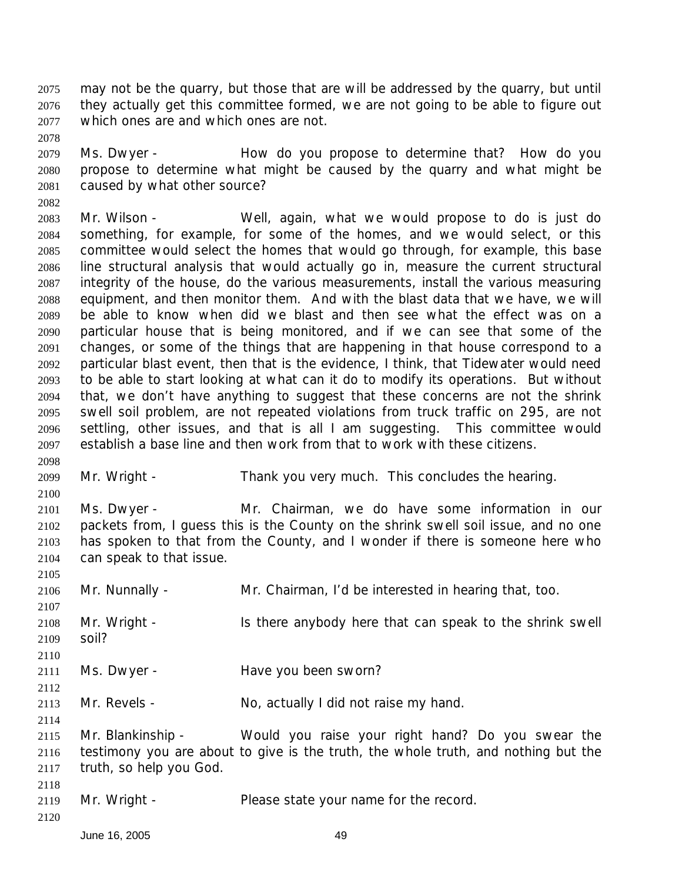may not be the quarry, but those that are will be addressed by the quarry, but until they actually get this committee formed, we are not going to be able to figure out which ones are and which ones are not.

Ms. Dwyer - How do you propose to determine that? How do you propose to determine what might be caused by the quarry and what might be caused by what other source?

Mr. Wilson - Well, again, what we would propose to do is just do something, for example, for some of the homes, and we would select, or this committee would select the homes that would go through, for example, this base line structural analysis that would actually go in, measure the current structural integrity of the house, do the various measurements, install the various measuring equipment, and then monitor them. And with the blast data that we have, we will be able to know when did we blast and then see what the effect was on a particular house that is being monitored, and if we can see that some of the changes, or some of the things that are happening in that house correspond to a particular blast event, then that is the evidence, I think, that Tidewater would need to be able to start looking at what can it do to modify its operations. But without that, we don't have anything to suggest that these concerns are not the shrink swell soil problem, are not repeated violations from truck traffic on 295, are not settling, other issues, and that is all I am suggesting. This committee would establish a base line and then work from that to work with these citizens.

Mr. Wright - Thank you very much. This concludes the hearing.

Ms. Dwyer - Mr. Chairman, we do have some information in our packets from, I guess this is the County on the shrink swell soil issue, and no one has spoken to that from the County, and I wonder if there is someone here who can speak to that issue.

Mr. Nunnally - Mr. Chairman, I'd be interested in hearing that, too.

Mr. Wright - Is there anybody here that can speak to the shrink swell soil?

Ms. Dwyer - Have you been sworn?

Mr. Revels - No, actually I did not raise my hand.

Mr. Blankinship - Would you raise your right hand? Do you swear the testimony you are about to give is the truth, the whole truth, and nothing but the truth, so help you God.

Mr. Wright - Please state your name for the record.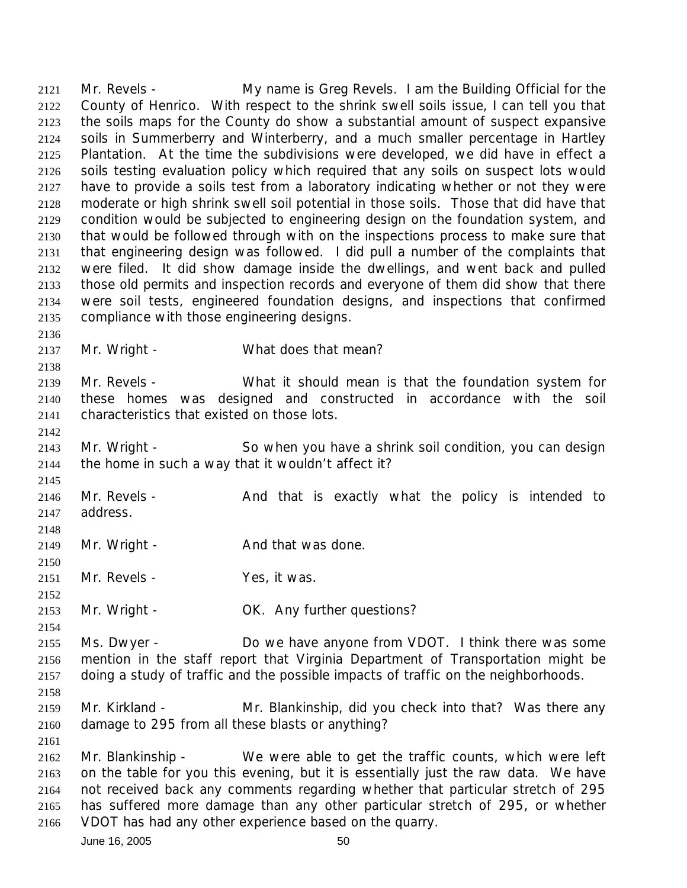Mr. Revels - My name is Greg Revels. I am the Building Official for the County of Henrico. With respect to the shrink swell soils issue, I can tell you that the soils maps for the County do show a substantial amount of suspect expansive soils in Summerberry and Winterberry, and a much smaller percentage in Hartley Plantation. At the time the subdivisions were developed, we did have in effect a soils testing evaluation policy which required that any soils on suspect lots would have to provide a soils test from a laboratory indicating whether or not they were moderate or high shrink swell soil potential in those soils. Those that did have that condition would be subjected to engineering design on the foundation system, and that would be followed through with on the inspections process to make sure that that engineering design was followed. I did pull a number of the complaints that were filed. It did show damage inside the dwellings, and went back and pulled those old permits and inspection records and everyone of them did show that there were soil tests, engineered foundation designs, and inspections that confirmed compliance with those engineering designs.

Mr. Wright - What does that mean?

Mr. Revels - What it should mean is that the foundation system for these homes was designed and constructed in accordance with the soil characteristics that existed on those lots.

Mr. Wright - So when you have a shrink soil condition, you can design the home in such a way that it wouldn't affect it?

Mr. Revels - And that is exactly what the policy is intended to address.

Mr. Wright - And that was done.

Mr. Revels - Yes, it was.

Mr. Wright - OK. Any further questions?

Ms. Dwyer - Do we have anyone from VDOT. I think there was some mention in the staff report that Virginia Department of Transportation might be doing a study of traffic and the possible impacts of traffic on the neighborhoods.

Mr. Kirkland - Mr. Blankinship, did you check into that? Was there any damage to 295 from all these blasts or anything?

Mr. Blankinship - We were able to get the traffic counts, which were left on the table for you this evening, but it is essentially just the raw data. We have not received back any comments regarding whether that particular stretch of 295 has suffered more damage than any other particular stretch of 295, or whether VDOT has had any other experience based on the quarry.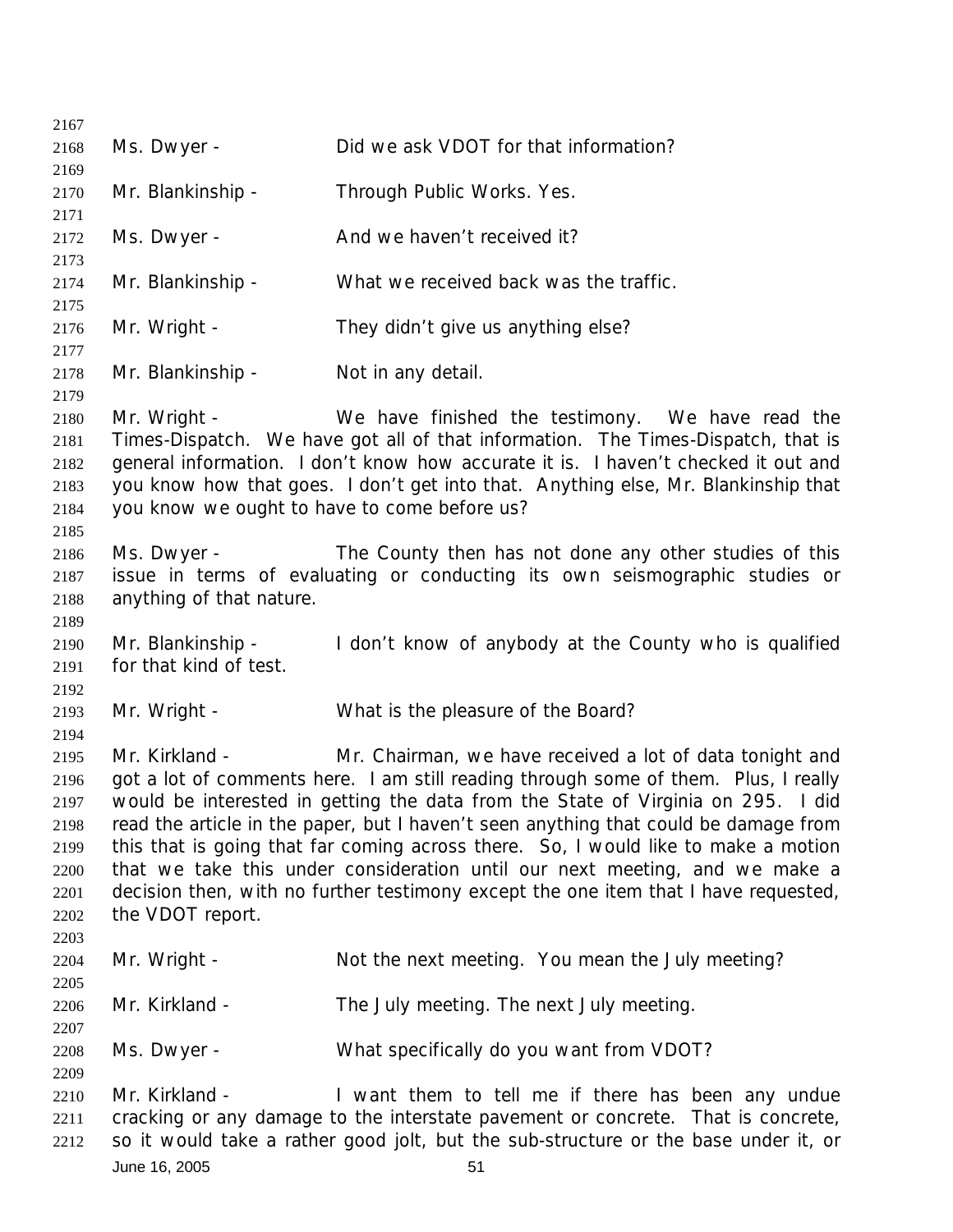Ms. Dwyer - Did we ask VDOT for that information?

Mr. Blankinship - Through Public Works. Yes.

Ms. Dwyer - And we haven't received it?

Mr. Blankinship - What we received back was the traffic.

Mr. Wright - They didn't give us anything else?

Mr. Blankinship - Not in any detail.

Mr. Wright - We have finished the testimony. We have read the Times-Dispatch. We have got all of that information. The Times-Dispatch, that is general information. I don't know how accurate it is. I haven't checked it out and you know how that goes. I don't get into that. Anything else, Mr. Blankinship that you know we ought to have to come before us?

Ms. Dwyer - The County then has not done any other studies of this issue in terms of evaluating or conducting its own seismographic studies or anything of that nature.

Mr. Blankinship - I don't know of anybody at the County who is qualified for that kind of test.

Mr. Wright - What is the pleasure of the Board?

Mr. Kirkland - Mr. Chairman, we have received a lot of data tonight and got a lot of comments here. I am still reading through some of them. Plus, I really would be interested in getting the data from the State of Virginia on 295. I did read the article in the paper, but I haven't seen anything that could be damage from this that is going that far coming across there. So, I would like to make a motion that we take this under consideration until our next meeting, and we make a decision then, with no further testimony except the one item that I have requested, the VDOT report.

Mr. Wright - Not the next meeting. You mean the July meeting?

Mr. Kirkland - The July meeting. The next July meeting.

Ms. Dwyer - What specifically do you want from VDOT?

Mr. Kirkland - I want them to tell me if there has been any undue cracking or any damage to the interstate pavement or concrete. That is concrete, so it would take a rather good jolt, but the sub-structure or the base under it, or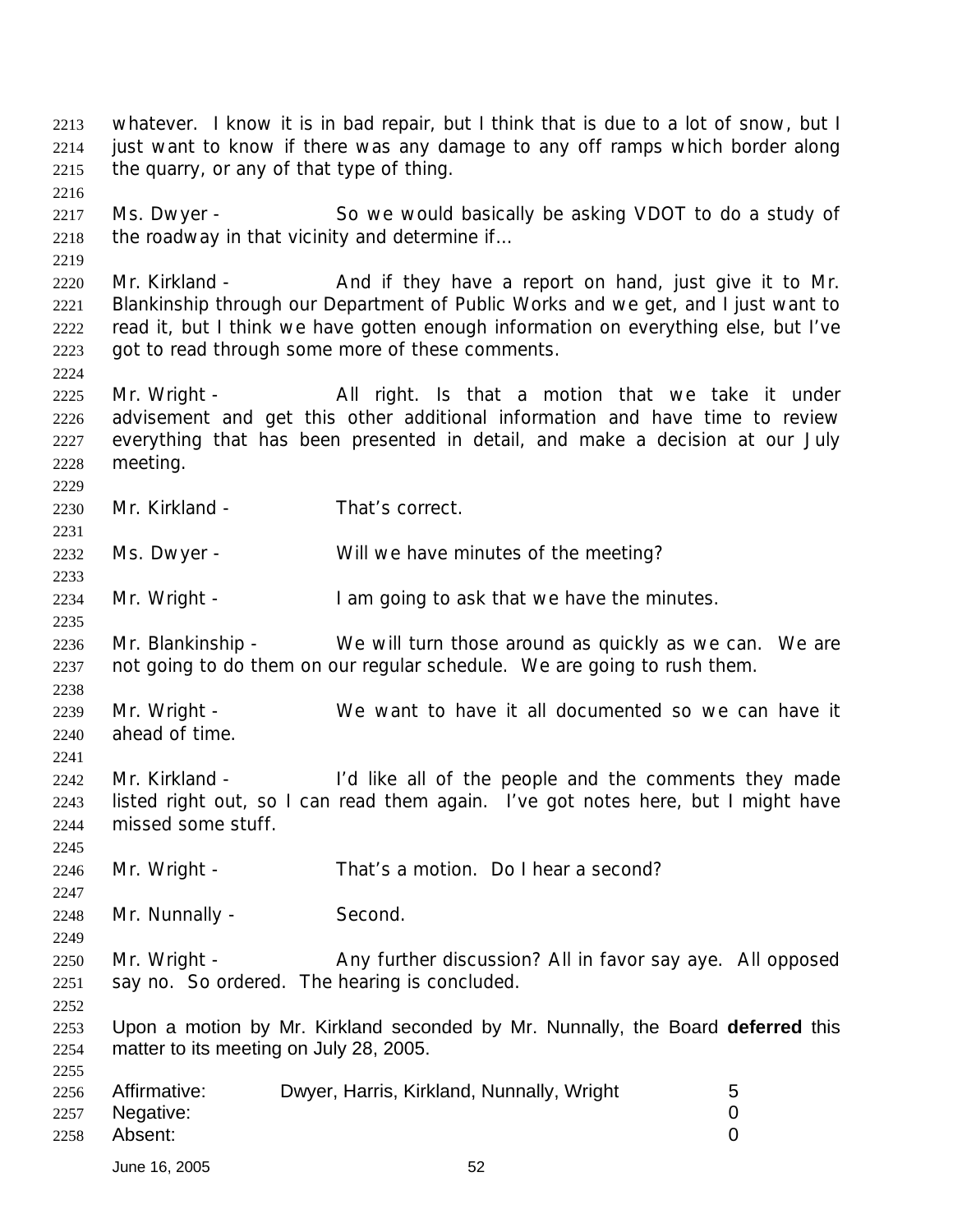whatever. I know it is in bad repair, but I think that is due to a lot of snow, but I just want to know if there was any damage to any off ramps which border along the quarry, or any of that type of thing.

Ms. Dwyer - So we would basically be asking VDOT to do a study of the roadway in that vicinity and determine if…

Mr. Kirkland - And if they have a report on hand, just give it to Mr. Blankinship through our Department of Public Works and we get, and I just want to read it, but I think we have gotten enough information on everything else, but I've got to read through some more of these comments.

Mr. Wright - All right. Is that a motion that we take it under advisement and get this other additional information and have time to review everything that has been presented in detail, and make a decision at our July meeting.

Mr. Kirkland - That's correct.

Ms. Dwyer - Will we have minutes of the meeting?

Mr. Wright - I am going to ask that we have the minutes.

Mr. Blankinship - We will turn those around as quickly as we can. We are not going to do them on our regular schedule. We are going to rush them.

Mr. Wright - We want to have it all documented so we can have it ahead of time.

Mr. Kirkland - I'd like all of the people and the comments they made listed right out, so I can read them again. I've got notes here, but I might have missed some stuff.

Mr. Wright - That's a motion. Do I hear a second?

Mr. Nunnally - Second.

Mr. Wright - Any further discussion? All in favor say aye. All opposed say no. So ordered. The hearing is concluded.

Upon a motion by Mr. Kirkland seconded by Mr. Nunnally, the Board **deferred** this matter to its meeting on July 28, 2005.

| | | |
|---|---|---|
| Affirmative: | Dwyer, Harris, Kirkland, Nunnally, Wright | 5 |
| Negative: | | 0 |
| Absent: | | 0 |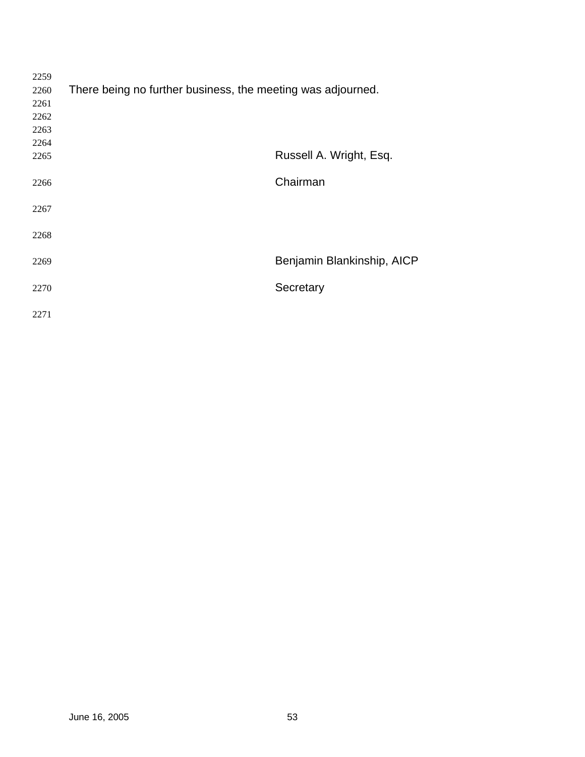There being no further business, the meeting was adjourned.

Russell A. Wright, Esq.

Chairman

Benjamin Blankinship, AICP

Secretary